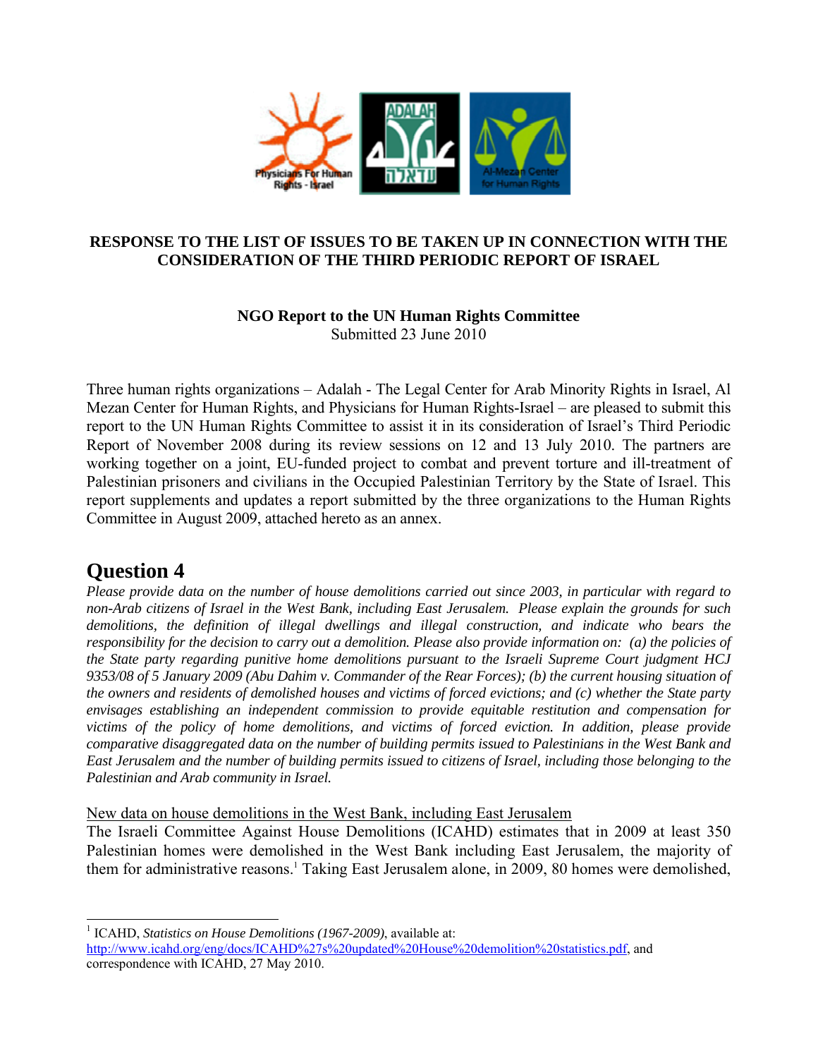**RESPONSE TO THE LIST OF ISSUES TO BE TAKEN UP IN CONNECTION WITH THE CONSIDERATION OF THE THIRD PERIODIC REPORT OF ISRAEL**

**NGO Report to the UN Human Rights Committee**
Submitted 23 June 2010

Three human rights organizations – Adalah - The Legal Center for Arab Minority Rights in Israel, Al Mezan Center for Human Rights, and Physicians for Human Rights-Israel – are pleased to submit this report to the UN Human Rights Committee to assist it in its consideration of Israel's Third Periodic Report of November 2008 during its review sessions on 12 and 13 July 2010. The partners are working together on a joint, EU-funded project to combat and prevent torture and ill-treatment of Palestinian prisoners and civilians in the Occupied Palestinian Territory by the State of Israel. This report supplements and updates a report submitted by the three organizations to the Human Rights Committee in August 2009, attached hereto as an annex.

# Question 4

*Please provide data on the number of house demolitions carried out since 2003, in particular with regard to non-Arab citizens of Israel in the West Bank, including East Jerusalem. Please explain the grounds for such demolitions, the definition of illegal dwellings and illegal construction, and indicate who bears the responsibility for the decision to carry out a demolition. Please also provide information on: (a) the policies of the State party regarding punitive home demolitions pursuant to the Israeli Supreme Court judgment HCJ 9353/08 of 5 January 2009 (Abu Dahim v. Commander of the Rear Forces); (b) the current housing situation of the owners and residents of demolished houses and victims of forced evictions; and (c) whether the State party envisages establishing an independent commission to provide equitable restitution and compensation for victims of the policy of home demolitions, and victims of forced eviction. In addition, please provide comparative disaggregated data on the number of building permits issued to Palestinians in the West Bank and East Jerusalem and the number of building permits issued to citizens of Israel, including those belonging to the Palestinian and Arab community in Israel.*

<u>New data on house demolitions in the West Bank, including East Jerusalem</u>

The Israeli Committee Against House Demolitions (ICAHD) estimates that in 2009 at least 350 Palestinian homes were demolished in the West Bank including East Jerusalem, the majority of them for administrative reasons.[1] Taking East Jerusalem alone, in 2009, 80 homes were demolished,

---

[1] ICAHD, *Statistics on House Demolitions (1967-2009)*, available at: http://www.icahd.org/eng/docs/ICAHD%27s%20updated%20House%20demolition%20statistics.pdf, and correspondence with ICAHD, 27 May 2010.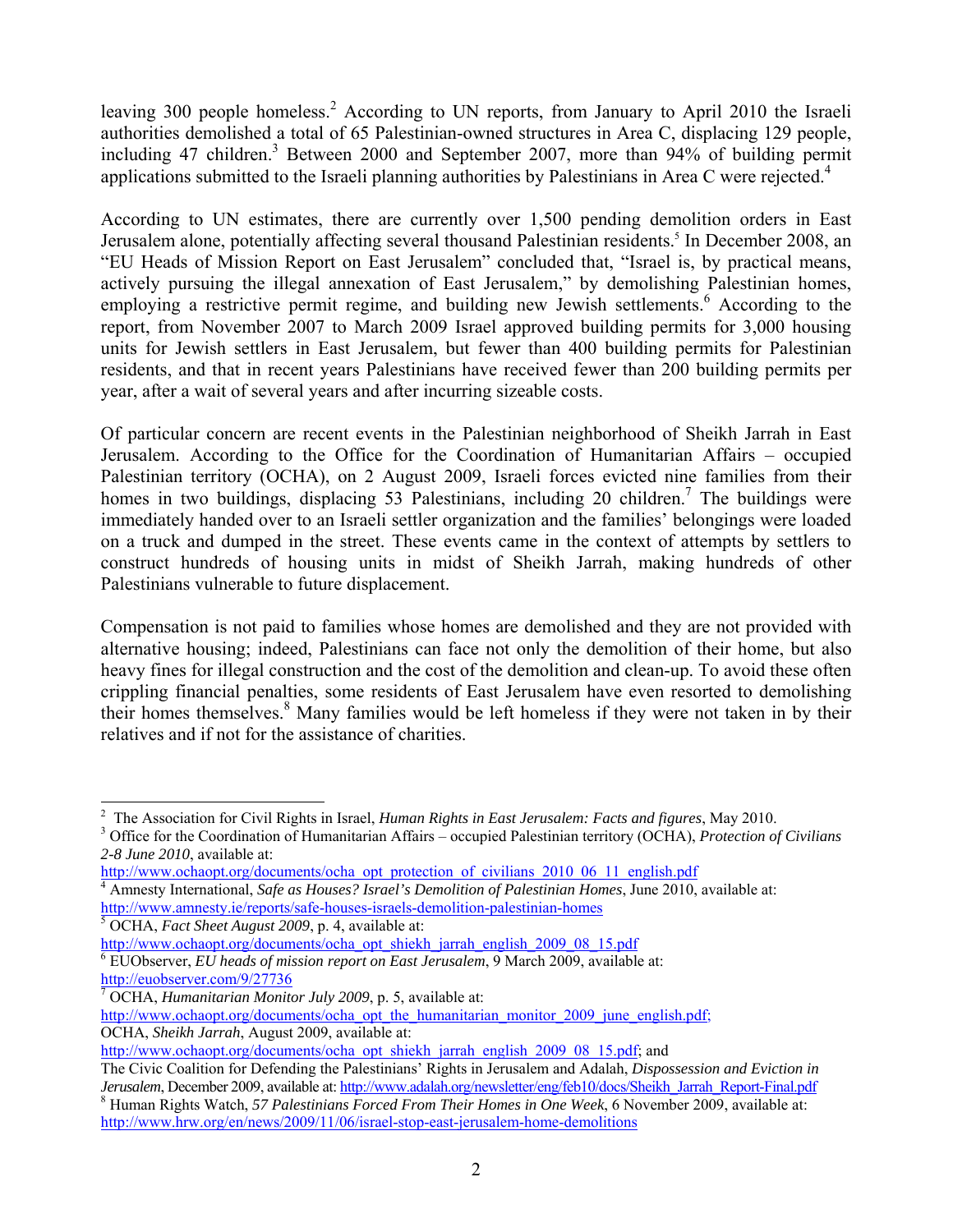leaving 300 people homeless.[2] According to UN reports, from January to April 2010 the Israeli authorities demolished a total of 65 Palestinian-owned structures in Area C, displacing 129 people, including 47 children.[3] Between 2000 and September 2007, more than 94% of building permit applications submitted to the Israeli planning authorities by Palestinians in Area C were rejected.[4]

According to UN estimates, there are currently over 1,500 pending demolition orders in East Jerusalem alone, potentially affecting several thousand Palestinian residents.[5] In December 2008, an "EU Heads of Mission Report on East Jerusalem" concluded that, "Israel is, by practical means, actively pursuing the illegal annexation of East Jerusalem," by demolishing Palestinian homes, employing a restrictive permit regime, and building new Jewish settlements.[6] According to the report, from November 2007 to March 2009 Israel approved building permits for 3,000 housing units for Jewish settlers in East Jerusalem, but fewer than 400 building permits for Palestinian residents, and that in recent years Palestinians have received fewer than 200 building permits per year, after a wait of several years and after incurring sizeable costs.

Of particular concern are recent events in the Palestinian neighborhood of Sheikh Jarrah in East Jerusalem. According to the Office for the Coordination of Humanitarian Affairs – occupied Palestinian territory (OCHA), on 2 August 2009, Israeli forces evicted nine families from their homes in two buildings, displacing 53 Palestinians, including 20 children.[7] The buildings were immediately handed over to an Israeli settler organization and the families' belongings were loaded on a truck and dumped in the street. These events came in the context of attempts by settlers to construct hundreds of housing units in midst of Sheikh Jarrah, making hundreds of other Palestinians vulnerable to future displacement.

Compensation is not paid to families whose homes are demolished and they are not provided with alternative housing; indeed, Palestinians can face not only the demolition of their home, but also heavy fines for illegal construction and the cost of the demolition and clean-up. To avoid these often crippling financial penalties, some residents of East Jerusalem have even resorted to demolishing their homes themselves.[8] Many families would be left homeless if they were not taken in by their relatives and if not for the assistance of charities.

---

[2] The Association for Civil Rights in Israel, *Human Rights in East Jerusalem: Facts and figures*, May 2010.

[3] Office for the Coordination of Humanitarian Affairs – occupied Palestinian territory (OCHA), *Protection of Civilians 2-8 June 2010*, available at: http://www.ochaopt.org/documents/ocha_opt_protection_of_civilians_2010_06_11_english.pdf

[4] Amnesty International, *Safe as Houses? Israel's Demolition of Palestinian Homes*, June 2010, available at: http://www.amnesty.ie/reports/safe-houses-israels-demolition-palestinian-homes

[5] OCHA, *Fact Sheet August 2009*, p. 4, available at: http://www.ochaopt.org/documents/ocha_opt_shiekh_jarrah_english_2009_08_15.pdf

[6] EUObserver, *EU heads of mission report on East Jerusalem*, 9 March 2009, available at: http://euobserver.com/9/27736

[7] OCHA, *Humanitarian Monitor July 2009*, p. 5, available at: http://www.ochaopt.org/documents/ocha_opt_the_humanitarian_monitor_2009_june_english.pdf; OCHA, *Sheikh Jarrah*, August 2009, available at: http://www.ochaopt.org/documents/ocha_opt_shiekh_jarrah_english_2009_08_15.pdf; and The Civic Coalition for Defending the Palestinians' Rights in Jerusalem and Adalah, *Dispossession and Eviction in Jerusalem*, December 2009, available at: http://www.adalah.org/newsletter/eng/feb10/docs/Sheikh_Jarrah_Report-Final.pdf

[8] Human Rights Watch, *57 Palestinians Forced From Their Homes in One Week*, 6 November 2009, available at: http://www.hrw.org/en/news/2009/11/06/israel-stop-east-jerusalem-home-demolitions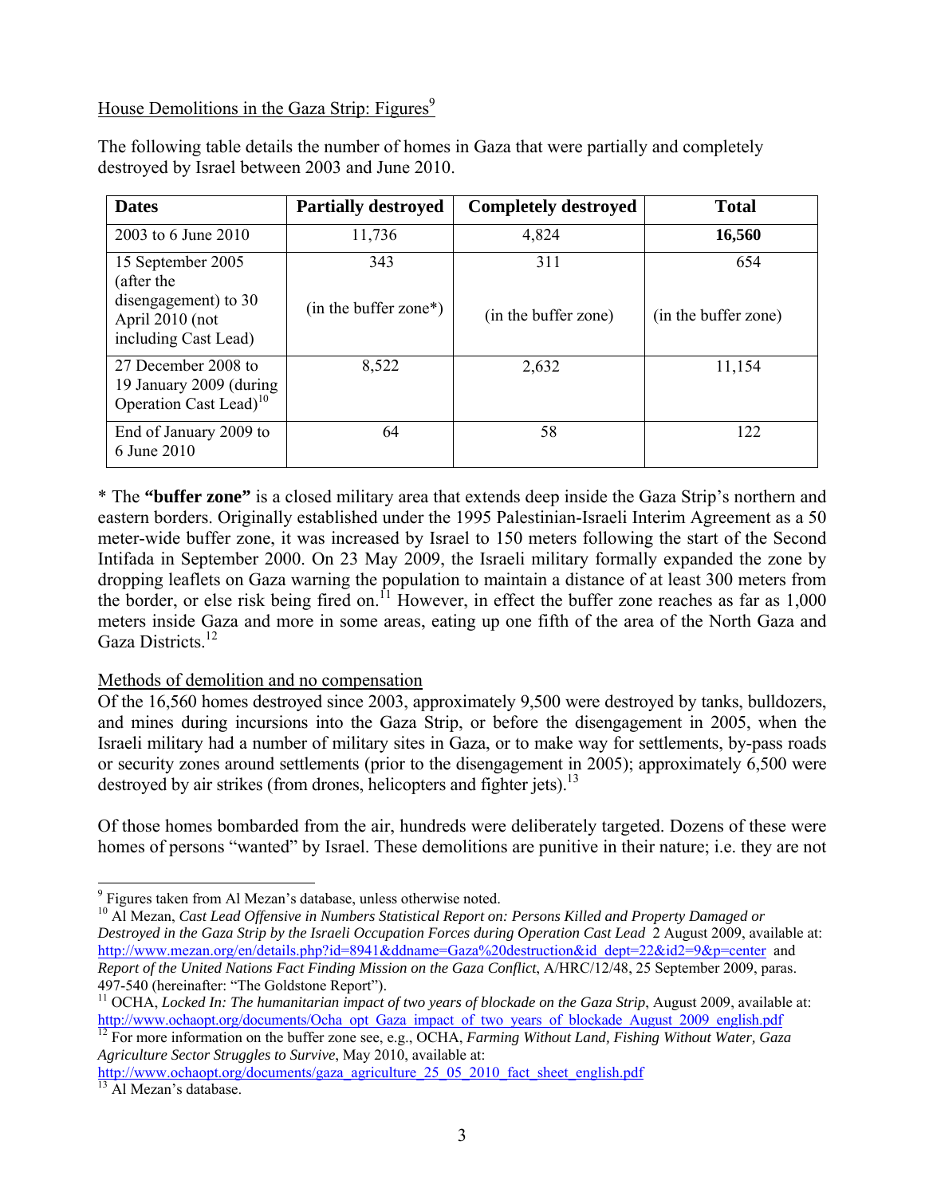House Demolitions in the Gaza Strip: Figures[9]

The following table details the number of homes in Gaza that were partially and completely destroyed by Israel between 2003 and June 2010.

| Dates | Partially destroyed | Completely destroyed | Total |
|---|---|---|---|
| 2003 to 6 June 2010 | 11,736 | 4,824 | **16,560** |
| 15 September 2005 (after the disengagement) to 30 April 2010 (not including Cast Lead) | 343 (in the buffer zone*) | 311 (in the buffer zone) | 654 (in the buffer zone) |
| 27 December 2008 to 19 January 2009 (during Operation Cast Lead)[10] | 8,522 | 2,632 | 11,154 |
| End of January 2009 to 6 June 2010 | 64 | 58 | 122 |

* The **"buffer zone"** is a closed military area that extends deep inside the Gaza Strip's northern and eastern borders. Originally established under the 1995 Palestinian-Israeli Interim Agreement as a 50 meter-wide buffer zone, it was increased by Israel to 150 meters following the start of the Second Intifada in September 2000. On 23 May 2009, the Israeli military formally expanded the zone by dropping leaflets on Gaza warning the population to maintain a distance of at least 300 meters from the border, or else risk being fired on.[11] However, in effect the buffer zone reaches as far as 1,000 meters inside Gaza and more in some areas, eating up one fifth of the area of the North Gaza and Gaza Districts.[12]

Methods of demolition and no compensation

Of the 16,560 homes destroyed since 2003, approximately 9,500 were destroyed by tanks, bulldozers, and mines during incursions into the Gaza Strip, or before the disengagement in 2005, when the Israeli military had a number of military sites in Gaza, or to make way for settlements, by-pass roads or security zones around settlements (prior to the disengagement in 2005); approximately 6,500 were destroyed by air strikes (from drones, helicopters and fighter jets).[13]

Of those homes bombarded from the air, hundreds were deliberately targeted. Dozens of these were homes of persons "wanted" by Israel. These demolitions are punitive in their nature; i.e. they are not

---

[9] Figures taken from Al Mezan's database, unless otherwise noted.

[10] Al Mezan, *Cast Lead Offensive in Numbers Statistical Report on: Persons Killed and Property Damaged or Destroyed in the Gaza Strip by the Israeli Occupation Forces during Operation Cast Lead* 2 August 2009, available at: http://www.mezan.org/en/details.php?id=8941&ddname=Gaza%20destruction&id_dept=22&id2=9&p=center and *Report of the United Nations Fact Finding Mission on the Gaza Conflict*, A/HRC/12/48, 25 September 2009, paras. 497-540 (hereinafter: "The Goldstone Report").

[11] OCHA, *Locked In: The humanitarian impact of two years of blockade on the Gaza Strip*, August 2009, available at: http://www.ochaopt.org/documents/Ocha_opt_Gaza_impact_of_two_years_of_blockade_August_2009_english.pdf

[12] For more information on the buffer zone see, e.g., OCHA, *Farming Without Land, Fishing Without Water, Gaza Agriculture Sector Struggles to Survive*, May 2010, available at: http://www.ochaopt.org/documents/gaza_agriculture_25_05_2010_fact_sheet_english.pdf

[13] Al Mezan's database.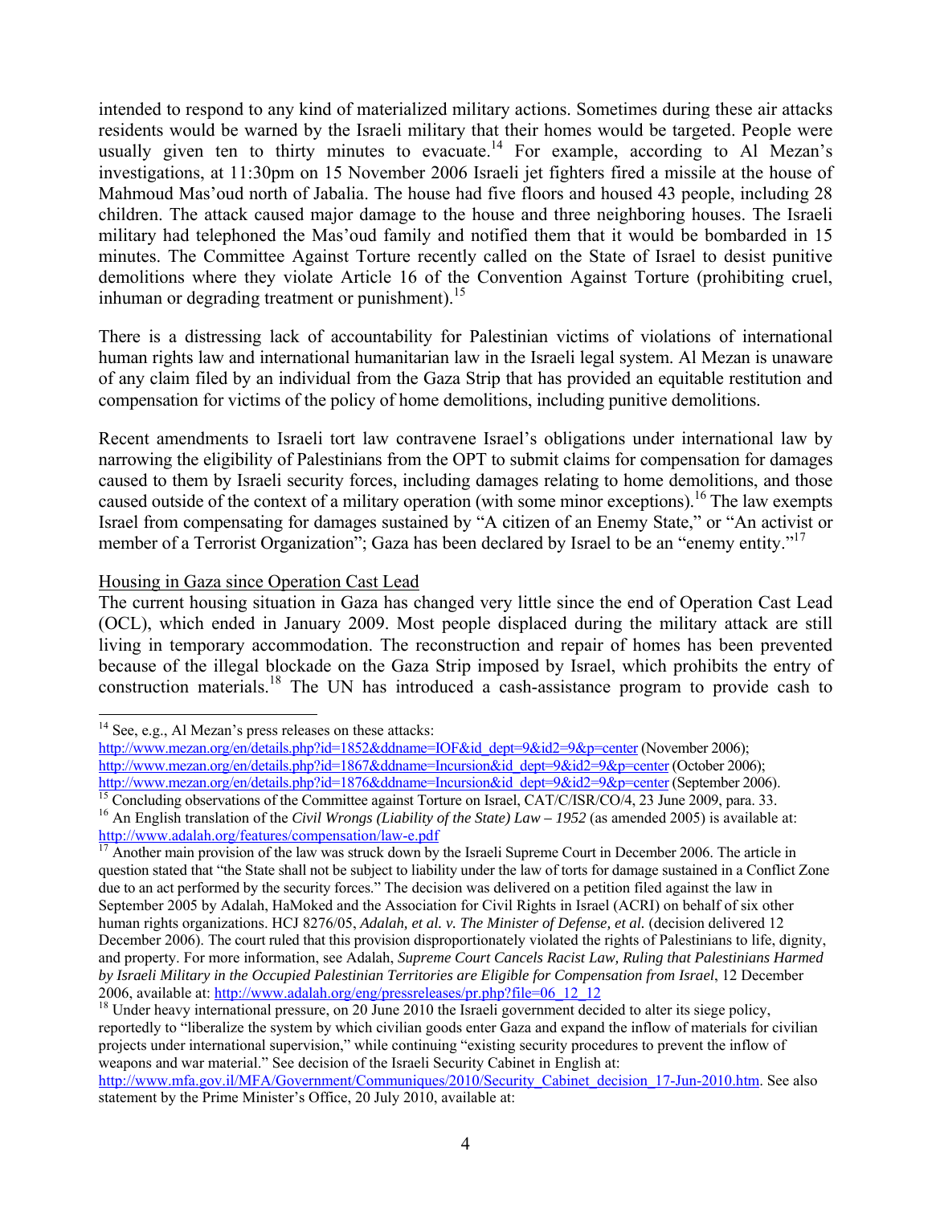intended to respond to any kind of materialized military actions. Sometimes during these air attacks residents would be warned by the Israeli military that their homes would be targeted. People were usually given ten to thirty minutes to evacuate.[14] For example, according to Al Mezan's investigations, at 11:30pm on 15 November 2006 Israeli jet fighters fired a missile at the house of Mahmoud Mas'oud north of Jabalia. The house had five floors and housed 43 people, including 28 children. The attack caused major damage to the house and three neighboring houses. The Israeli military had telephoned the Mas'oud family and notified them that it would be bombarded in 15 minutes. The Committee Against Torture recently called on the State of Israel to desist punitive demolitions where they violate Article 16 of the Convention Against Torture (prohibiting cruel, inhuman or degrading treatment or punishment).[15]

There is a distressing lack of accountability for Palestinian victims of violations of international human rights law and international humanitarian law in the Israeli legal system. Al Mezan is unaware of any claim filed by an individual from the Gaza Strip that has provided an equitable restitution and compensation for victims of the policy of home demolitions, including punitive demolitions.

Recent amendments to Israeli tort law contravene Israel's obligations under international law by narrowing the eligibility of Palestinians from the OPT to submit claims for compensation for damages caused to them by Israeli security forces, including damages relating to home demolitions, and those caused outside of the context of a military operation (with some minor exceptions).[16] The law exempts Israel from compensating for damages sustained by "A citizen of an Enemy State," or "An activist or member of a Terrorist Organization"; Gaza has been declared by Israel to be an "enemy entity."[17]

Housing in Gaza since Operation Cast Lead

The current housing situation in Gaza has changed very little since the end of Operation Cast Lead (OCL), which ended in January 2009. Most people displaced during the military attack are still living in temporary accommodation. The reconstruction and repair of homes has been prevented because of the illegal blockade on the Gaza Strip imposed by Israel, which prohibits the entry of construction materials.[18] The UN has introduced a cash-assistance program to provide cash to

---

[14] See, e.g., Al Mezan's press releases on these attacks:
http://www.mezan.org/en/details.php?id=1852&ddname=IOF&id_dept=9&id2=9&p=center (November 2006);
http://www.mezan.org/en/details.php?id=1867&ddname=Incursion&id_dept=9&id2=9&p=center (October 2006);
http://www.mezan.org/en/details.php?id=1876&ddname=Incursion&id_dept=9&id2=9&p=center (September 2006).

[15] Concluding observations of the Committee against Torture on Israel, CAT/C/ISR/CO/4, 23 June 2009, para. 33.

[16] An English translation of the *Civil Wrongs (Liability of the State) Law – 1952* (as amended 2005) is available at: http://www.adalah.org/features/compensation/law-e.pdf

[17] Another main provision of the law was struck down by the Israeli Supreme Court in December 2006. The article in question stated that "the State shall not be subject to liability under the law of torts for damage sustained in a Conflict Zone due to an act performed by the security forces." The decision was delivered on a petition filed against the law in September 2005 by Adalah, HaMoked and the Association for Civil Rights in Israel (ACRI) on behalf of six other human rights organizations. HCJ 8276/05, *Adalah, et al. v. The Minister of Defense, et al.* (decision delivered 12 December 2006). The court ruled that this provision disproportionately violated the rights of Palestinians to life, dignity, and property. For more information, see Adalah, *Supreme Court Cancels Racist Law, Ruling that Palestinians Harmed by Israeli Military in the Occupied Palestinian Territories are Eligible for Compensation from Israel*, 12 December 2006, available at: http://www.adalah.org/eng/pressreleases/pr.php?file=06_12_12

[18] Under heavy international pressure, on 20 June 2010 the Israeli government decided to alter its siege policy, reportedly to "liberalize the system by which civilian goods enter Gaza and expand the inflow of materials for civilian projects under international supervision," while continuing "existing security procedures to prevent the inflow of weapons and war material." See decision of the Israeli Security Cabinet in English at: http://www.mfa.gov.il/MFA/Government/Communiques/2010/Security_Cabinet_decision_17-Jun-2010.htm. See also statement by the Prime Minister's Office, 20 July 2010, available at: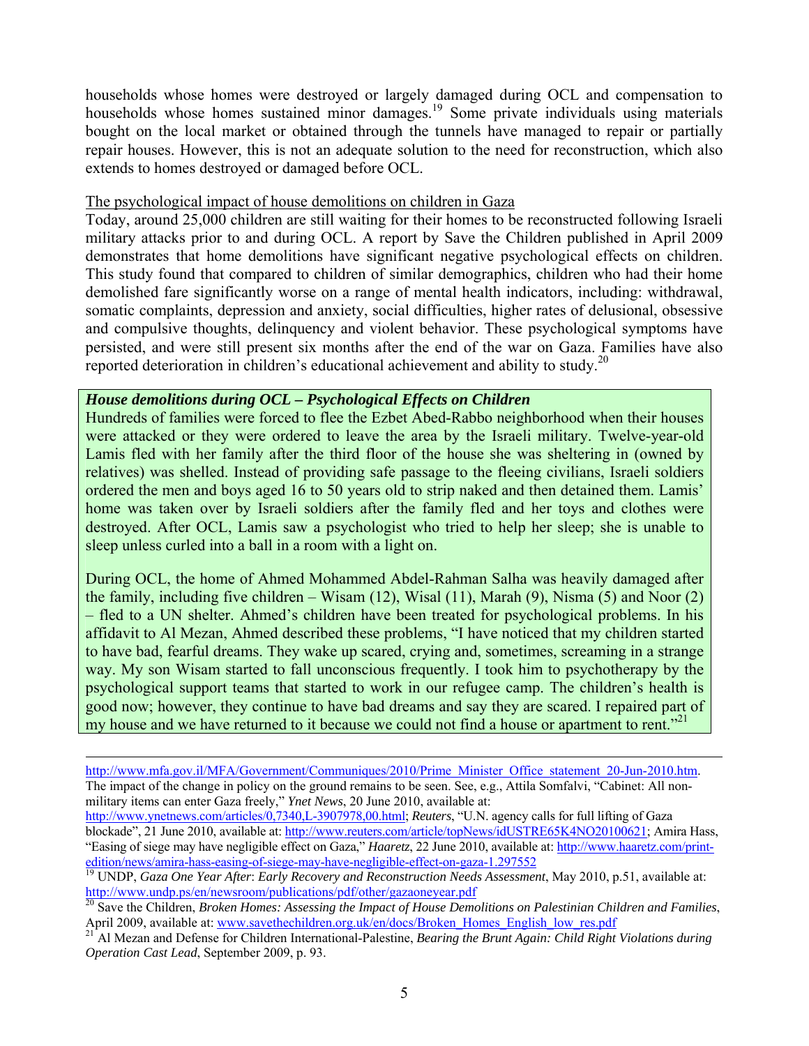households whose homes were destroyed or largely damaged during OCL and compensation to households whose homes sustained minor damages.[19] Some private individuals using materials bought on the local market or obtained through the tunnels have managed to repair or partially repair houses. However, this is not an adequate solution to the need for reconstruction, which also extends to homes destroyed or damaged before OCL.

The psychological impact of house demolitions on children in Gaza

Today, around 25,000 children are still waiting for their homes to be reconstructed following Israeli military attacks prior to and during OCL. A report by Save the Children published in April 2009 demonstrates that home demolitions have significant negative psychological effects on children. This study found that compared to children of similar demographics, children who had their home demolished fare significantly worse on a range of mental health indicators, including: withdrawal, somatic complaints, depression and anxiety, social difficulties, higher rates of delusional, obsessive and compulsive thoughts, delinquency and violent behavior. These psychological symptoms have persisted, and were still present six months after the end of the war on Gaza. Families have also reported deterioration in children's educational achievement and ability to study.[20]

***House demolitions during OCL – Psychological Effects on Children***

Hundreds of families were forced to flee the Ezbet Abed-Rabbo neighborhood when their houses were attacked or they were ordered to leave the area by the Israeli military. Twelve-year-old Lamis fled with her family after the third floor of the house she was sheltering in (owned by relatives) was shelled. Instead of providing safe passage to the fleeing civilians, Israeli soldiers ordered the men and boys aged 16 to 50 years old to strip naked and then detained them. Lamis' home was taken over by Israeli soldiers after the family fled and her toys and clothes were destroyed. After OCL, Lamis saw a psychologist who tried to help her sleep; she is unable to sleep unless curled into a ball in a room with a light on.

During OCL, the home of Ahmed Mohammed Abdel-Rahman Salha was heavily damaged after the family, including five children – Wisam (12), Wisal (11), Marah (9), Nisma (5) and Noor (2) – fled to a UN shelter. Ahmed's children have been treated for psychological problems. In his affidavit to Al Mezan, Ahmed described these problems, "I have noticed that my children started to have bad, fearful dreams. They wake up scared, crying and, sometimes, screaming in a strange way. My son Wisam started to fall unconscious frequently. I took him to psychotherapy by the psychological support teams that started to work in our refugee camp. The children's health is good now; however, they continue to have bad dreams and say they are scared. I repaired part of my house and we have returned to it because we could not find a house or apartment to rent."[21]

---

http://www.mfa.gov.il/MFA/Government/Communiques/2010/Prime_Minister_Office_statement_20-Jun-2010.htm. The impact of the change in policy on the ground remains to be seen. See, e.g., Attila Somfalvi, "Cabinet: All non-military items can enter Gaza freely," *Ynet News*, 20 June 2010, available at: http://www.ynetnews.com/articles/0,7340,L-3907978,00.html; *Reuters*, "U.N. agency calls for full lifting of Gaza blockade", 21 June 2010, available at: http://www.reuters.com/article/topNews/idUSTRE65K4NO20100621; Amira Hass, "Easing of siege may have negligible effect on Gaza," *Haaretz*, 22 June 2010, available at: http://www.haaretz.com/print-edition/news/amira-hass-easing-of-siege-may-have-negligible-effect-on-gaza-1.297552

[19] UNDP, *Gaza One Year After*: *Early Recovery and Reconstruction Needs Assessment*, May 2010, p.51, available at: http://www.undp.ps/en/newsroom/publications/pdf/other/gazaoneyear.pdf

[20] Save the Children, *Broken Homes: Assessing the Impact of House Demolitions on Palestinian Children and Families*, April 2009, available at: www.savethechildren.org.uk/en/docs/Broken_Homes_English_low_res.pdf

[21] Al Mezan and Defense for Children International-Palestine, *Bearing the Brunt Again: Child Right Violations during Operation Cast Lead*, September 2009, p. 93.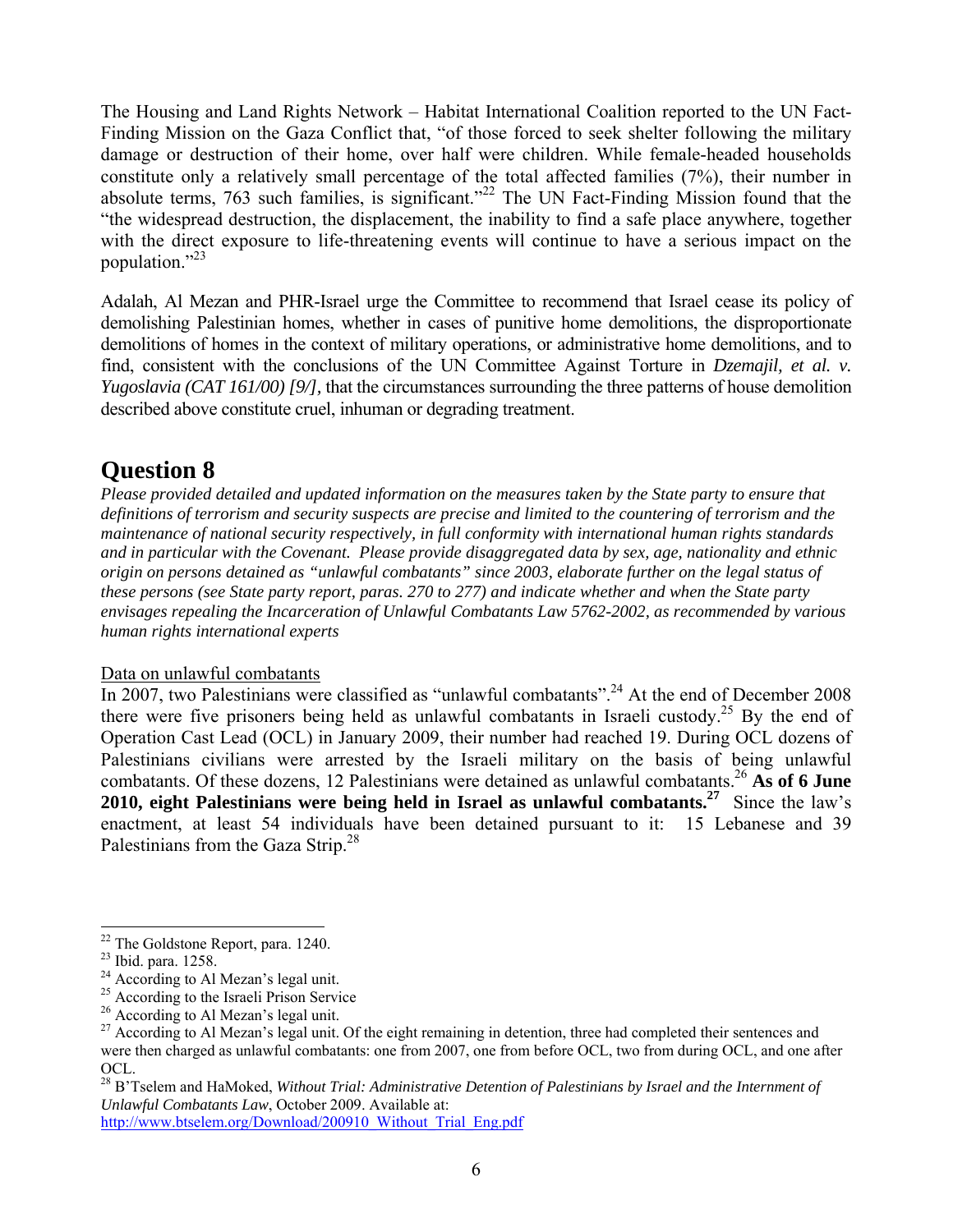The Housing and Land Rights Network – Habitat International Coalition reported to the UN Fact-Finding Mission on the Gaza Conflict that, "of those forced to seek shelter following the military damage or destruction of their home, over half were children. While female-headed households constitute only a relatively small percentage of the total affected families (7%), their number in absolute terms, 763 such families, is significant."[22] The UN Fact-Finding Mission found that the "the widespread destruction, the displacement, the inability to find a safe place anywhere, together with the direct exposure to life-threatening events will continue to have a serious impact on the population."[23]

Adalah, Al Mezan and PHR-Israel urge the Committee to recommend that Israel cease its policy of demolishing Palestinian homes, whether in cases of punitive home demolitions, the disproportionate demolitions of homes in the context of military operations, or administrative home demolitions, and to find, consistent with the conclusions of the UN Committee Against Torture in *Dzemajil, et al. v. Yugoslavia (CAT 161/00) [9/]*, that the circumstances surrounding the three patterns of house demolition described above constitute cruel, inhuman or degrading treatment.

# Question 8

*Please provided detailed and updated information on the measures taken by the State party to ensure that definitions of terrorism and security suspects are precise and limited to the countering of terrorism and the maintenance of national security respectively, in full conformity with international human rights standards and in particular with the Covenant. Please provide disaggregated data by sex, age, nationality and ethnic origin on persons detained as "unlawful combatants" since 2003, elaborate further on the legal status of these persons (see State party report, paras. 270 to 277) and indicate whether and when the State party envisages repealing the Incarceration of Unlawful Combatants Law 5762-2002, as recommended by various human rights international experts*

Data on unlawful combatants

In 2007, two Palestinians were classified as "unlawful combatants".[24] At the end of December 2008 there were five prisoners being held as unlawful combatants in Israeli custody.[25] By the end of Operation Cast Lead (OCL) in January 2009, their number had reached 19. During OCL dozens of Palestinians civilians were arrested by the Israeli military on the basis of being unlawful combatants. Of these dozens, 12 Palestinians were detained as unlawful combatants.[26] **As of 6 June 2010, eight Palestinians were being held in Israel as unlawful combatants.[27]** Since the law's enactment, at least 54 individuals have been detained pursuant to it: 15 Lebanese and 39 Palestinians from the Gaza Strip.[28]

---

[22] The Goldstone Report, para. 1240.

[23] Ibid. para. 1258.

[24] According to Al Mezan's legal unit.

[25] According to the Israeli Prison Service

[26] According to Al Mezan's legal unit.

[27] According to Al Mezan's legal unit. Of the eight remaining in detention, three had completed their sentences and were then charged as unlawful combatants: one from 2007, one from before OCL, two from during OCL, and one after OCL.

[28] B'Tselem and HaMoked, *Without Trial: Administrative Detention of Palestinians by Israel and the Internment of Unlawful Combatants Law*, October 2009. Available at: http://www.btselem.org/Download/200910_Without_Trial_Eng.pdf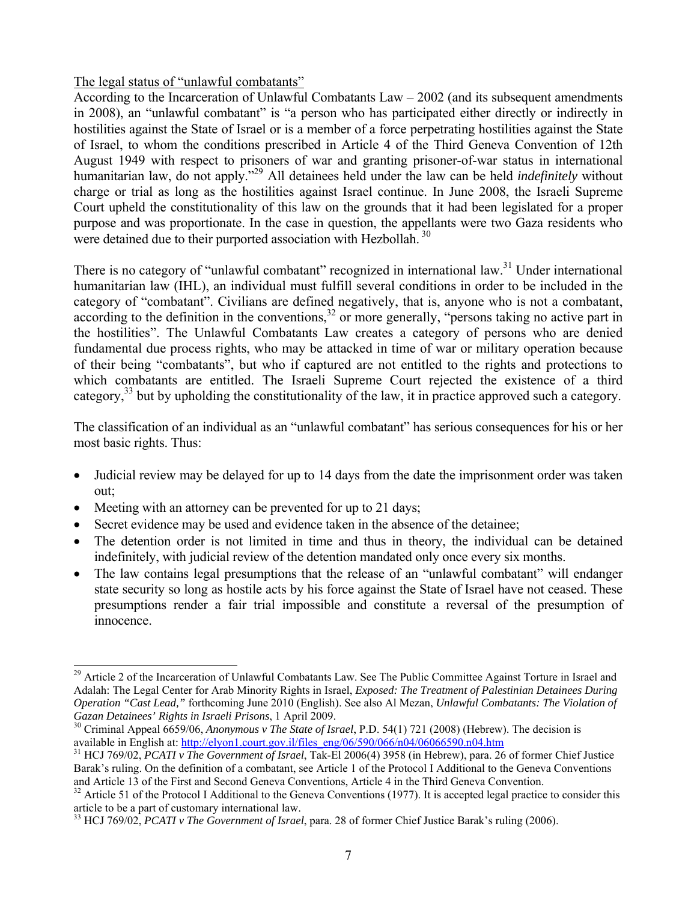The legal status of "unlawful combatants"

According to the Incarceration of Unlawful Combatants Law – 2002 (and its subsequent amendments in 2008), an "unlawful combatant" is "a person who has participated either directly or indirectly in hostilities against the State of Israel or is a member of a force perpetrating hostilities against the State of Israel, to whom the conditions prescribed in Article 4 of the Third Geneva Convention of 12th August 1949 with respect to prisoners of war and granting prisoner-of-war status in international humanitarian law, do not apply."[29] All detainees held under the law can be held *indefinitely* without charge or trial as long as the hostilities against Israel continue. In June 2008, the Israeli Supreme Court upheld the constitutionality of this law on the grounds that it had been legislated for a proper purpose and was proportionate. In the case in question, the appellants were two Gaza residents who were detained due to their purported association with Hezbollah.[30]

There is no category of "unlawful combatant" recognized in international law.[31] Under international humanitarian law (IHL), an individual must fulfill several conditions in order to be included in the category of "combatant". Civilians are defined negatively, that is, anyone who is not a combatant, according to the definition in the conventions,[32] or more generally, "persons taking no active part in the hostilities". The Unlawful Combatants Law creates a category of persons who are denied fundamental due process rights, who may be attacked in time of war or military operation because of their being "combatants", but who if captured are not entitled to the rights and protections to which combatants are entitled. The Israeli Supreme Court rejected the existence of a third category,[33] but by upholding the constitutionality of the law, it in practice approved such a category.

The classification of an individual as an "unlawful combatant" has serious consequences for his or her most basic rights. Thus:

- Judicial review may be delayed for up to 14 days from the date the imprisonment order was taken out;
- Meeting with an attorney can be prevented for up to 21 days;
- Secret evidence may be used and evidence taken in the absence of the detainee;
- The detention order is not limited in time and thus in theory, the individual can be detained indefinitely, with judicial review of the detention mandated only once every six months.
- The law contains legal presumptions that the release of an "unlawful combatant" will endanger state security so long as hostile acts by his force against the State of Israel have not ceased. These presumptions render a fair trial impossible and constitute a reversal of the presumption of innocence.

---

[29] Article 2 of the Incarceration of Unlawful Combatants Law. See The Public Committee Against Torture in Israel and Adalah: The Legal Center for Arab Minority Rights in Israel, *Exposed: The Treatment of Palestinian Detainees During Operation "Cast Lead,"* forthcoming June 2010 (English). See also Al Mezan, *Unlawful Combatants: The Violation of Gazan Detainees' Rights in Israeli Prisons*, 1 April 2009.

[30] Criminal Appeal 6659/06, *Anonymous v The State of Israel*, P.D. 54(1) 721 (2008) (Hebrew). The decision is available in English at: http://elyon1.court.gov.il/files_eng/06/590/066/n04/06066590.n04.htm

[31] HCJ 769/02, *PCATI v The Government of Israel*, Tak-El 2006(4) 3958 (in Hebrew), para. 26 of former Chief Justice Barak's ruling. On the definition of a combatant, see Article 1 of the Protocol I Additional to the Geneva Conventions and Article 13 of the First and Second Geneva Conventions, Article 4 in the Third Geneva Convention.

[32] Article 51 of the Protocol I Additional to the Geneva Conventions (1977). It is accepted legal practice to consider this article to be a part of customary international law.

[33] HCJ 769/02, *PCATI v The Government of Israel*, para. 28 of former Chief Justice Barak's ruling (2006).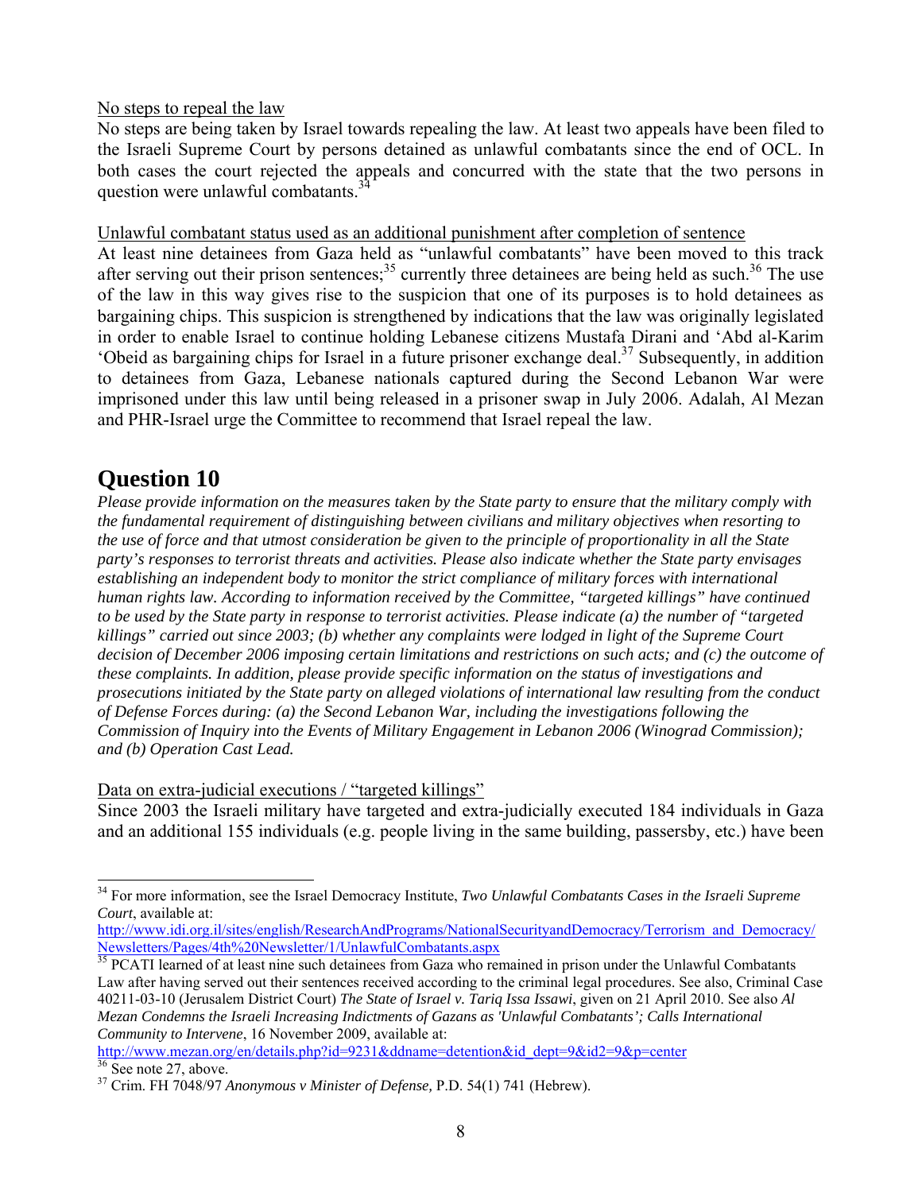No steps to repeal the law

No steps are being taken by Israel towards repealing the law. At least two appeals have been filed to the Israeli Supreme Court by persons detained as unlawful combatants since the end of OCL. In both cases the court rejected the appeals and concurred with the state that the two persons in question were unlawful combatants.[34]

Unlawful combatant status used as an additional punishment after completion of sentence

At least nine detainees from Gaza held as "unlawful combatants" have been moved to this track after serving out their prison sentences;[35] currently three detainees are being held as such.[36] The use of the law in this way gives rise to the suspicion that one of its purposes is to hold detainees as bargaining chips. This suspicion is strengthened by indications that the law was originally legislated in order to enable Israel to continue holding Lebanese citizens Mustafa Dirani and 'Abd al-Karim 'Obeid as bargaining chips for Israel in a future prisoner exchange deal.[37] Subsequently, in addition to detainees from Gaza, Lebanese nationals captured during the Second Lebanon War were imprisoned under this law until being released in a prisoner swap in July 2006. Adalah, Al Mezan and PHR-Israel urge the Committee to recommend that Israel repeal the law.

# Question 10

*Please provide information on the measures taken by the State party to ensure that the military comply with the fundamental requirement of distinguishing between civilians and military objectives when resorting to the use of force and that utmost consideration be given to the principle of proportionality in all the State party's responses to terrorist threats and activities. Please also indicate whether the State party envisages establishing an independent body to monitor the strict compliance of military forces with international human rights law. According to information received by the Committee, "targeted killings" have continued to be used by the State party in response to terrorist activities. Please indicate (a) the number of "targeted killings" carried out since 2003; (b) whether any complaints were lodged in light of the Supreme Court decision of December 2006 imposing certain limitations and restrictions on such acts; and (c) the outcome of these complaints. In addition, please provide specific information on the status of investigations and prosecutions initiated by the State party on alleged violations of international law resulting from the conduct of Defense Forces during: (a) the Second Lebanon War, including the investigations following the Commission of Inquiry into the Events of Military Engagement in Lebanon 2006 (Winograd Commission); and (b) Operation Cast Lead.*

Data on extra-judicial executions / "targeted killings"

Since 2003 the Israeli military have targeted and extra-judicially executed 184 individuals in Gaza and an additional 155 individuals (e.g. people living in the same building, passersby, etc.) have been

---

[34] For more information, see the Israel Democracy Institute, *Two Unlawful Combatants Cases in the Israeli Supreme Court*, available at: http://www.idi.org.il/sites/english/ResearchAndPrograms/NationalSecurityandDemocracy/Terrorism_and_Democracy/Newsletters/Pages/4th%20Newsletter/1/UnlawfulCombatants.aspx

[35] PCATI learned of at least nine such detainees from Gaza who remained in prison under the Unlawful Combatants Law after having served out their sentences received according to the criminal legal procedures. See also, Criminal Case 40211-03-10 (Jerusalem District Court) *The State of Israel v. Tariq Issa Issawi*, given on 21 April 2010. See also *Al Mezan Condemns the Israeli Increasing Indictments of Gazans as 'Unlawful Combatants'; Calls International Community to Intervene*, 16 November 2009, available at: http://www.mezan.org/en/details.php?id=9231&ddname=detention&id_dept=9&id2=9&p=center

[36] See note 27, above.

[37] Crim. FH 7048/97 *Anonymous v Minister of Defense,* P.D. 54(1) 741 (Hebrew).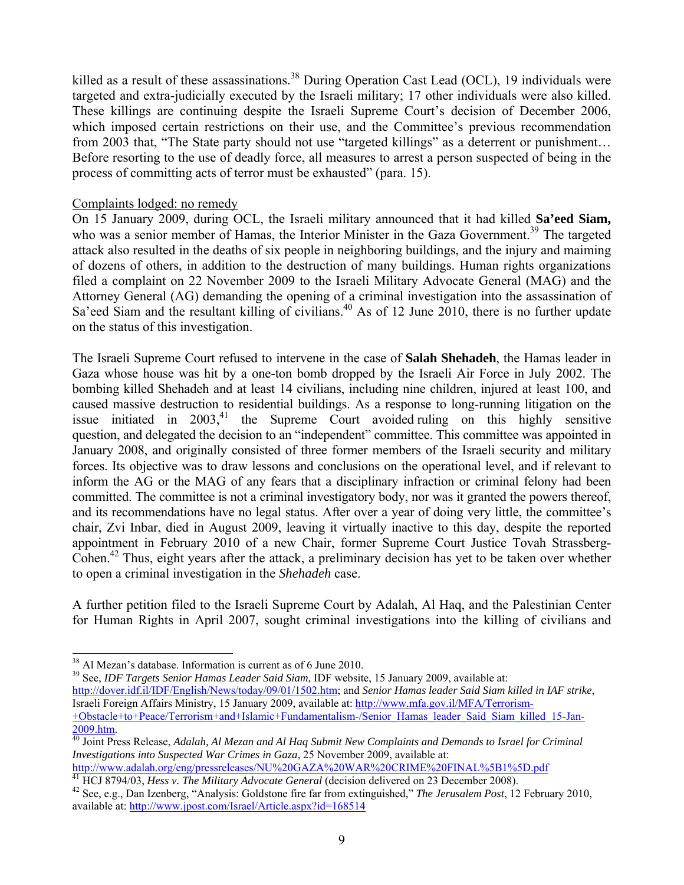killed as a result of these assassinations.[38] During Operation Cast Lead (OCL), 19 individuals were targeted and extra-judicially executed by the Israeli military; 17 other individuals were also killed. These killings are continuing despite the Israeli Supreme Court's decision of December 2006, which imposed certain restrictions on their use, and the Committee's previous recommendation from 2003 that, "The State party should not use "targeted killings" as a deterrent or punishment… Before resorting to the use of deadly force, all measures to arrest a person suspected of being in the process of committing acts of terror must be exhausted" (para. 15).

Complaints lodged: no remedy

On 15 January 2009, during OCL, the Israeli military announced that it had killed **Sa'eed Siam,** who was a senior member of Hamas, the Interior Minister in the Gaza Government.[39] The targeted attack also resulted in the deaths of six people in neighboring buildings, and the injury and maiming of dozens of others, in addition to the destruction of many buildings. Human rights organizations filed a complaint on 22 November 2009 to the Israeli Military Advocate General (MAG) and the Attorney General (AG) demanding the opening of a criminal investigation into the assassination of Sa'eed Siam and the resultant killing of civilians.[40] As of 12 June 2010, there is no further update on the status of this investigation.

The Israeli Supreme Court refused to intervene in the case of **Salah Shehadeh**, the Hamas leader in Gaza whose house was hit by a one-ton bomb dropped by the Israeli Air Force in July 2002. The bombing killed Shehadeh and at least 14 civilians, including nine children, injured at least 100, and caused massive destruction to residential buildings. As a response to long-running litigation on the issue initiated in 2003,[41] the Supreme Court avoided ruling on this highly sensitive question, and delegated the decision to an "independent" committee. This committee was appointed in January 2008, and originally consisted of three former members of the Israeli security and military forces. Its objective was to draw lessons and conclusions on the operational level, and if relevant to inform the AG or the MAG of any fears that a disciplinary infraction or criminal felony had been committed. The committee is not a criminal investigatory body, nor was it granted the powers thereof, and its recommendations have no legal status. After over a year of doing very little, the committee's chair, Zvi Inbar, died in August 2009, leaving it virtually inactive to this day, despite the reported appointment in February 2010 of a new Chair, former Supreme Court Justice Tovah Strassberg-Cohen.[42] Thus, eight years after the attack, a preliminary decision has yet to be taken over whether to open a criminal investigation in the *Shehadeh* case.

A further petition filed to the Israeli Supreme Court by Adalah, Al Haq, and the Palestinian Center for Human Rights in April 2007, sought criminal investigations into the killing of civilians and

---

[38] Al Mezan's database. Information is current as of 6 June 2010.

[39] See, *IDF Targets Senior Hamas Leader Said Siam*, IDF website, 15 January 2009, available at: http://dover.idf.il/IDF/English/News/today/09/01/1502.htm; and *Senior Hamas leader Said Siam killed in IAF strike*, Israeli Foreign Affairs Ministry, 15 January 2009, available at: http://www.mfa.gov.il/MFA/Terrorism-+Obstacle+to+Peace/Terrorism+and+Islamic+Fundamentalism-/Senior_Hamas_leader_Said_Siam_killed_15-Jan-2009.htm.

[40] Joint Press Release, *Adalah, Al Mezan and Al Haq Submit New Complaints and Demands to Israel for Criminal Investigations into Suspected War Crimes in Gaza*, 25 November 2009, available at: http://www.adalah.org/eng/pressreleases/NU%20GAZA%20WAR%20CRIME%20FINAL%5B1%5D.pdf

[41] HCJ 8794/03, *Hess v. The Military Advocate General* (decision delivered on 23 December 2008).

[42] See, e.g., Dan Izenberg, "Analysis: Goldstone fire far from extinguished," *The Jerusalem Post*, 12 February 2010, available at: http://www.jpost.com/Israel/Article.aspx?id=168514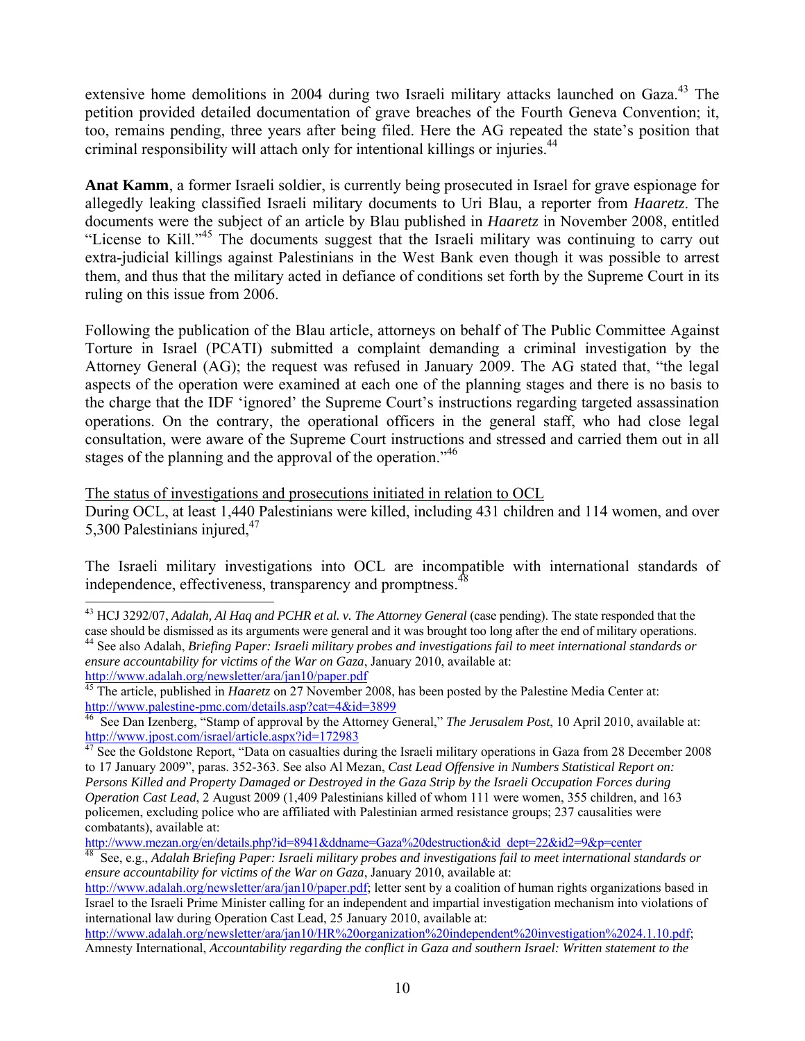extensive home demolitions in 2004 during two Israeli military attacks launched on Gaza.[43] The petition provided detailed documentation of grave breaches of the Fourth Geneva Convention; it, too, remains pending, three years after being filed. Here the AG repeated the state's position that criminal responsibility will attach only for intentional killings or injuries.[44]

**Anat Kamm**, a former Israeli soldier, is currently being prosecuted in Israel for grave espionage for allegedly leaking classified Israeli military documents to Uri Blau, a reporter from *Haaretz*. The documents were the subject of an article by Blau published in *Haaretz* in November 2008, entitled "License to Kill."[45] The documents suggest that the Israeli military was continuing to carry out extra-judicial killings against Palestinians in the West Bank even though it was possible to arrest them, and thus that the military acted in defiance of conditions set forth by the Supreme Court in its ruling on this issue from 2006.

Following the publication of the Blau article, attorneys on behalf of The Public Committee Against Torture in Israel (PCATI) submitted a complaint demanding a criminal investigation by the Attorney General (AG); the request was refused in January 2009. The AG stated that, "the legal aspects of the operation were examined at each one of the planning stages and there is no basis to the charge that the IDF 'ignored' the Supreme Court's instructions regarding targeted assassination operations. On the contrary, the operational officers in the general staff, who had close legal consultation, were aware of the Supreme Court instructions and stressed and carried them out in all stages of the planning and the approval of the operation."[46]

<u>The status of investigations and prosecutions initiated in relation to OCL</u>

During OCL, at least 1,440 Palestinians were killed, including 431 children and 114 women, and over 5,300 Palestinians injured,[47]

The Israeli military investigations into OCL are incompatible with international standards of independence, effectiveness, transparency and promptness.[48]

---

[43] HCJ 3292/07, *Adalah, Al Haq and PCHR et al. v. The Attorney General* (case pending). The state responded that the case should be dismissed as its arguments were general and it was brought too long after the end of military operations.

[44] See also Adalah, *Briefing Paper: Israeli military probes and investigations fail to meet international standards or ensure accountability for victims of the War on Gaza*, January 2010, available at: http://www.adalah.org/newsletter/ara/jan10/paper.pdf

[45] The article, published in *Haaretz* on 27 November 2008, has been posted by the Palestine Media Center at: http://www.palestine-pmc.com/details.asp?cat=4&id=3899

[46] See Dan Izenberg, "Stamp of approval by the Attorney General," *The Jerusalem Post*, 10 April 2010, available at: http://www.jpost.com/israel/article.aspx?id=172983

[47] See the Goldstone Report, "Data on casualties during the Israeli military operations in Gaza from 28 December 2008 to 17 January 2009", paras. 352-363. See also Al Mezan, *Cast Lead Offensive in Numbers Statistical Report on: Persons Killed and Property Damaged or Destroyed in the Gaza Strip by the Israeli Occupation Forces during Operation Cast Lead*, 2 August 2009 (1,409 Palestinians killed of whom 111 were women, 355 children, and 163 policemen, excluding police who are affiliated with Palestinian armed resistance groups; 237 causalities were combatants), available at: http://www.mezan.org/en/details.php?id=8941&ddname=Gaza%20destruction&id_dept=22&id2=9&p=center

[48] See, e.g., *Adalah Briefing Paper: Israeli military probes and investigations fail to meet international standards or ensure accountability for victims of the War on Gaza*, January 2010, available at: http://www.adalah.org/newsletter/ara/jan10/paper.pdf; letter sent by a coalition of human rights organizations based in Israel to the Israeli Prime Minister calling for an independent and impartial investigation mechanism into violations of international law during Operation Cast Lead, 25 January 2010, available at: http://www.adalah.org/newsletter/ara/jan10/HR%20organization%20independent%20investigation%2024.1.10.pdf; Amnesty International, *Accountability regarding the conflict in Gaza and southern Israel: Written statement to the*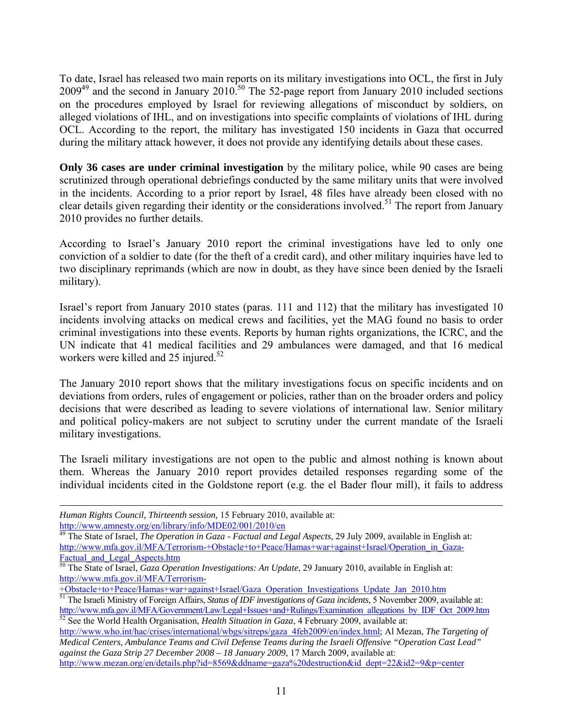To date, Israel has released two main reports on its military investigations into OCL, the first in July 2009[49] and the second in January 2010.[50] The 52-page report from January 2010 included sections on the procedures employed by Israel for reviewing allegations of misconduct by soldiers, on alleged violations of IHL, and on investigations into specific complaints of violations of IHL during OCL. According to the report, the military has investigated 150 incidents in Gaza that occurred during the military attack however, it does not provide any identifying details about these cases.

**Only 36 cases are under criminal investigation** by the military police, while 90 cases are being scrutinized through operational debriefings conducted by the same military units that were involved in the incidents. According to a prior report by Israel, 48 files have already been closed with no clear details given regarding their identity or the considerations involved.[51] The report from January 2010 provides no further details.

According to Israel's January 2010 report the criminal investigations have led to only one conviction of a soldier to date (for the theft of a credit card), and other military inquiries have led to two disciplinary reprimands (which are now in doubt, as they have since been denied by the Israeli military).

Israel's report from January 2010 states (paras. 111 and 112) that the military has investigated 10 incidents involving attacks on medical crews and facilities, yet the MAG found no basis to order criminal investigations into these events. Reports by human rights organizations, the ICRC, and the UN indicate that 41 medical facilities and 29 ambulances were damaged, and that 16 medical workers were killed and 25 injured.[52]

The January 2010 report shows that the military investigations focus on specific incidents and on deviations from orders, rules of engagement or policies, rather than on the broader orders and policy decisions that were described as leading to severe violations of international law. Senior military and political policy-makers are not subject to scrutiny under the current mandate of the Israeli military investigations.

The Israeli military investigations are not open to the public and almost nothing is known about them. Whereas the January 2010 report provides detailed responses regarding some of the individual incidents cited in the Goldstone report (e.g. the el Bader flour mill), it fails to address

---

*Human Rights Council, Thirteenth session,* 15 February 2010, available at: http://www.amnesty.org/en/library/info/MDE02/001/2010/en

[49] The State of Israel, *The Operation in Gaza - Factual and Legal Aspects*, 29 July 2009, available in English at: http://www.mfa.gov.il/MFA/Terrorism-+Obstacle+to+Peace/Hamas+war+against+Israel/Operation_in_Gaza-Factual_and_Legal_Aspects.htm

[50] The State of Israel, *Gaza Operation Investigations: An Update*, 29 January 2010, available in English at: http://www.mfa.gov.il/MFA/Terrorism-+Obstacle+to+Peace/Hamas+war+against+Israel/Gaza_Operation_Investigations_Update_Jan_2010.htm

[51] The Israeli Ministry of Foreign Affairs, *Status of IDF investigations of Gaza incidents*, 5 November 2009, available at: http://www.mfa.gov.il/MFA/Government/Law/Legal+Issues+and+Rulings/Examination_allegations_by_IDF_Oct_2009.htm

[52] See the World Health Organisation, *Health Situation in Gaza*, 4 February 2009, available at: http://www.who.int/hac/crises/international/wbgs/sitreps/gaza_4feb2009/en/index.html; Al Mezan, *The Targeting of Medical Centers, Ambulance Teams and Civil Defense Teams during the Israeli Offensive "Operation Cast Lead" against the Gaza Strip 27 December 2008 – 18 January 2009*, 17 March 2009, available at: http://www.mezan.org/en/details.php?id=8569&ddname=gaza%20destruction&id_dept=22&id2=9&p=center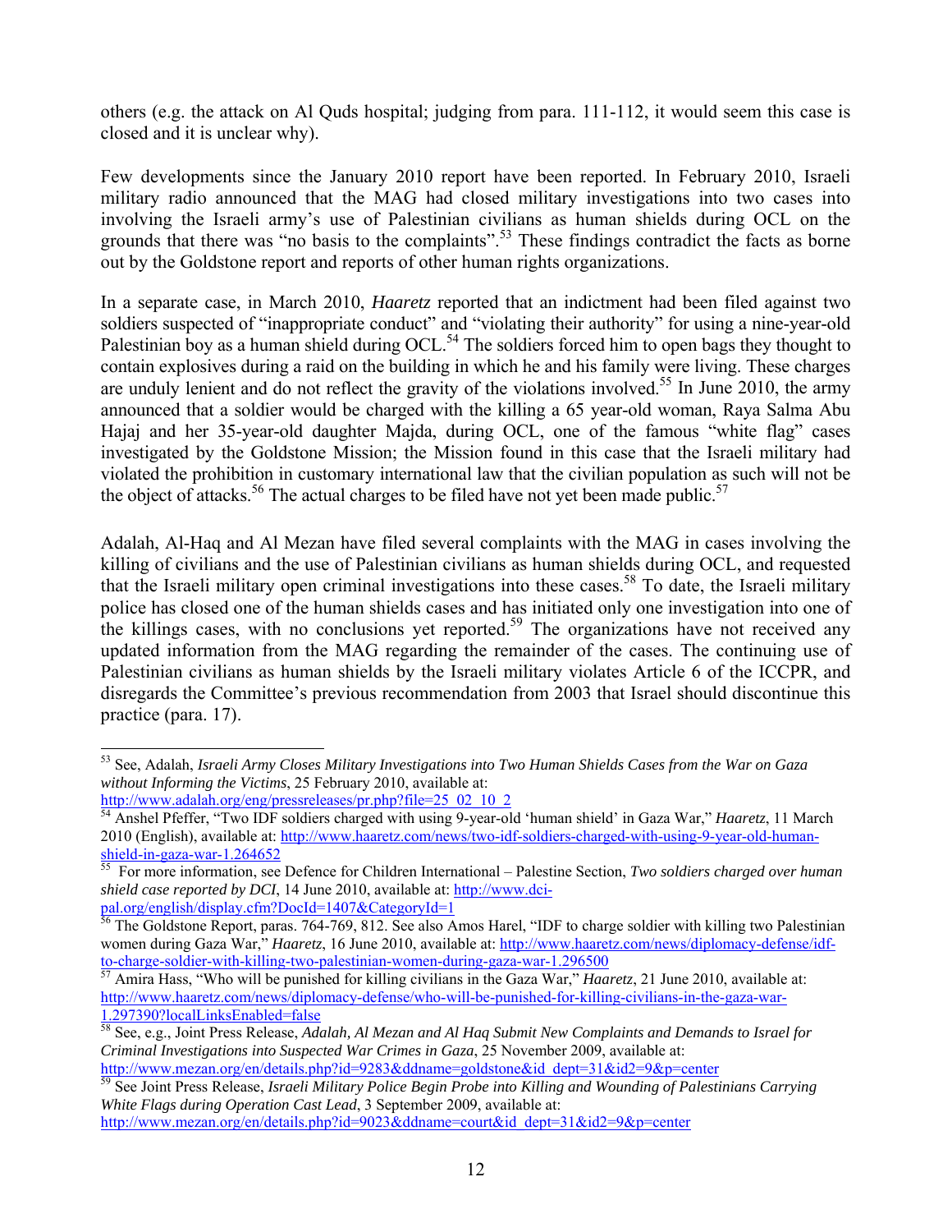others (e.g. the attack on Al Quds hospital; judging from para. 111-112, it would seem this case is closed and it is unclear why).

Few developments since the January 2010 report have been reported. In February 2010, Israeli military radio announced that the MAG had closed military investigations into two cases into involving the Israeli army's use of Palestinian civilians as human shields during OCL on the grounds that there was "no basis to the complaints".[53] These findings contradict the facts as borne out by the Goldstone report and reports of other human rights organizations.

In a separate case, in March 2010, *Haaretz* reported that an indictment had been filed against two soldiers suspected of "inappropriate conduct" and "violating their authority" for using a nine-year-old Palestinian boy as a human shield during OCL.[54] The soldiers forced him to open bags they thought to contain explosives during a raid on the building in which he and his family were living. These charges are unduly lenient and do not reflect the gravity of the violations involved.[55] In June 2010, the army announced that a soldier would be charged with the killing a 65 year-old woman, Raya Salma Abu Hajaj and her 35-year-old daughter Majda, during OCL, one of the famous "white flag" cases investigated by the Goldstone Mission; the Mission found in this case that the Israeli military had violated the prohibition in customary international law that the civilian population as such will not be the object of attacks.[56] The actual charges to be filed have not yet been made public.[57]

Adalah, Al-Haq and Al Mezan have filed several complaints with the MAG in cases involving the killing of civilians and the use of Palestinian civilians as human shields during OCL, and requested that the Israeli military open criminal investigations into these cases.[58] To date, the Israeli military police has closed one of the human shields cases and has initiated only one investigation into one of the killings cases, with no conclusions yet reported.[59] The organizations have not received any updated information from the MAG regarding the remainder of the cases. The continuing use of Palestinian civilians as human shields by the Israeli military violates Article 6 of the ICCPR, and disregards the Committee's previous recommendation from 2003 that Israel should discontinue this practice (para. 17).

---

[53] See, Adalah, *Israeli Army Closes Military Investigations into Two Human Shields Cases from the War on Gaza without Informing the Victims*, 25 February 2010, available at: http://www.adalah.org/eng/pressreleases/pr.php?file=25_02_10_2

[54] Anshel Pfeffer, "Two IDF soldiers charged with using 9-year-old 'human shield' in Gaza War," *Haaretz*, 11 March 2010 (English), available at: http://www.haaretz.com/news/two-idf-soldiers-charged-with-using-9-year-old-human-shield-in-gaza-war-1.264652

[55] For more information, see Defence for Children International – Palestine Section, *Two soldiers charged over human shield case reported by DCI*, 14 June 2010, available at: http://www.dci-pal.org/english/display.cfm?DocId=1407&CategoryId=1

[56] The Goldstone Report, paras. 764-769, 812. See also Amos Harel, "IDF to charge soldier with killing two Palestinian women during Gaza War," *Haaretz*, 16 June 2010, available at: http://www.haaretz.com/news/diplomacy-defense/idf-to-charge-soldier-with-killing-two-palestinian-women-during-gaza-war-1.296500

[57] Amira Hass, "Who will be punished for killing civilians in the Gaza War," *Haaretz*, 21 June 2010, available at: http://www.haaretz.com/news/diplomacy-defense/who-will-be-punished-for-killing-civilians-in-the-gaza-war-1.297390?localLinksEnabled=false

[58] See, e.g., Joint Press Release, *Adalah, Al Mezan and Al Haq Submit New Complaints and Demands to Israel for Criminal Investigations into Suspected War Crimes in Gaza*, 25 November 2009, available at: http://www.mezan.org/en/details.php?id=9283&ddname=goldstone&id_dept=31&id2=9&p=center

[59] See Joint Press Release, *Israeli Military Police Begin Probe into Killing and Wounding of Palestinians Carrying White Flags during Operation Cast Lead*, 3 September 2009, available at: http://www.mezan.org/en/details.php?id=9023&ddname=court&id_dept=31&id2=9&p=center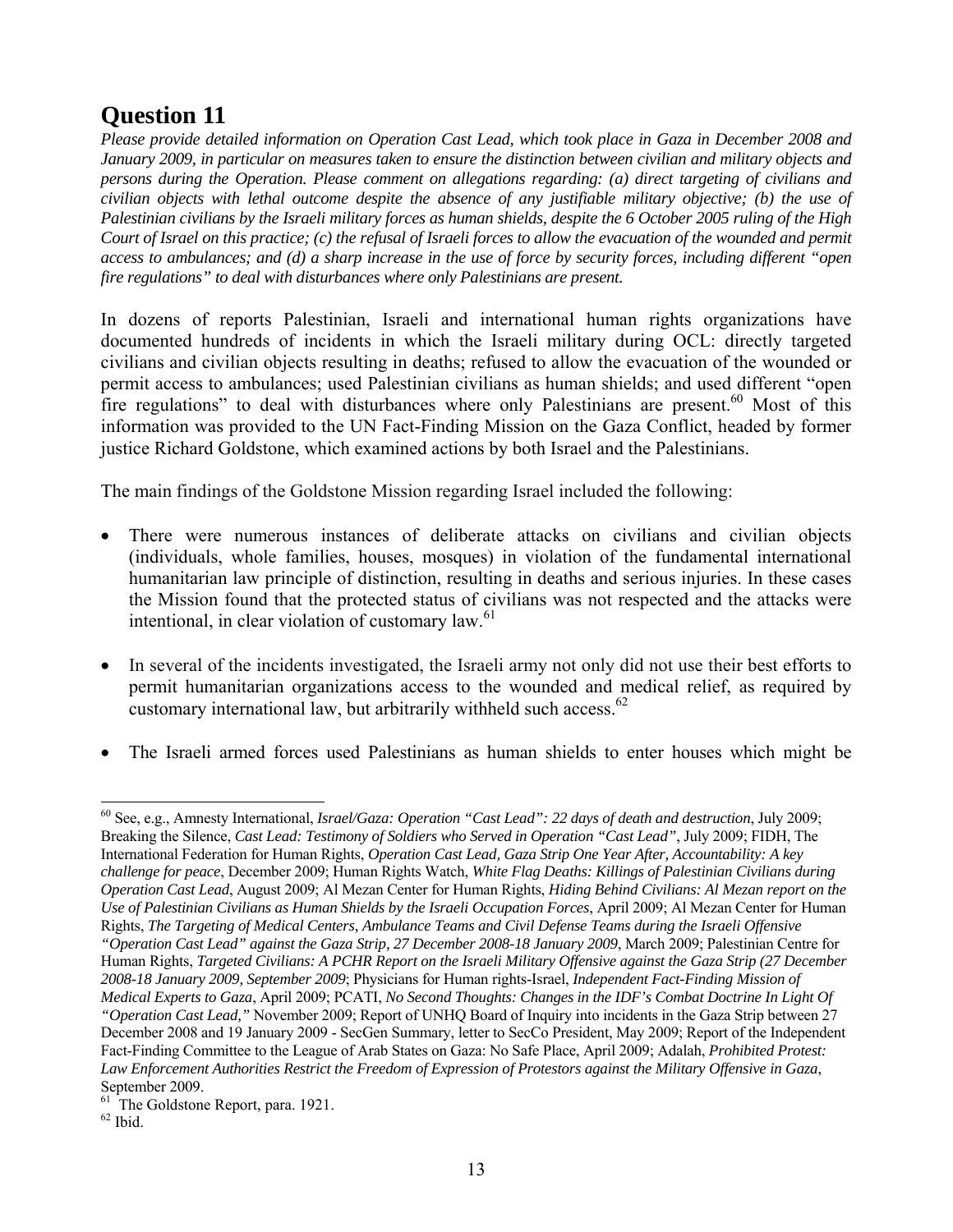# Question 11

*Please provide detailed information on Operation Cast Lead, which took place in Gaza in December 2008 and January 2009, in particular on measures taken to ensure the distinction between civilian and military objects and persons during the Operation. Please comment on allegations regarding: (a) direct targeting of civilians and civilian objects with lethal outcome despite the absence of any justifiable military objective; (b) the use of Palestinian civilians by the Israeli military forces as human shields, despite the 6 October 2005 ruling of the High Court of Israel on this practice; (c) the refusal of Israeli forces to allow the evacuation of the wounded and permit access to ambulances; and (d) a sharp increase in the use of force by security forces, including different "open fire regulations" to deal with disturbances where only Palestinians are present.*

In dozens of reports Palestinian, Israeli and international human rights organizations have documented hundreds of incidents in which the Israeli military during OCL: directly targeted civilians and civilian objects resulting in deaths; refused to allow the evacuation of the wounded or permit access to ambulances; used Palestinian civilians as human shields; and used different "open fire regulations" to deal with disturbances where only Palestinians are present.[60] Most of this information was provided to the UN Fact-Finding Mission on the Gaza Conflict, headed by former justice Richard Goldstone, which examined actions by both Israel and the Palestinians.

The main findings of the Goldstone Mission regarding Israel included the following:

- There were numerous instances of deliberate attacks on civilians and civilian objects (individuals, whole families, houses, mosques) in violation of the fundamental international humanitarian law principle of distinction, resulting in deaths and serious injuries. In these cases the Mission found that the protected status of civilians was not respected and the attacks were intentional, in clear violation of customary law.[61]

- In several of the incidents investigated, the Israeli army not only did not use their best efforts to permit humanitarian organizations access to the wounded and medical relief, as required by customary international law, but arbitrarily withheld such access.[62]

- The Israeli armed forces used Palestinians as human shields to enter houses which might be

---

[60] See, e.g., Amnesty International, *Israel/Gaza: Operation "Cast Lead": 22 days of death and destruction*, July 2009; Breaking the Silence, *Cast Lead: Testimony of Soldiers who Served in Operation "Cast Lead"*, July 2009; FIDH, The International Federation for Human Rights, *Operation Cast Lead, Gaza Strip One Year After, Accountability: A key challenge for peace*, December 2009; Human Rights Watch, *White Flag Deaths: Killings of Palestinian Civilians during Operation Cast Lead*, August 2009; Al Mezan Center for Human Rights, *Hiding Behind Civilians: Al Mezan report on the Use of Palestinian Civilians as Human Shields by the Israeli Occupation Forces*, April 2009; Al Mezan Center for Human Rights, *The Targeting of Medical Centers, Ambulance Teams and Civil Defense Teams during the Israeli Offensive "Operation Cast Lead" against the Gaza Strip, 27 December 2008-18 January 2009*, March 2009; Palestinian Centre for Human Rights, *Targeted Civilians: A PCHR Report on the Israeli Military Offensive against the Gaza Strip (27 December 2008-18 January 2009, September 2009*; Physicians for Human rights-Israel, *Independent Fact-Finding Mission of Medical Experts to Gaza*, April 2009; PCATI, *No Second Thoughts: Changes in the IDF's Combat Doctrine In Light Of "Operation Cast Lead,"* November 2009; Report of UNHQ Board of Inquiry into incidents in the Gaza Strip between 27 December 2008 and 19 January 2009 - SecGen Summary, letter to SecCo President, May 2009; Report of the Independent Fact-Finding Committee to the League of Arab States on Gaza: No Safe Place, April 2009; Adalah, *Prohibited Protest: Law Enforcement Authorities Restrict the Freedom of Expression of Protestors against the Military Offensive in Gaza*, September 2009.

[61] The Goldstone Report, para. 1921.

[62] Ibid.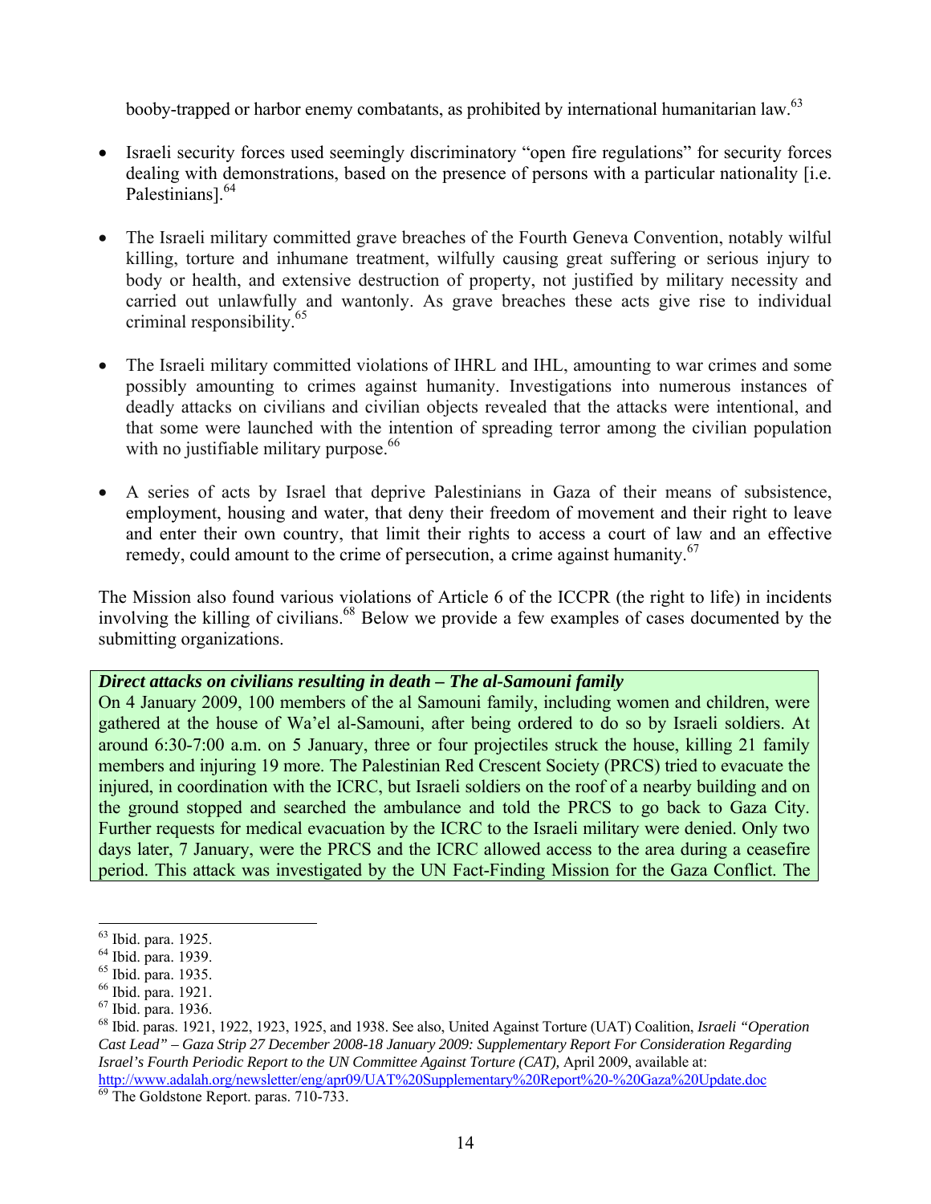booby-trapped or harbor enemy combatants, as prohibited by international humanitarian law.[63]

- Israeli security forces used seemingly discriminatory "open fire regulations" for security forces dealing with demonstrations, based on the presence of persons with a particular nationality [i.e. Palestinians].[64]

- The Israeli military committed grave breaches of the Fourth Geneva Convention, notably wilful killing, torture and inhumane treatment, wilfully causing great suffering or serious injury to body or health, and extensive destruction of property, not justified by military necessity and carried out unlawfully and wantonly. As grave breaches these acts give rise to individual criminal responsibility.[65]

- The Israeli military committed violations of IHRL and IHL, amounting to war crimes and some possibly amounting to crimes against humanity. Investigations into numerous instances of deadly attacks on civilians and civilian objects revealed that the attacks were intentional, and that some were launched with the intention of spreading terror among the civilian population with no justifiable military purpose.[66]

- A series of acts by Israel that deprive Palestinians in Gaza of their means of subsistence, employment, housing and water, that deny their freedom of movement and their right to leave and enter their own country, that limit their rights to access a court of law and an effective remedy, could amount to the crime of persecution, a crime against humanity.[67]

The Mission also found various violations of Article 6 of the ICCPR (the right to life) in incidents involving the killing of civilians.[68] Below we provide a few examples of cases documented by the submitting organizations.

***Direct attacks on civilians resulting in death – The al-Samouni family***

On 4 January 2009, 100 members of the al Samouni family, including women and children, were gathered at the house of Wa'el al-Samouni, after being ordered to do so by Israeli soldiers. At around 6:30-7:00 a.m. on 5 January, three or four projectiles struck the house, killing 21 family members and injuring 19 more. The Palestinian Red Crescent Society (PRCS) tried to evacuate the injured, in coordination with the ICRC, but Israeli soldiers on the roof of a nearby building and on the ground stopped and searched the ambulance and told the PRCS to go back to Gaza City. Further requests for medical evacuation by the ICRC to the Israeli military were denied. Only two days later, 7 January, were the PRCS and the ICRC allowed access to the area during a ceasefire period. This attack was investigated by the UN Fact-Finding Mission for the Gaza Conflict. The

---

[63] Ibid. para. 1925.

[64] Ibid. para. 1939.

[65] Ibid. para. 1935.

[66] Ibid. para. 1921.

[67] Ibid. para. 1936.

[68] Ibid. paras. 1921, 1922, 1923, 1925, and 1938. See also, United Against Torture (UAT) Coalition, *Israeli "Operation Cast Lead" – Gaza Strip 27 December 2008-18 January 2009: Supplementary Report For Consideration Regarding Israel's Fourth Periodic Report to the UN Committee Against Torture (CAT),* April 2009, available at: http://www.adalah.org/newsletter/eng/apr09/UAT%20Supplementary%20Report%20-%20Gaza%20Update.doc

[69] The Goldstone Report. paras. 710-733.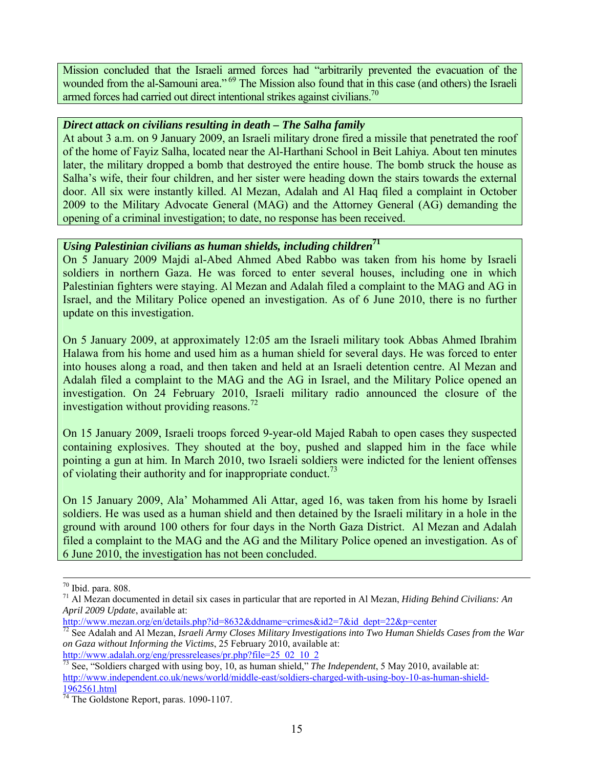Mission concluded that the Israeli armed forces had "arbitrarily prevented the evacuation of the wounded from the al-Samouni area."[69] The Mission also found that in this case (and others) the Israeli armed forces had carried out direct intentional strikes against civilians.[70]

***Direct attack on civilians resulting in death – The Salha family***

At about 3 a.m. on 9 January 2009, an Israeli military drone fired a missile that penetrated the roof of the home of Fayiz Salha, located near the Al-Harthani School in Beit Lahiya. About ten minutes later, the military dropped a bomb that destroyed the entire house. The bomb struck the house as Salha's wife, their four children, and her sister were heading down the stairs towards the external door. All six were instantly killed. Al Mezan, Adalah and Al Haq filed a complaint in October 2009 to the Military Advocate General (MAG) and the Attorney General (AG) demanding the opening of a criminal investigation; to date, no response has been received.

***Using Palestinian civilians as human shields, including children***[71]

On 5 January 2009 Majdi al-Abed Ahmed Abed Rabbo was taken from his home by Israeli soldiers in northern Gaza. He was forced to enter several houses, including one in which Palestinian fighters were staying. Al Mezan and Adalah filed a complaint to the MAG and AG in Israel, and the Military Police opened an investigation. As of 6 June 2010, there is no further update on this investigation.

On 5 January 2009, at approximately 12:05 am the Israeli military took Abbas Ahmed Ibrahim Halawa from his home and used him as a human shield for several days. He was forced to enter into houses along a road, and then taken and held at an Israeli detention centre. Al Mezan and Adalah filed a complaint to the MAG and the AG in Israel, and the Military Police opened an investigation. On 24 February 2010, Israeli military radio announced the closure of the investigation without providing reasons.[72]

On 15 January 2009, Israeli troops forced 9-year-old Majed Rabah to open cases they suspected containing explosives. They shouted at the boy, pushed and slapped him in the face while pointing a gun at him. In March 2010, two Israeli soldiers were indicted for the lenient offenses of violating their authority and for inappropriate conduct.[73]

On 15 January 2009, Ala' Mohammed Ali Attar, aged 16, was taken from his home by Israeli soldiers. He was used as a human shield and then detained by the Israeli military in a hole in the ground with around 100 others for four days in the North Gaza District. Al Mezan and Adalah filed a complaint to the MAG and the AG and the Military Police opened an investigation. As of 6 June 2010, the investigation has not been concluded.

---

[70] Ibid. para. 808.

[71] Al Mezan documented in detail six cases in particular that are reported in Al Mezan, *Hiding Behind Civilians: An April 2009 Update*, available at: http://www.mezan.org/en/details.php?id=8632&ddname=crimes&id2=7&id_dept=22&p=center

[72] See Adalah and Al Mezan, *Israeli Army Closes Military Investigations into Two Human Shields Cases from the War on Gaza without Informing the Victims*, 25 February 2010, available at: http://www.adalah.org/eng/pressreleases/pr.php?file=25_02_10_2

[73] See, "Soldiers charged with using boy, 10, as human shield," *The Independent*, 5 May 2010, available at: http://www.independent.co.uk/news/world/middle-east/soldiers-charged-with-using-boy-10-as-human-shield-1962561.html

[74] The Goldstone Report, paras. 1090-1107.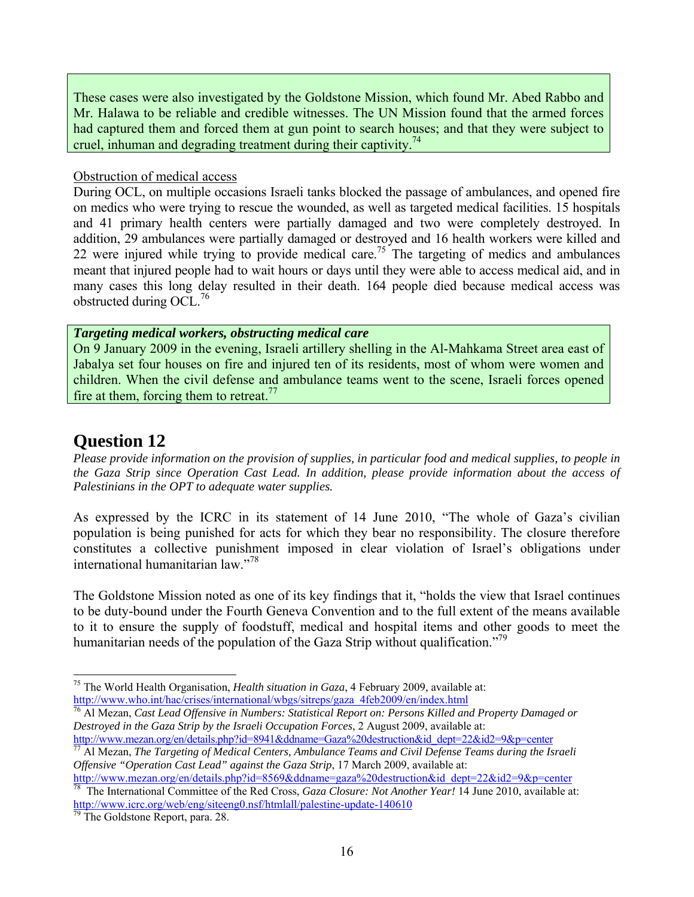These cases were also investigated by the Goldstone Mission, which found Mr. Abed Rabbo and Mr. Halawa to be reliable and credible witnesses. The UN Mission found that the armed forces had captured them and forced them at gun point to search houses; and that they were subject to cruel, inhuman and degrading treatment during their captivity.[74]

Obstruction of medical access

During OCL, on multiple occasions Israeli tanks blocked the passage of ambulances, and opened fire on medics who were trying to rescue the wounded, as well as targeted medical facilities. 15 hospitals and 41 primary health centers were partially damaged and two were completely destroyed. In addition, 29 ambulances were partially damaged or destroyed and 16 health workers were killed and 22 were injured while trying to provide medical care.[75] The targeting of medics and ambulances meant that injured people had to wait hours or days until they were able to access medical aid, and in many cases this long delay resulted in their death. 164 people died because medical access was obstructed during OCL.[76]

***Targeting medical workers, obstructing medical care***

On 9 January 2009 in the evening, Israeli artillery shelling in the Al-Mahkama Street area east of Jabalya set four houses on fire and injured ten of its residents, most of whom were women and children. When the civil defense and ambulance teams went to the scene, Israeli forces opened fire at them, forcing them to retreat.[77]

# Question 12

*Please provide information on the provision of supplies, in particular food and medical supplies, to people in the Gaza Strip since Operation Cast Lead. In addition, please provide information about the access of Palestinians in the OPT to adequate water supplies.*

As expressed by the ICRC in its statement of 14 June 2010, "The whole of Gaza's civilian population is being punished for acts for which they bear no responsibility. The closure therefore constitutes a collective punishment imposed in clear violation of Israel's obligations under international humanitarian law."[78]

The Goldstone Mission noted as one of its key findings that it, "holds the view that Israel continues to be duty-bound under the Fourth Geneva Convention and to the full extent of the means available to it to ensure the supply of foodstuff, medical and hospital items and other goods to meet the humanitarian needs of the population of the Gaza Strip without qualification."[79]

---

[75] The World Health Organisation, *Health situation in Gaza*, 4 February 2009, available at: http://www.who.int/hac/crises/international/wbgs/sitreps/gaza_4feb2009/en/index.html

[76] Al Mezan, *Cast Lead Offensive in Numbers: Statistical Report on: Persons Killed and Property Damaged or Destroyed in the Gaza Strip by the Israeli Occupation Forces*, 2 August 2009, available at: http://www.mezan.org/en/details.php?id=8941&ddname=Gaza%20destruction&id_dept=22&id2=9&p=center

[77] Al Mezan, *The Targeting of Medical Centers, Ambulance Teams and Civil Defense Teams during the Israeli Offensive "Operation Cast Lead" against the Gaza Strip*, 17 March 2009, available at: http://www.mezan.org/en/details.php?id=8569&ddname=gaza%20destruction&id_dept=22&id2=9&p=center

[78] The International Committee of the Red Cross, *Gaza Closure: Not Another Year!* 14 June 2010, available at: http://www.icrc.org/web/eng/siteeng0.nsf/htmlall/palestine-update-140610

[79] The Goldstone Report, para. 28.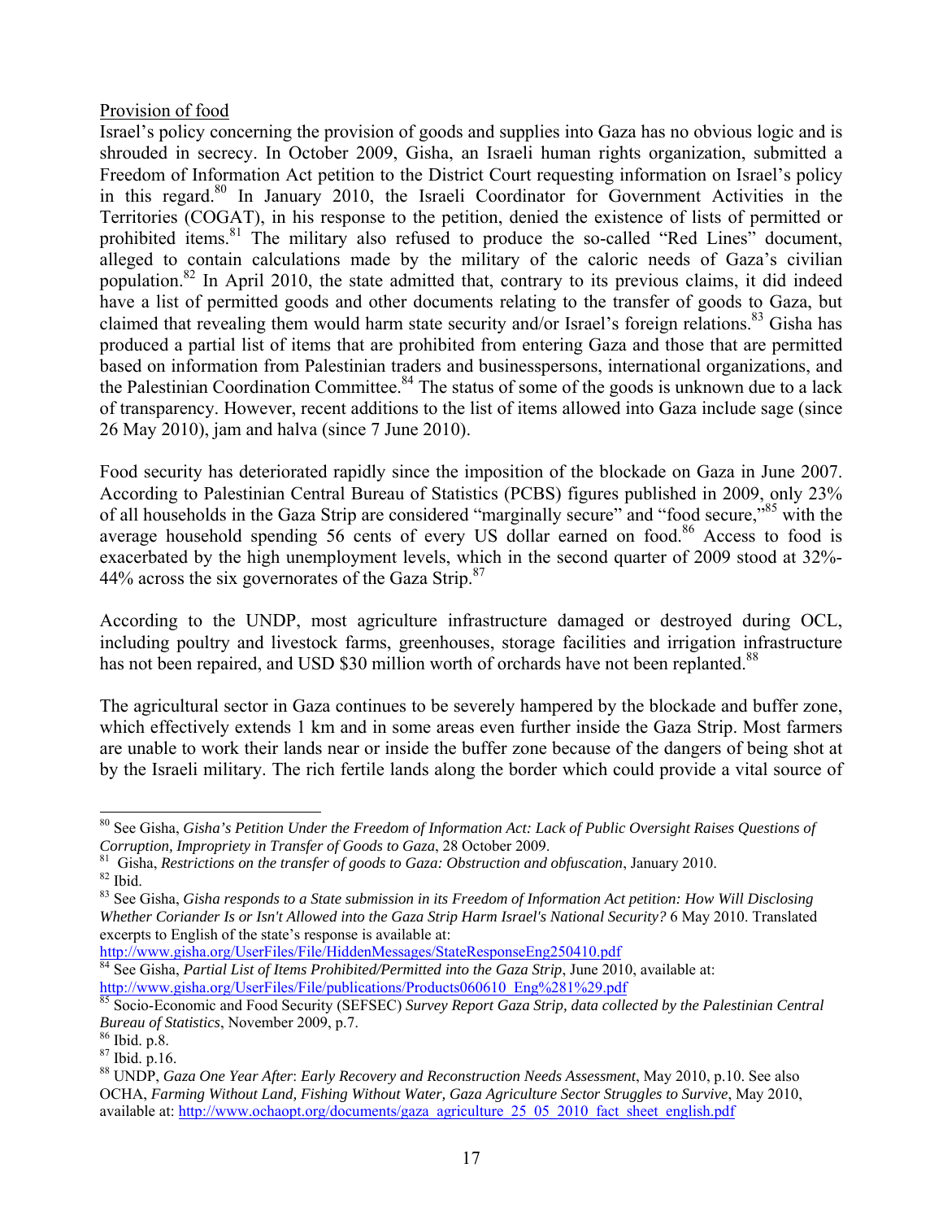Provision of food

Israel's policy concerning the provision of goods and supplies into Gaza has no obvious logic and is shrouded in secrecy. In October 2009, Gisha, an Israeli human rights organization, submitted a Freedom of Information Act petition to the District Court requesting information on Israel's policy in this regard.[80] In January 2010, the Israeli Coordinator for Government Activities in the Territories (COGAT), in his response to the petition, denied the existence of lists of permitted or prohibited items.[81] The military also refused to produce the so-called "Red Lines" document, alleged to contain calculations made by the military of the caloric needs of Gaza's civilian population.[82] In April 2010, the state admitted that, contrary to its previous claims, it did indeed have a list of permitted goods and other documents relating to the transfer of goods to Gaza, but claimed that revealing them would harm state security and/or Israel's foreign relations.[83] Gisha has produced a partial list of items that are prohibited from entering Gaza and those that are permitted based on information from Palestinian traders and businesspersons, international organizations, and the Palestinian Coordination Committee.[84] The status of some of the goods is unknown due to a lack of transparency. However, recent additions to the list of items allowed into Gaza include sage (since 26 May 2010), jam and halva (since 7 June 2010).

Food security has deteriorated rapidly since the imposition of the blockade on Gaza in June 2007. According to Palestinian Central Bureau of Statistics (PCBS) figures published in 2009, only 23% of all households in the Gaza Strip are considered "marginally secure" and "food secure,"[85] with the average household spending 56 cents of every US dollar earned on food.[86] Access to food is exacerbated by the high unemployment levels, which in the second quarter of 2009 stood at 32%-44% across the six governorates of the Gaza Strip.[87]

According to the UNDP, most agriculture infrastructure damaged or destroyed during OCL, including poultry and livestock farms, greenhouses, storage facilities and irrigation infrastructure has not been repaired, and USD $30 million worth of orchards have not been replanted.[88]

The agricultural sector in Gaza continues to be severely hampered by the blockade and buffer zone, which effectively extends 1 km and in some areas even further inside the Gaza Strip. Most farmers are unable to work their lands near or inside the buffer zone because of the dangers of being shot at by the Israeli military. The rich fertile lands along the border which could provide a vital source of

---

[80] See Gisha, *Gisha's Petition Under the Freedom of Information Act: Lack of Public Oversight Raises Questions of Corruption, Impropriety in Transfer of Goods to Gaza*, 28 October 2009.

[81] Gisha, *Restrictions on the transfer of goods to Gaza: Obstruction and obfuscation*, January 2010.

[82] Ibid.

[83] See Gisha, *Gisha responds to a State submission in its Freedom of Information Act petition: How Will Disclosing Whether Coriander Is or Isn't Allowed into the Gaza Strip Harm Israel's National Security?* 6 May 2010. Translated excerpts to English of the state's response is available at: http://www.gisha.org/UserFiles/File/HiddenMessages/StateResponseEng250410.pdf

[84] See Gisha, *Partial List of Items Prohibited/Permitted into the Gaza Strip*, June 2010, available at: http://www.gisha.org/UserFiles/File/publications/Products060610_Eng%281%29.pdf

[85] Socio-Economic and Food Security (SEFSEC) *Survey Report Gaza Strip, data collected by the Palestinian Central Bureau of Statistics*, November 2009, p.7.

[86] Ibid. p.8.

[87] Ibid. p.16.

[88] UNDP, *Gaza One Year After*: *Early Recovery and Reconstruction Needs Assessment*, May 2010, p.10. See also OCHA, *Farming Without Land, Fishing Without Water, Gaza Agriculture Sector Struggles to Survive*, May 2010, available at: http://www.ochaopt.org/documents/gaza_agriculture_25_05_2010_fact_sheet_english.pdf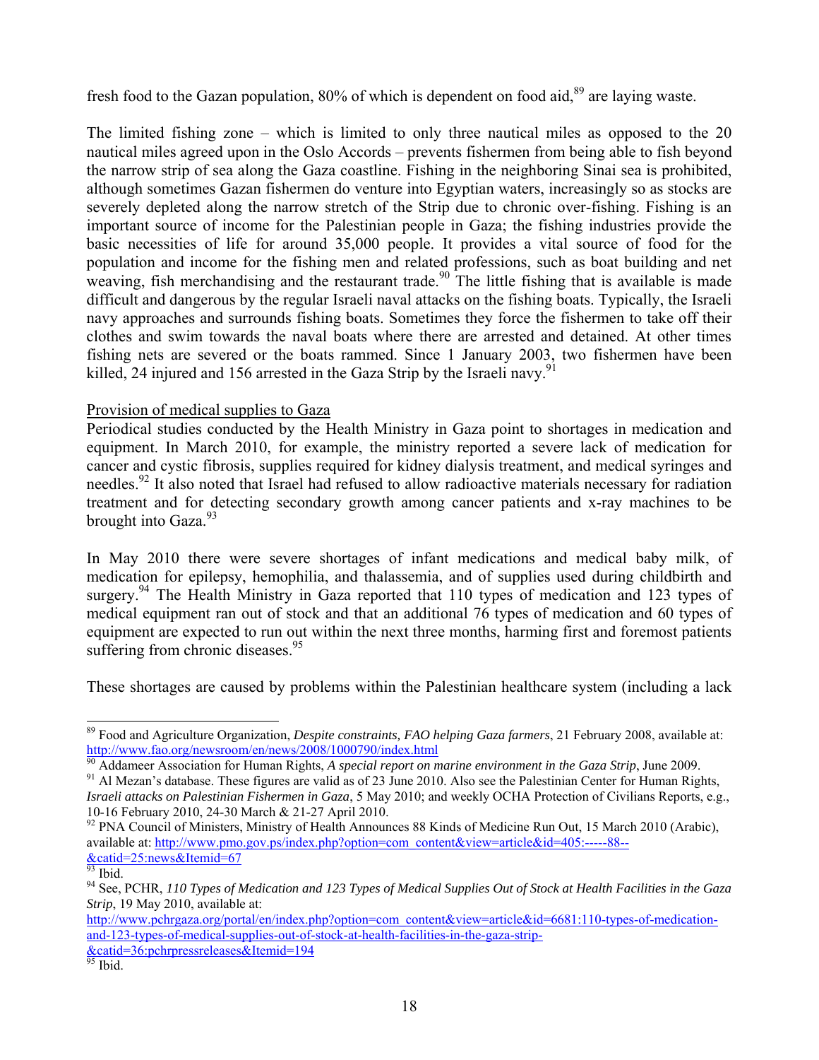fresh food to the Gazan population, 80% of which is dependent on food aid,[89] are laying waste.

The limited fishing zone – which is limited to only three nautical miles as opposed to the 20 nautical miles agreed upon in the Oslo Accords – prevents fishermen from being able to fish beyond the narrow strip of sea along the Gaza coastline. Fishing in the neighboring Sinai sea is prohibited, although sometimes Gazan fishermen do venture into Egyptian waters, increasingly so as stocks are severely depleted along the narrow stretch of the Strip due to chronic over-fishing. Fishing is an important source of income for the Palestinian people in Gaza; the fishing industries provide the basic necessities of life for around 35,000 people. It provides a vital source of food for the population and income for the fishing men and related professions, such as boat building and net weaving, fish merchandising and the restaurant trade.[90] The little fishing that is available is made difficult and dangerous by the regular Israeli naval attacks on the fishing boats. Typically, the Israeli navy approaches and surrounds fishing boats. Sometimes they force the fishermen to take off their clothes and swim towards the naval boats where there are arrested and detained. At other times fishing nets are severed or the boats rammed. Since 1 January 2003, two fishermen have been killed, 24 injured and 156 arrested in the Gaza Strip by the Israeli navy.[91]

Provision of medical supplies to Gaza

Periodical studies conducted by the Health Ministry in Gaza point to shortages in medication and equipment. In March 2010, for example, the ministry reported a severe lack of medication for cancer and cystic fibrosis, supplies required for kidney dialysis treatment, and medical syringes and needles.[92] It also noted that Israel had refused to allow radioactive materials necessary for radiation treatment and for detecting secondary growth among cancer patients and x-ray machines to be brought into Gaza.[93]

In May 2010 there were severe shortages of infant medications and medical baby milk, of medication for epilepsy, hemophilia, and thalassemia, and of supplies used during childbirth and surgery.[94] The Health Ministry in Gaza reported that 110 types of medication and 123 types of medical equipment ran out of stock and that an additional 76 types of medication and 60 types of equipment are expected to run out within the next three months, harming first and foremost patients suffering from chronic diseases.[95]

These shortages are caused by problems within the Palestinian healthcare system (including a lack

---

[89] Food and Agriculture Organization, *Despite constraints, FAO helping Gaza farmers*, 21 February 2008, available at: http://www.fao.org/newsroom/en/news/2008/1000790/index.html

[90] Addameer Association for Human Rights, *A special report on marine environment in the Gaza Strip*, June 2009.

[91] Al Mezan's database. These figures are valid as of 23 June 2010. Also see the Palestinian Center for Human Rights, *Israeli attacks on Palestinian Fishermen in Gaza*, 5 May 2010; and weekly OCHA Protection of Civilians Reports, e.g., 10-16 February 2010, 24-30 March & 21-27 April 2010.

[92] PNA Council of Ministers, Ministry of Health Announces 88 Kinds of Medicine Run Out, 15 March 2010 (Arabic), available at: http://www.pmo.gov.ps/index.php?option=com_content&view=article&id=405:-----88--&catid=25:news&Itemid=67

[93] Ibid.

[94] See, PCHR, *110 Types of Medication and 123 Types of Medical Supplies Out of Stock at Health Facilities in the Gaza Strip*, 19 May 2010, available at: http://www.pchrgaza.org/portal/en/index.php?option=com_content&view=article&id=6681:110-types-of-medication-and-123-types-of-medical-supplies-out-of-stock-at-health-facilities-in-the-gaza-strip-&catid=36:pchrpressreleases&Itemid=194

[95] Ibid.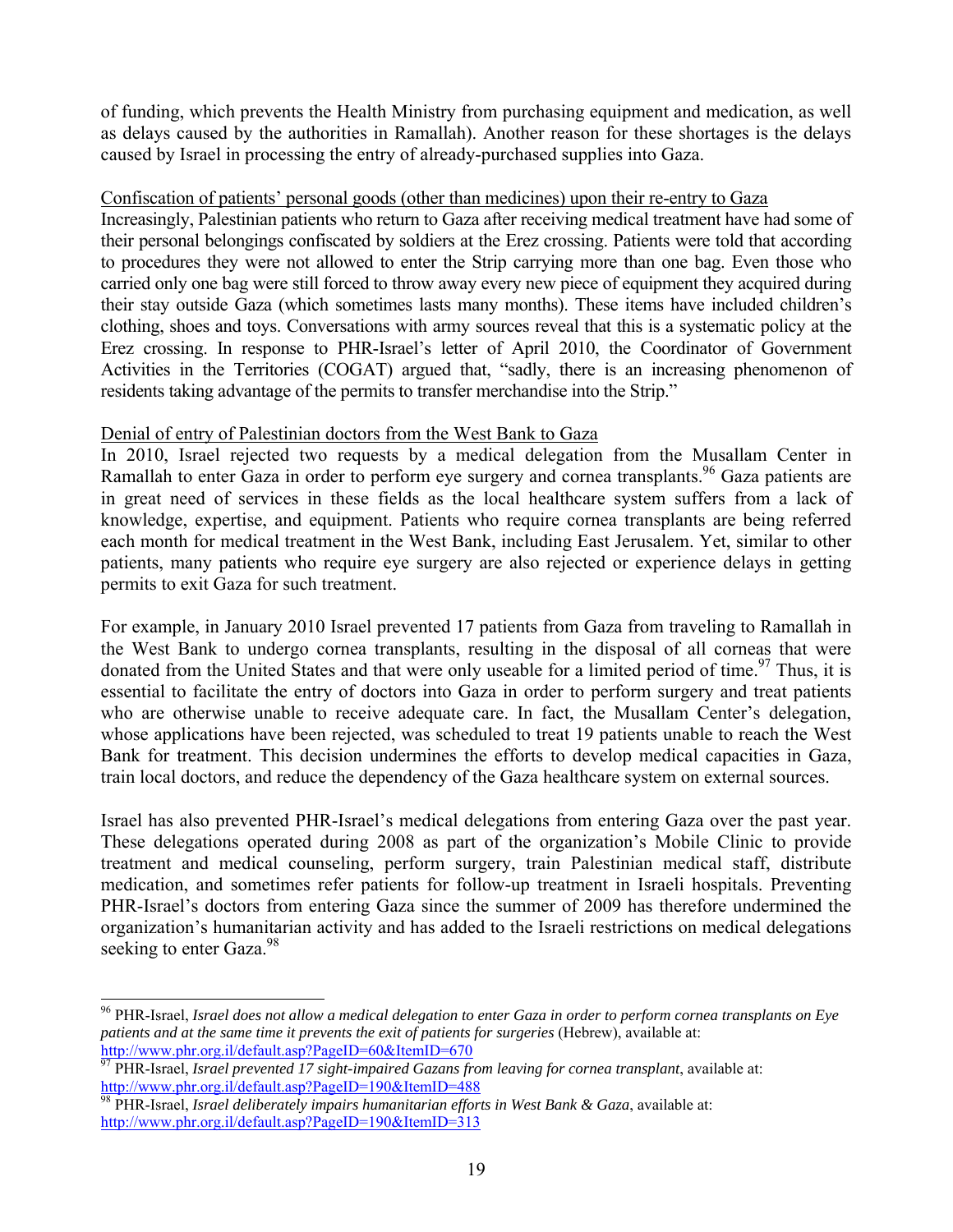of funding, which prevents the Health Ministry from purchasing equipment and medication, as well as delays caused by the authorities in Ramallah). Another reason for these shortages is the delays caused by Israel in processing the entry of already-purchased supplies into Gaza.

<u>Confiscation of patients' personal goods (other than medicines) upon their re-entry to Gaza</u>

Increasingly, Palestinian patients who return to Gaza after receiving medical treatment have had some of their personal belongings confiscated by soldiers at the Erez crossing. Patients were told that according to procedures they were not allowed to enter the Strip carrying more than one bag. Even those who carried only one bag were still forced to throw away every new piece of equipment they acquired during their stay outside Gaza (which sometimes lasts many months). These items have included children's clothing, shoes and toys. Conversations with army sources reveal that this is a systematic policy at the Erez crossing. In response to PHR-Israel's letter of April 2010, the Coordinator of Government Activities in the Territories (COGAT) argued that, "sadly, there is an increasing phenomenon of residents taking advantage of the permits to transfer merchandise into the Strip."

<u>Denial of entry of Palestinian doctors from the West Bank to Gaza</u>

In 2010, Israel rejected two requests by a medical delegation from the Musallam Center in Ramallah to enter Gaza in order to perform eye surgery and cornea transplants.[96] Gaza patients are in great need of services in these fields as the local healthcare system suffers from a lack of knowledge, expertise, and equipment. Patients who require cornea transplants are being referred each month for medical treatment in the West Bank, including East Jerusalem. Yet, similar to other patients, many patients who require eye surgery are also rejected or experience delays in getting permits to exit Gaza for such treatment.

For example, in January 2010 Israel prevented 17 patients from Gaza from traveling to Ramallah in the West Bank to undergo cornea transplants, resulting in the disposal of all corneas that were donated from the United States and that were only useable for a limited period of time.[97] Thus, it is essential to facilitate the entry of doctors into Gaza in order to perform surgery and treat patients who are otherwise unable to receive adequate care. In fact, the Musallam Center's delegation, whose applications have been rejected, was scheduled to treat 19 patients unable to reach the West Bank for treatment. This decision undermines the efforts to develop medical capacities in Gaza, train local doctors, and reduce the dependency of the Gaza healthcare system on external sources.

Israel has also prevented PHR-Israel's medical delegations from entering Gaza over the past year. These delegations operated during 2008 as part of the organization's Mobile Clinic to provide treatment and medical counseling, perform surgery, train Palestinian medical staff, distribute medication, and sometimes refer patients for follow-up treatment in Israeli hospitals. Preventing PHR-Israel's doctors from entering Gaza since the summer of 2009 has therefore undermined the organization's humanitarian activity and has added to the Israeli restrictions on medical delegations seeking to enter Gaza.[98]

---

[96] PHR-Israel, *Israel does not allow a medical delegation to enter Gaza in order to perform cornea transplants on Eye patients and at the same time it prevents the exit of patients for surgeries* (Hebrew), available at: http://www.phr.org.il/default.asp?PageID=60&ItemID=670

[97] PHR-Israel, *Israel prevented 17 sight-impaired Gazans from leaving for cornea transplant*, available at: http://www.phr.org.il/default.asp?PageID=190&ItemID=488

[98] PHR-Israel, *Israel deliberately impairs humanitarian efforts in West Bank & Gaza*, available at: http://www.phr.org.il/default.asp?PageID=190&ItemID=313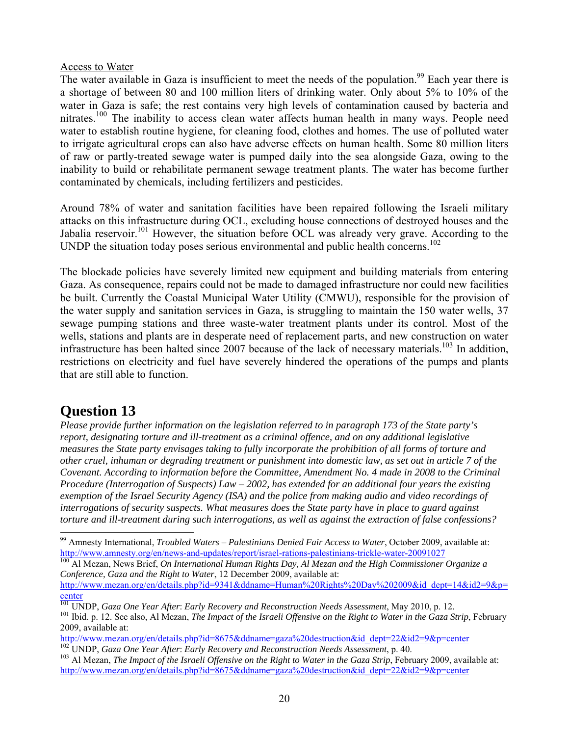Access to Water

The water available in Gaza is insufficient to meet the needs of the population.[99] Each year there is a shortage of between 80 and 100 million liters of drinking water. Only about 5% to 10% of the water in Gaza is safe; the rest contains very high levels of contamination caused by bacteria and nitrates.[100] The inability to access clean water affects human health in many ways. People need water to establish routine hygiene, for cleaning food, clothes and homes. The use of polluted water to irrigate agricultural crops can also have adverse effects on human health. Some 80 million liters of raw or partly-treated sewage water is pumped daily into the sea alongside Gaza, owing to the inability to build or rehabilitate permanent sewage treatment plants. The water has become further contaminated by chemicals, including fertilizers and pesticides.

Around 78% of water and sanitation facilities have been repaired following the Israeli military attacks on this infrastructure during OCL, excluding house connections of destroyed houses and the Jabalia reservoir.[101] However, the situation before OCL was already very grave. According to the UNDP the situation today poses serious environmental and public health concerns.[102]

The blockade policies have severely limited new equipment and building materials from entering Gaza. As consequence, repairs could not be made to damaged infrastructure nor could new facilities be built. Currently the Coastal Municipal Water Utility (CMWU), responsible for the provision of the water supply and sanitation services in Gaza, is struggling to maintain the 150 water wells, 37 sewage pumping stations and three waste-water treatment plants under its control. Most of the wells, stations and plants are in desperate need of replacement parts, and new construction on water infrastructure has been halted since 2007 because of the lack of necessary materials.[103] In addition, restrictions on electricity and fuel have severely hindered the operations of the pumps and plants that are still able to function.

# Question 13

*Please provide further information on the legislation referred to in paragraph 173 of the State party's report, designating torture and ill-treatment as a criminal offence, and on any additional legislative measures the State party envisages taking to fully incorporate the prohibition of all forms of torture and other cruel, inhuman or degrading treatment or punishment into domestic law, as set out in article 7 of the Covenant. According to information before the Committee, Amendment No. 4 made in 2008 to the Criminal Procedure (Interrogation of Suspects) Law – 2002, has extended for an additional four years the existing exemption of the Israel Security Agency (ISA) and the police from making audio and video recordings of interrogations of security suspects. What measures does the State party have in place to guard against torture and ill-treatment during such interrogations, as well as against the extraction of false confessions?*

---

[99] Amnesty International, *Troubled Waters – Palestinians Denied Fair Access to Water*, October 2009, available at: http://www.amnesty.org/en/news-and-updates/report/israel-rations-palestinians-trickle-water-20091027

[100] Al Mezan, News Brief, *On International Human Rights Day, Al Mezan and the High Commissioner Organize a Conference, Gaza and the Right to Water*, 12 December 2009, available at: http://www.mezan.org/en/details.php?id=9341&ddname=Human%20Rights%20Day%202009&id_dept=14&id2=9&p=center

[101] UNDP, *Gaza One Year After*: *Early Recovery and Reconstruction Needs Assessment*, May 2010, p. 12.

[101] Ibid. p. 12. See also, Al Mezan, *The Impact of the Israeli Offensive on the Right to Water in the Gaza Strip*, February 2009, available at: http://www.mezan.org/en/details.php?id=8675&ddname=gaza%20destruction&id_dept=22&id2=9&p=center

[102] UNDP, *Gaza One Year After*: *Early Recovery and Reconstruction Needs Assessment*, p. 40.

[103] Al Mezan, *The Impact of the Israeli Offensive on the Right to Water in the Gaza Strip*, February 2009, available at: http://www.mezan.org/en/details.php?id=8675&ddname=gaza%20destruction&id_dept=22&id2=9&p=center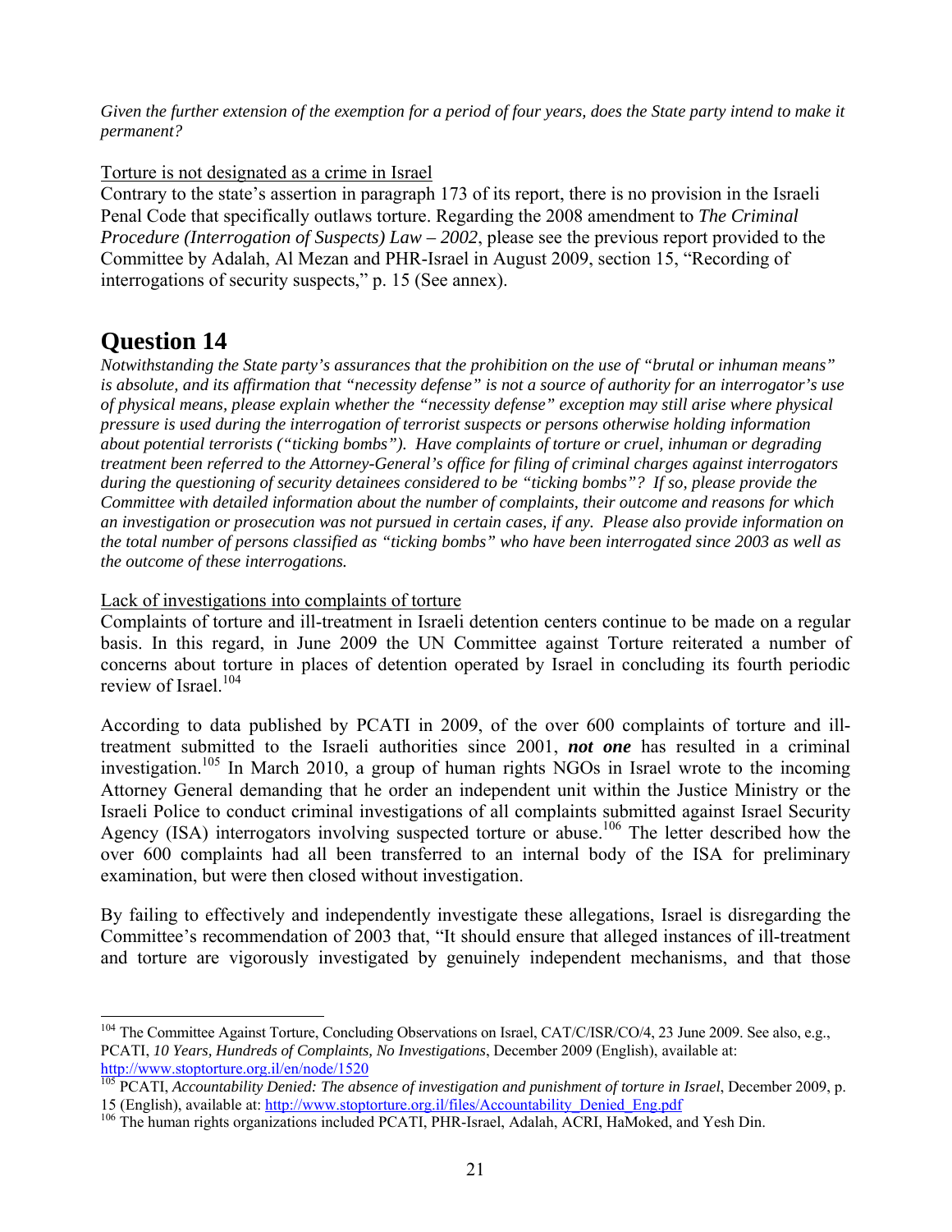*Given the further extension of the exemption for a period of four years, does the State party intend to make it permanent?*

Torture is not designated as a crime in Israel

Contrary to the state's assertion in paragraph 173 of its report, there is no provision in the Israeli Penal Code that specifically outlaws torture. Regarding the 2008 amendment to *The Criminal Procedure (Interrogation of Suspects) Law – 2002*, please see the previous report provided to the Committee by Adalah, Al Mezan and PHR-Israel in August 2009, section 15, "Recording of interrogations of security suspects," p. 15 (See annex).

# Question 14

*Notwithstanding the State party's assurances that the prohibition on the use of "brutal or inhuman means" is absolute, and its affirmation that "necessity defense" is not a source of authority for an interrogator's use of physical means, please explain whether the "necessity defense" exception may still arise where physical pressure is used during the interrogation of terrorist suspects or persons otherwise holding information about potential terrorists ("ticking bombs"). Have complaints of torture or cruel, inhuman or degrading treatment been referred to the Attorney-General's office for filing of criminal charges against interrogators during the questioning of security detainees considered to be "ticking bombs"? If so, please provide the Committee with detailed information about the number of complaints, their outcome and reasons for which an investigation or prosecution was not pursued in certain cases, if any. Please also provide information on the total number of persons classified as "ticking bombs" who have been interrogated since 2003 as well as the outcome of these interrogations.*

Lack of investigations into complaints of torture

Complaints of torture and ill-treatment in Israeli detention centers continue to be made on a regular basis. In this regard, in June 2009 the UN Committee against Torture reiterated a number of concerns about torture in places of detention operated by Israel in concluding its fourth periodic review of Israel.[104]

According to data published by PCATI in 2009, of the over 600 complaints of torture and ill-treatment submitted to the Israeli authorities since 2001, ***not one*** has resulted in a criminal investigation.[105] In March 2010, a group of human rights NGOs in Israel wrote to the incoming Attorney General demanding that he order an independent unit within the Justice Ministry or the Israeli Police to conduct criminal investigations of all complaints submitted against Israel Security Agency (ISA) interrogators involving suspected torture or abuse.[106] The letter described how the over 600 complaints had all been transferred to an internal body of the ISA for preliminary examination, but were then closed without investigation.

By failing to effectively and independently investigate these allegations, Israel is disregarding the Committee's recommendation of 2003 that, "It should ensure that alleged instances of ill-treatment and torture are vigorously investigated by genuinely independent mechanisms, and that those

---

[104] The Committee Against Torture, Concluding Observations on Israel, CAT/C/ISR/CO/4, 23 June 2009. See also, e.g., PCATI, *10 Years, Hundreds of Complaints, No Investigations*, December 2009 (English), available at: http://www.stoptorture.org.il/en/node/1520

[105] PCATI, *Accountability Denied: The absence of investigation and punishment of torture in Israel*, December 2009, p. 15 (English), available at: http://www.stoptorture.org.il/files/Accountability_Denied_Eng.pdf

[106] The human rights organizations included PCATI, PHR-Israel, Adalah, ACRI, HaMoked, and Yesh Din.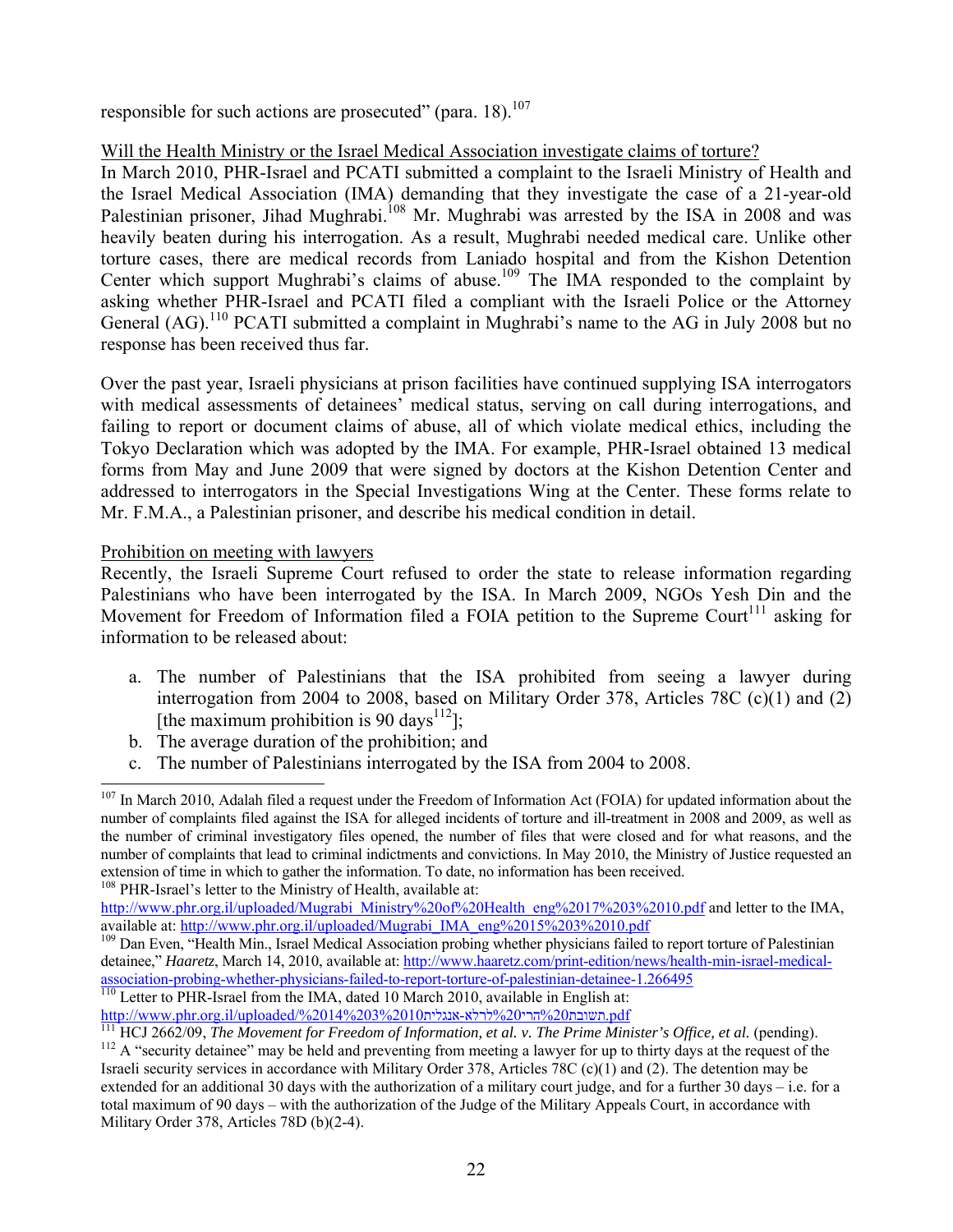responsible for such actions are prosecuted" (para. 18).[107]

Will the Health Ministry or the Israel Medical Association investigate claims of torture?

In March 2010, PHR-Israel and PCATI submitted a complaint to the Israeli Ministry of Health and the Israel Medical Association (IMA) demanding that they investigate the case of a 21-year-old Palestinian prisoner, Jihad Mughrabi.[108] Mr. Mughrabi was arrested by the ISA in 2008 and was heavily beaten during his interrogation. As a result, Mughrabi needed medical care. Unlike other torture cases, there are medical records from Laniado hospital and from the Kishon Detention Center which support Mughrabi's claims of abuse.[109] The IMA responded to the complaint by asking whether PHR-Israel and PCATI filed a compliant with the Israeli Police or the Attorney General (AG).[110] PCATI submitted a complaint in Mughrabi's name to the AG in July 2008 but no response has been received thus far.

Over the past year, Israeli physicians at prison facilities have continued supplying ISA interrogators with medical assessments of detainees' medical status, serving on call during interrogations, and failing to report or document claims of abuse, all of which violate medical ethics, including the Tokyo Declaration which was adopted by the IMA. For example, PHR-Israel obtained 13 medical forms from May and June 2009 that were signed by doctors at the Kishon Detention Center and addressed to interrogators in the Special Investigations Wing at the Center. These forms relate to Mr. F.M.A., a Palestinian prisoner, and describe his medical condition in detail.

Prohibition on meeting with lawyers

Recently, the Israeli Supreme Court refused to order the state to release information regarding Palestinians who have been interrogated by the ISA. In March 2009, NGOs Yesh Din and the Movement for Freedom of Information filed a FOIA petition to the Supreme Court[111] asking for information to be released about:

a. The number of Palestinians that the ISA prohibited from seeing a lawyer during interrogation from 2004 to 2008, based on Military Order 378, Articles 78C (c)(1) and (2) [the maximum prohibition is 90 days[112]];
b. The average duration of the prohibition; and
c. The number of Palestinians interrogated by the ISA from 2004 to 2008.

---

[107] In March 2010, Adalah filed a request under the Freedom of Information Act (FOIA) for updated information about the number of complaints filed against the ISA for alleged incidents of torture and ill-treatment in 2008 and 2009, as well as the number of criminal investigatory files opened, the number of files that were closed and for what reasons, and the number of complaints that lead to criminal indictments and convictions. In May 2010, the Ministry of Justice requested an extension of time in which to gather the information. To date, no information has been received.

[108] PHR-Israel's letter to the Ministry of Health, available at: http://www.phr.org.il/uploaded/Mugrabi_Ministry%20of%20Health_eng%2017%203%2010.pdf and letter to the IMA, available at: http://www.phr.org.il/uploaded/Mugrabi_IMA_eng%2015%203%2010.pdf

[109] Dan Even, "Health Min., Israel Medical Association probing whether physicians failed to report torture of Palestinian detainee," *Haaretz*, March 14, 2010, available at: http://www.haaretz.com/print-edition/news/health-min-israel-medical-association-probing-whether-physicians-failed-to-report-torture-of-palestinian-detainee-1.266495

[110] Letter to PHR-Israel from the IMA, dated 10 March 2010, available in English at: http://www.phr.org.il/uploaded/%2014%203%2010תשובת%20הר״י%20לרלא-אנגלית.pdf

[111] HCJ 2662/09, *The Movement for Freedom of Information, et al. v. The Prime Minister's Office, et al.* (pending).

[112] A "security detainee" may be held and preventing from meeting a lawyer for up to thirty days at the request of the Israeli security services in accordance with Military Order 378, Articles 78C (c)(1) and (2). The detention may be extended for an additional 30 days with the authorization of a military court judge, and for a further 30 days – i.e. for a total maximum of 90 days – with the authorization of the Judge of the Military Appeals Court, in accordance with Military Order 378, Articles 78D (b)(2-4).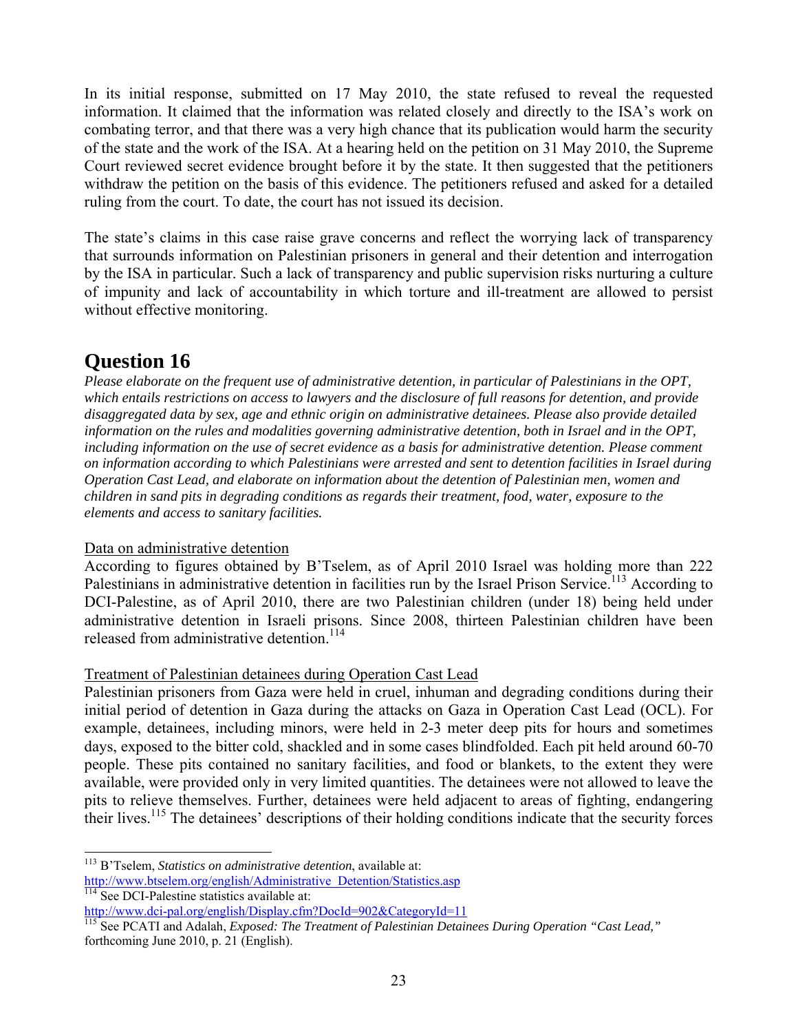In its initial response, submitted on 17 May 2010, the state refused to reveal the requested information. It claimed that the information was related closely and directly to the ISA's work on combating terror, and that there was a very high chance that its publication would harm the security of the state and the work of the ISA. At a hearing held on the petition on 31 May 2010, the Supreme Court reviewed secret evidence brought before it by the state. It then suggested that the petitioners withdraw the petition on the basis of this evidence. The petitioners refused and asked for a detailed ruling from the court. To date, the court has not issued its decision.

The state's claims in this case raise grave concerns and reflect the worrying lack of transparency that surrounds information on Palestinian prisoners in general and their detention and interrogation by the ISA in particular. Such a lack of transparency and public supervision risks nurturing a culture of impunity and lack of accountability in which torture and ill-treatment are allowed to persist without effective monitoring.

# Question 16

*Please elaborate on the frequent use of administrative detention, in particular of Palestinians in the OPT, which entails restrictions on access to lawyers and the disclosure of full reasons for detention, and provide disaggregated data by sex, age and ethnic origin on administrative detainees. Please also provide detailed information on the rules and modalities governing administrative detention, both in Israel and in the OPT, including information on the use of secret evidence as a basis for administrative detention. Please comment on information according to which Palestinians were arrested and sent to detention facilities in Israel during Operation Cast Lead, and elaborate on information about the detention of Palestinian men, women and children in sand pits in degrading conditions as regards their treatment, food, water, exposure to the elements and access to sanitary facilities.*

<u>Data on administrative detention</u>

According to figures obtained by B'Tselem, as of April 2010 Israel was holding more than 222 Palestinians in administrative detention in facilities run by the Israel Prison Service.[113] According to DCI-Palestine, as of April 2010, there are two Palestinian children (under 18) being held under administrative detention in Israeli prisons. Since 2008, thirteen Palestinian children have been released from administrative detention.[114]

<u>Treatment of Palestinian detainees during Operation Cast Lead</u>

Palestinian prisoners from Gaza were held in cruel, inhuman and degrading conditions during their initial period of detention in Gaza during the attacks on Gaza in Operation Cast Lead (OCL). For example, detainees, including minors, were held in 2-3 meter deep pits for hours and sometimes days, exposed to the bitter cold, shackled and in some cases blindfolded. Each pit held around 60-70 people. These pits contained no sanitary facilities, and food or blankets, to the extent they were available, were provided only in very limited quantities. The detainees were not allowed to leave the pits to relieve themselves. Further, detainees were held adjacent to areas of fighting, endangering their lives.[115] The detainees' descriptions of their holding conditions indicate that the security forces

---

[113] B'Tselem, *Statistics on administrative detention*, available at: http://www.btselem.org/english/Administrative_Detention/Statistics.asp

[114] See DCI-Palestine statistics available at: http://www.dci-pal.org/english/Display.cfm?DocId=902&CategoryId=11

[115] See PCATI and Adalah, *Exposed: The Treatment of Palestinian Detainees During Operation "Cast Lead,"* forthcoming June 2010, p. 21 (English).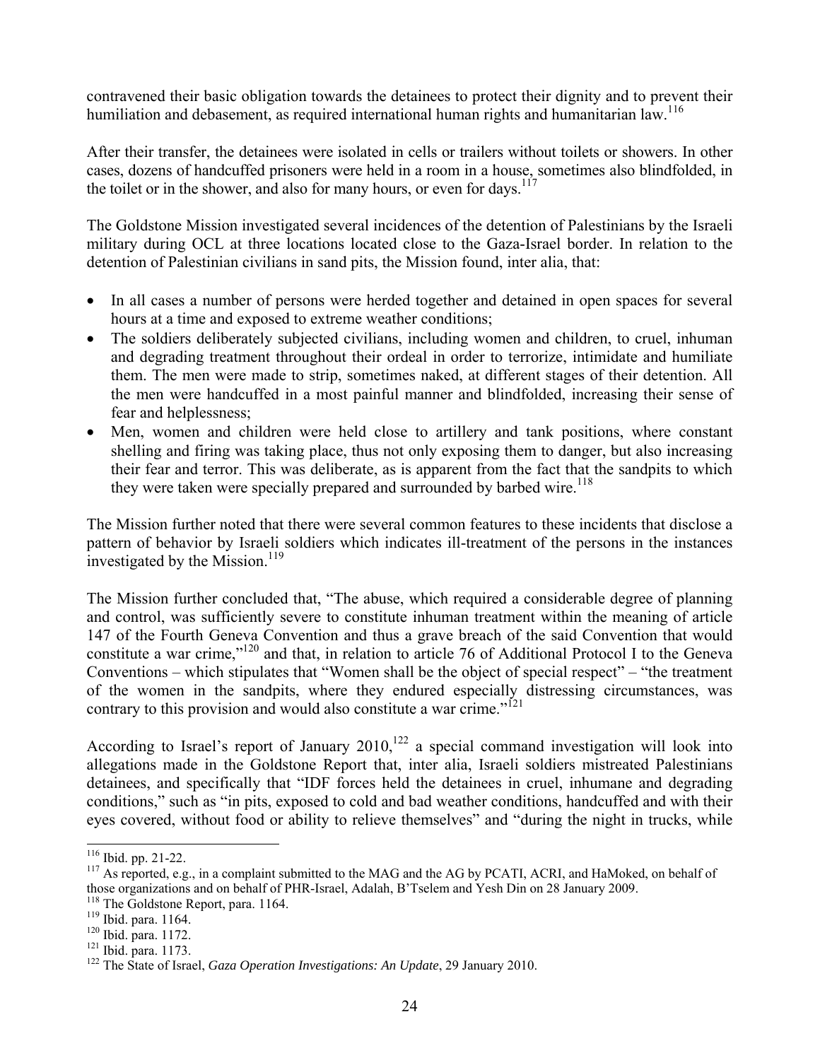contravened their basic obligation towards the detainees to protect their dignity and to prevent their humiliation and debasement, as required international human rights and humanitarian law.[116]

After their transfer, the detainees were isolated in cells or trailers without toilets or showers. In other cases, dozens of handcuffed prisoners were held in a room in a house, sometimes also blindfolded, in the toilet or in the shower, and also for many hours, or even for days.[117]

The Goldstone Mission investigated several incidences of the detention of Palestinians by the Israeli military during OCL at three locations located close to the Gaza-Israel border. In relation to the detention of Palestinian civilians in sand pits, the Mission found, inter alia, that:

- In all cases a number of persons were herded together and detained in open spaces for several hours at a time and exposed to extreme weather conditions;
- The soldiers deliberately subjected civilians, including women and children, to cruel, inhuman and degrading treatment throughout their ordeal in order to terrorize, intimidate and humiliate them. The men were made to strip, sometimes naked, at different stages of their detention. All the men were handcuffed in a most painful manner and blindfolded, increasing their sense of fear and helplessness;
- Men, women and children were held close to artillery and tank positions, where constant shelling and firing was taking place, thus not only exposing them to danger, but also increasing their fear and terror. This was deliberate, as is apparent from the fact that the sandpits to which they were taken were specially prepared and surrounded by barbed wire.[118]

The Mission further noted that there were several common features to these incidents that disclose a pattern of behavior by Israeli soldiers which indicates ill-treatment of the persons in the instances investigated by the Mission.[119]

The Mission further concluded that, "The abuse, which required a considerable degree of planning and control, was sufficiently severe to constitute inhuman treatment within the meaning of article 147 of the Fourth Geneva Convention and thus a grave breach of the said Convention that would constitute a war crime,"[120] and that, in relation to article 76 of Additional Protocol I to the Geneva Conventions – which stipulates that "Women shall be the object of special respect" – "the treatment of the women in the sandpits, where they endured especially distressing circumstances, was contrary to this provision and would also constitute a war crime."[121]

According to Israel's report of January 2010,[122] a special command investigation will look into allegations made in the Goldstone Report that, inter alia, Israeli soldiers mistreated Palestinians detainees, and specifically that "IDF forces held the detainees in cruel, inhumane and degrading conditions," such as "in pits, exposed to cold and bad weather conditions, handcuffed and with their eyes covered, without food or ability to relieve themselves" and "during the night in trucks, while

---

[116] Ibid. pp. 21-22.

[117] As reported, e.g., in a complaint submitted to the MAG and the AG by PCATI, ACRI, and HaMoked, on behalf of those organizations and on behalf of PHR-Israel, Adalah, B'Tselem and Yesh Din on 28 January 2009.

[118] The Goldstone Report, para. 1164.

[119] Ibid. para. 1164.

[120] Ibid. para. 1172.

[121] Ibid. para. 1173.

[122] The State of Israel, *Gaza Operation Investigations: An Update*, 29 January 2010.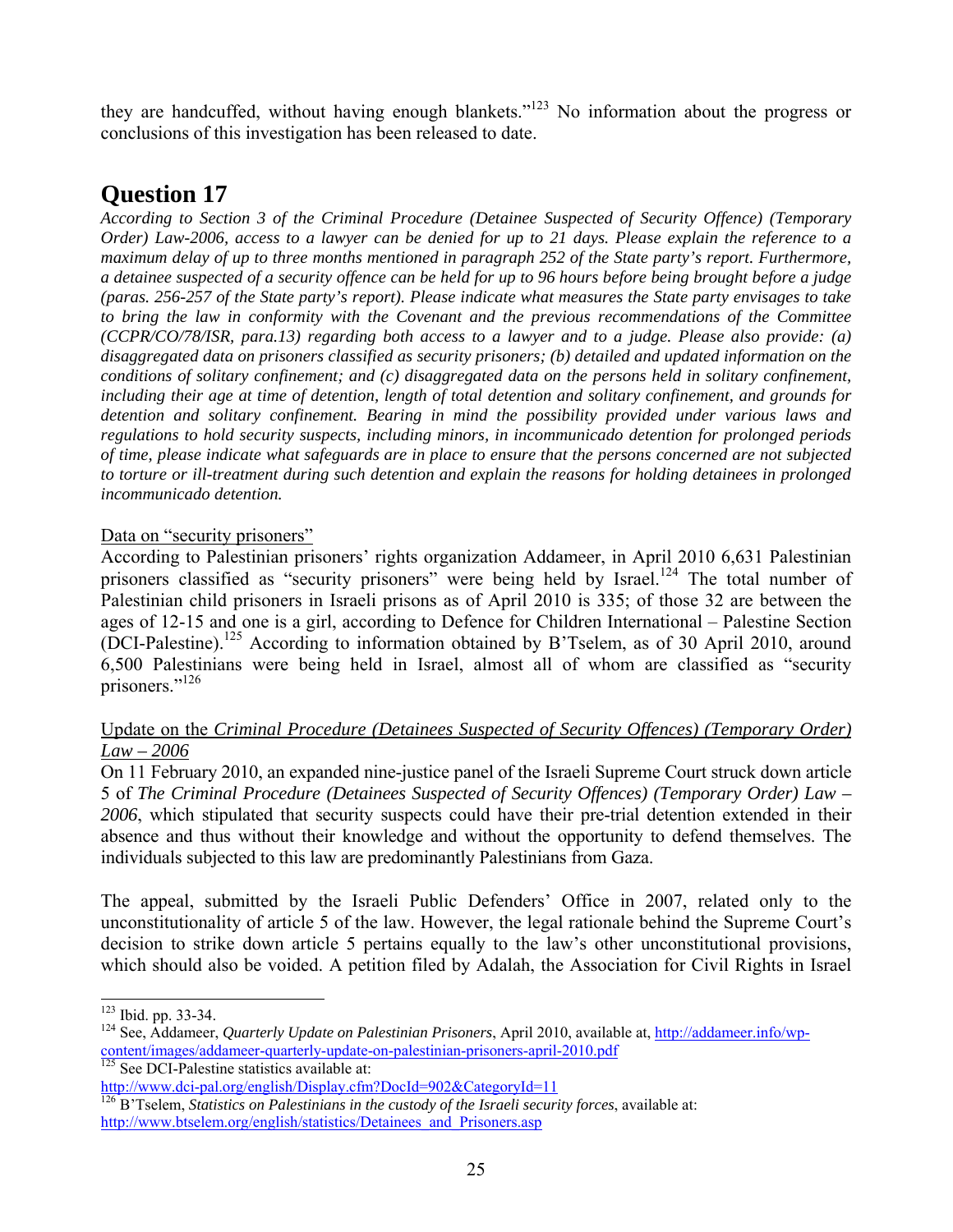they are handcuffed, without having enough blankets."[123] No information about the progress or conclusions of this investigation has been released to date.

# Question 17

*According to Section 3 of the Criminal Procedure (Detainee Suspected of Security Offence) (Temporary Order) Law-2006, access to a lawyer can be denied for up to 21 days. Please explain the reference to a maximum delay of up to three months mentioned in paragraph 252 of the State party's report. Furthermore, a detainee suspected of a security offence can be held for up to 96 hours before being brought before a judge (paras. 256-257 of the State party's report). Please indicate what measures the State party envisages to take to bring the law in conformity with the Covenant and the previous recommendations of the Committee (CCPR/CO/78/ISR, para.13) regarding both access to a lawyer and to a judge. Please also provide: (a) disaggregated data on prisoners classified as security prisoners; (b) detailed and updated information on the conditions of solitary confinement; and (c) disaggregated data on the persons held in solitary confinement, including their age at time of detention, length of total detention and solitary confinement, and grounds for detention and solitary confinement. Bearing in mind the possibility provided under various laws and regulations to hold security suspects, including minors, in incommunicado detention for prolonged periods of time, please indicate what safeguards are in place to ensure that the persons concerned are not subjected to torture or ill-treatment during such detention and explain the reasons for holding detainees in prolonged incommunicado detention.*

<u>Data on "security prisoners"</u>

According to Palestinian prisoners' rights organization Addameer, in April 2010 6,631 Palestinian prisoners classified as "security prisoners" were being held by Israel.[124] The total number of Palestinian child prisoners in Israeli prisons as of April 2010 is 335; of those 32 are between the ages of 12-15 and one is a girl, according to Defence for Children International – Palestine Section (DCI-Palestine).[125] According to information obtained by B'Tselem, as of 30 April 2010, around 6,500 Palestinians were being held in Israel, almost all of whom are classified as "security prisoners."[126]

<u>Update on the *Criminal Procedure (Detainees Suspected of Security Offences) (Temporary Order) Law – 2006*</u>

On 11 February 2010, an expanded nine-justice panel of the Israeli Supreme Court struck down article 5 of *The Criminal Procedure (Detainees Suspected of Security Offences) (Temporary Order) Law – 2006*, which stipulated that security suspects could have their pre-trial detention extended in their absence and thus without their knowledge and without the opportunity to defend themselves. The individuals subjected to this law are predominantly Palestinians from Gaza.

The appeal, submitted by the Israeli Public Defenders' Office in 2007, related only to the unconstitutionality of article 5 of the law. However, the legal rationale behind the Supreme Court's decision to strike down article 5 pertains equally to the law's other unconstitutional provisions, which should also be voided. A petition filed by Adalah, the Association for Civil Rights in Israel

---

[123] Ibid. pp. 33-34.

[124] See, Addameer, *Quarterly Update on Palestinian Prisoners*, April 2010, available at, http://addameer.info/wp-content/images/addameer-quarterly-update-on-palestinian-prisoners-april-2010.pdf

[125] See DCI-Palestine statistics available at: http://www.dci-pal.org/english/Display.cfm?DocId=902&CategoryId=11

[126] B'Tselem, *Statistics on Palestinians in the custody of the Israeli security forces*, available at: http://www.btselem.org/english/statistics/Detainees_and_Prisoners.asp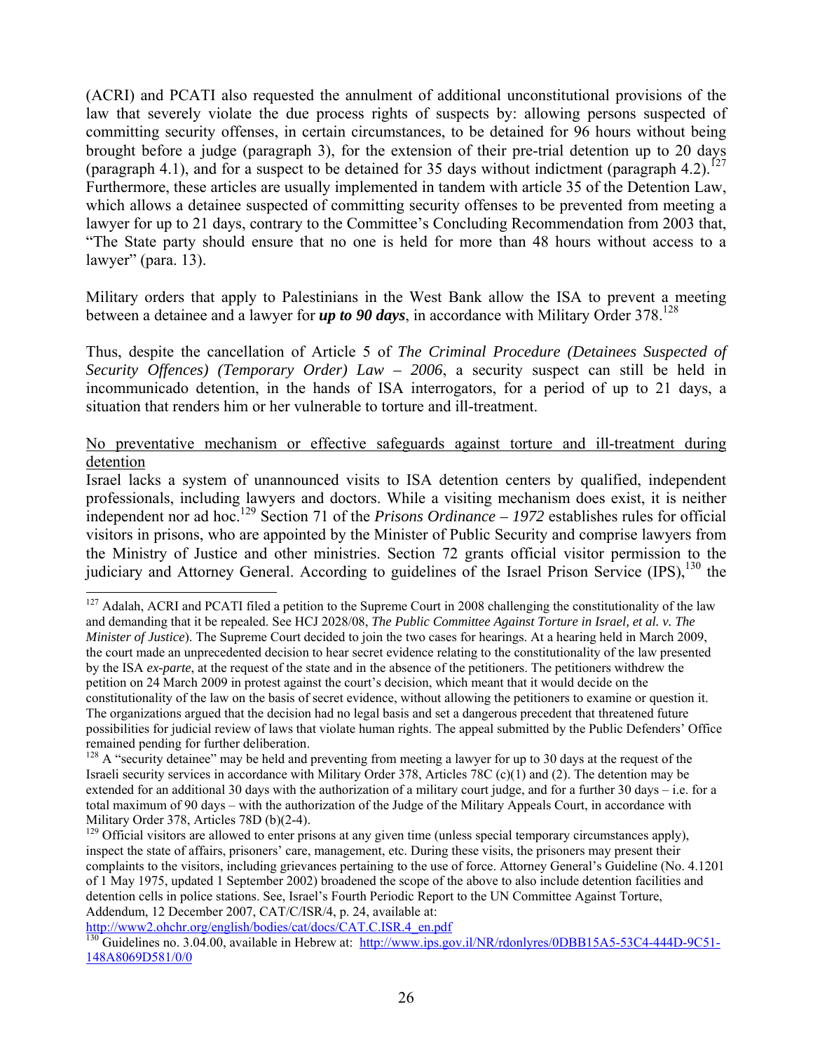(ACRI) and PCATI also requested the annulment of additional unconstitutional provisions of the law that severely violate the due process rights of suspects by: allowing persons suspected of committing security offenses, in certain circumstances, to be detained for 96 hours without being brought before a judge (paragraph 3), for the extension of their pre-trial detention up to 20 days (paragraph 4.1), and for a suspect to be detained for 35 days without indictment (paragraph 4.2).[127] Furthermore, these articles are usually implemented in tandem with article 35 of the Detention Law, which allows a detainee suspected of committing security offenses to be prevented from meeting a lawyer for up to 21 days, contrary to the Committee's Concluding Recommendation from 2003 that, "The State party should ensure that no one is held for more than 48 hours without access to a lawyer" (para. 13).

Military orders that apply to Palestinians in the West Bank allow the ISA to prevent a meeting between a detainee and a lawyer for ***up to 90 days***, in accordance with Military Order 378.[128]

Thus, despite the cancellation of Article 5 of *The Criminal Procedure (Detainees Suspected of Security Offences) (Temporary Order) Law – 2006*, a security suspect can still be held in incommunicado detention, in the hands of ISA interrogators, for a period of up to 21 days, a situation that renders him or her vulnerable to torture and ill-treatment.

<u>No preventative mechanism or effective safeguards against torture and ill-treatment during detention</u>

Israel lacks a system of unannounced visits to ISA detention centers by qualified, independent professionals, including lawyers and doctors. While a visiting mechanism does exist, it is neither independent nor ad hoc.[129] Section 71 of the *Prisons Ordinance – 1972* establishes rules for official visitors in prisons, who are appointed by the Minister of Public Security and comprise lawyers from the Ministry of Justice and other ministries. Section 72 grants official visitor permission to the judiciary and Attorney General. According to guidelines of the Israel Prison Service (IPS),[130] the

---

[127] Adalah, ACRI and PCATI filed a petition to the Supreme Court in 2008 challenging the constitutionality of the law and demanding that it be repealed. See HCJ 2028/08, *The Public Committee Against Torture in Israel, et al. v. The Minister of Justice*). The Supreme Court decided to join the two cases for hearings. At a hearing held in March 2009, the court made an unprecedented decision to hear secret evidence relating to the constitutionality of the law presented by the ISA *ex-parte*, at the request of the state and in the absence of the petitioners. The petitioners withdrew the petition on 24 March 2009 in protest against the court's decision, which meant that it would decide on the constitutionality of the law on the basis of secret evidence, without allowing the petitioners to examine or question it. The organizations argued that the decision had no legal basis and set a dangerous precedent that threatened future possibilities for judicial review of laws that violate human rights. The appeal submitted by the Public Defenders' Office remained pending for further deliberation.

[128] A "security detainee" may be held and preventing from meeting a lawyer for up to 30 days at the request of the Israeli security services in accordance with Military Order 378, Articles 78C (c)(1) and (2). The detention may be extended for an additional 30 days with the authorization of a military court judge, and for a further 30 days – i.e. for a total maximum of 90 days – with the authorization of the Judge of the Military Appeals Court, in accordance with Military Order 378, Articles 78D (b)(2-4).

[129] Official visitors are allowed to enter prisons at any given time (unless special temporary circumstances apply), inspect the state of affairs, prisoners' care, management, etc. During these visits, the prisoners may present their complaints to the visitors, including grievances pertaining to the use of force. Attorney General's Guideline (No. 4.1201 of 1 May 1975, updated 1 September 2002) broadened the scope of the above to also include detention facilities and detention cells in police stations. See, Israel's Fourth Periodic Report to the UN Committee Against Torture, Addendum, 12 December 2007, CAT/C/ISR/4, p. 24, available at: http://www2.ohchr.org/english/bodies/cat/docs/CAT.C.ISR.4_en.pdf

[130] Guidelines no. 3.04.00, available in Hebrew at: http://www.ips.gov.il/NR/rdonlyres/0DBB15A5-53C4-444D-9C51-148A8069D581/0/0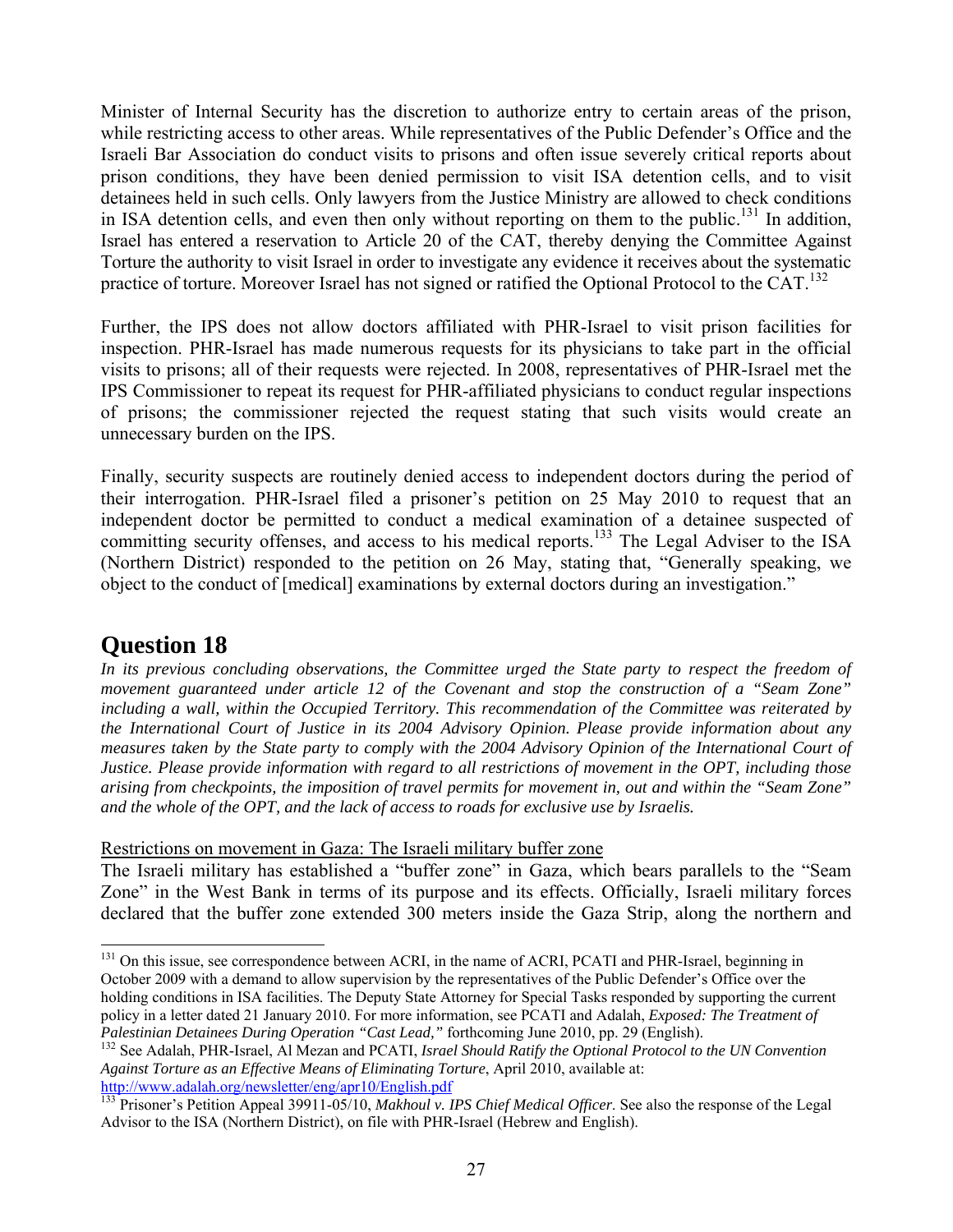Minister of Internal Security has the discretion to authorize entry to certain areas of the prison, while restricting access to other areas. While representatives of the Public Defender's Office and the Israeli Bar Association do conduct visits to prisons and often issue severely critical reports about prison conditions, they have been denied permission to visit ISA detention cells, and to visit detainees held in such cells. Only lawyers from the Justice Ministry are allowed to check conditions in ISA detention cells, and even then only without reporting on them to the public.[131] In addition, Israel has entered a reservation to Article 20 of the CAT, thereby denying the Committee Against Torture the authority to visit Israel in order to investigate any evidence it receives about the systematic practice of torture. Moreover Israel has not signed or ratified the Optional Protocol to the CAT.[132]

Further, the IPS does not allow doctors affiliated with PHR-Israel to visit prison facilities for inspection. PHR-Israel has made numerous requests for its physicians to take part in the official visits to prisons; all of their requests were rejected. In 2008, representatives of PHR-Israel met the IPS Commissioner to repeat its request for PHR-affiliated physicians to conduct regular inspections of prisons; the commissioner rejected the request stating that such visits would create an unnecessary burden on the IPS.

Finally, security suspects are routinely denied access to independent doctors during the period of their interrogation. PHR-Israel filed a prisoner's petition on 25 May 2010 to request that an independent doctor be permitted to conduct a medical examination of a detainee suspected of committing security offenses, and access to his medical reports.[133] The Legal Adviser to the ISA (Northern District) responded to the petition on 26 May, stating that, "Generally speaking, we object to the conduct of [medical] examinations by external doctors during an investigation."

# Question 18

*In its previous concluding observations, the Committee urged the State party to respect the freedom of movement guaranteed under article 12 of the Covenant and stop the construction of a "Seam Zone" including a wall, within the Occupied Territory. This recommendation of the Committee was reiterated by the International Court of Justice in its 2004 Advisory Opinion. Please provide information about any measures taken by the State party to comply with the 2004 Advisory Opinion of the International Court of Justice. Please provide information with regard to all restrictions of movement in the OPT, including those arising from checkpoints, the imposition of travel permits for movement in, out and within the "Seam Zone" and the whole of the OPT, and the lack of access to roads for exclusive use by Israelis.*

Restrictions on movement in Gaza: The Israeli military buffer zone

The Israeli military has established a "buffer zone" in Gaza, which bears parallels to the "Seam Zone" in the West Bank in terms of its purpose and its effects. Officially, Israeli military forces declared that the buffer zone extended 300 meters inside the Gaza Strip, along the northern and

---

[131] On this issue, see correspondence between ACRI, in the name of ACRI, PCATI and PHR-Israel, beginning in October 2009 with a demand to allow supervision by the representatives of the Public Defender's Office over the holding conditions in ISA facilities. The Deputy State Attorney for Special Tasks responded by supporting the current policy in a letter dated 21 January 2010. For more information, see PCATI and Adalah, *Exposed: The Treatment of Palestinian Detainees During Operation "Cast Lead,"* forthcoming June 2010, pp. 29 (English).

[132] See Adalah, PHR-Israel, Al Mezan and PCATI, *Israel Should Ratify the Optional Protocol to the UN Convention Against Torture as an Effective Means of Eliminating Torture*, April 2010, available at: http://www.adalah.org/newsletter/eng/apr10/English.pdf

[133] Prisoner's Petition Appeal 39911-05/10, *Makhoul v. IPS Chief Medical Officer.* See also the response of the Legal Advisor to the ISA (Northern District), on file with PHR-Israel (Hebrew and English).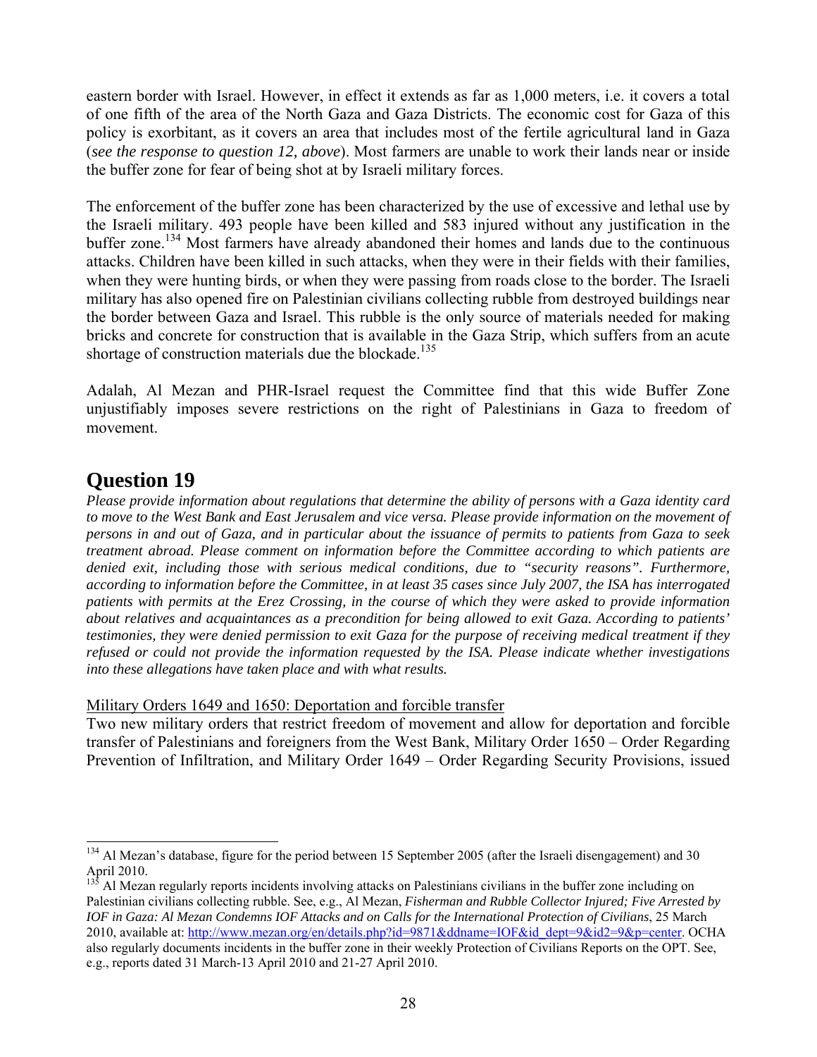eastern border with Israel. However, in effect it extends as far as 1,000 meters, i.e. it covers a total of one fifth of the area of the North Gaza and Gaza Districts. The economic cost for Gaza of this policy is exorbitant, as it covers an area that includes most of the fertile agricultural land in Gaza (*see the response to question 12, above*). Most farmers are unable to work their lands near or inside the buffer zone for fear of being shot at by Israeli military forces.

The enforcement of the buffer zone has been characterized by the use of excessive and lethal use by the Israeli military. 493 people have been killed and 583 injured without any justification in the buffer zone.[134] Most farmers have already abandoned their homes and lands due to the continuous attacks. Children have been killed in such attacks, when they were in their fields with their families, when they were hunting birds, or when they were passing from roads close to the border. The Israeli military has also opened fire on Palestinian civilians collecting rubble from destroyed buildings near the border between Gaza and Israel. This rubble is the only source of materials needed for making bricks and concrete for construction that is available in the Gaza Strip, which suffers from an acute shortage of construction materials due the blockade.[135]

Adalah, Al Mezan and PHR-Israel request the Committee find that this wide Buffer Zone unjustifiably imposes severe restrictions on the right of Palestinians in Gaza to freedom of movement.

# Question 19

*Please provide information about regulations that determine the ability of persons with a Gaza identity card to move to the West Bank and East Jerusalem and vice versa. Please provide information on the movement of persons in and out of Gaza, and in particular about the issuance of permits to patients from Gaza to seek treatment abroad. Please comment on information before the Committee according to which patients are denied exit, including those with serious medical conditions, due to "security reasons". Furthermore, according to information before the Committee, in at least 35 cases since July 2007, the ISA has interrogated patients with permits at the Erez Crossing, in the course of which they were asked to provide information about relatives and acquaintances as a precondition for being allowed to exit Gaza. According to patients' testimonies, they were denied permission to exit Gaza for the purpose of receiving medical treatment if they refused or could not provide the information requested by the ISA. Please indicate whether investigations into these allegations have taken place and with what results.*

Military Orders 1649 and 1650: Deportation and forcible transfer

Two new military orders that restrict freedom of movement and allow for deportation and forcible transfer of Palestinians and foreigners from the West Bank, Military Order 1650 – Order Regarding Prevention of Infiltration, and Military Order 1649 – Order Regarding Security Provisions, issued

---

[134] Al Mezan's database, figure for the period between 15 September 2005 (after the Israeli disengagement) and 30 April 2010.

[135] Al Mezan regularly reports incidents involving attacks on Palestinians civilians in the buffer zone including on Palestinian civilians collecting rubble. See, e.g., Al Mezan, *Fisherman and Rubble Collector Injured; Five Arrested by IOF in Gaza: Al Mezan Condemns IOF Attacks and on Calls for the International Protection of Civilians*, 25 March 2010, available at: http://www.mezan.org/en/details.php?id=9871&ddname=IOF&id_dept=9&id2=9&p=center. OCHA also regularly documents incidents in the buffer zone in their weekly Protection of Civilians Reports on the OPT. See, e.g., reports dated 31 March-13 April 2010 and 21-27 April 2010.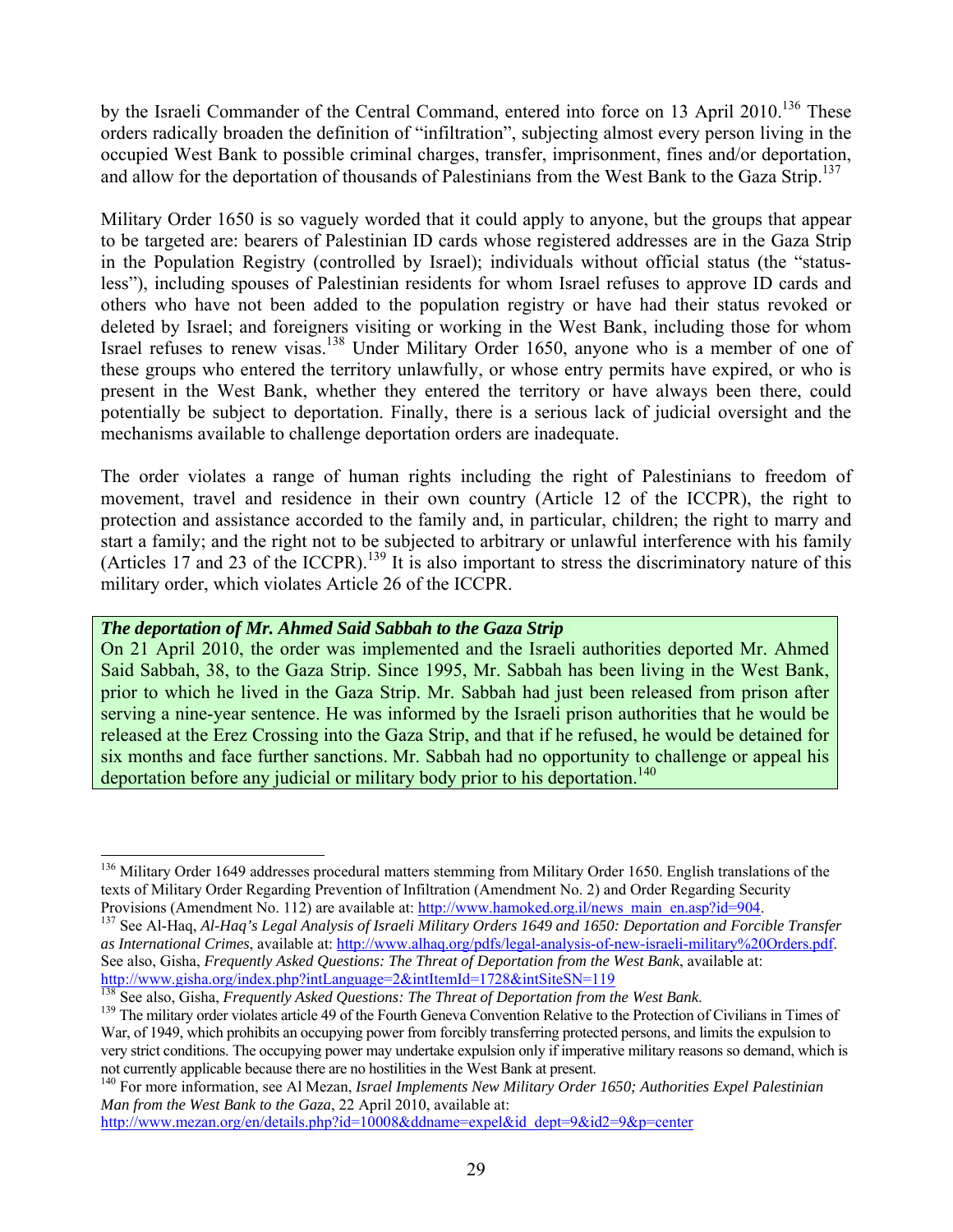by the Israeli Commander of the Central Command, entered into force on 13 April 2010.[136] These orders radically broaden the definition of "infiltration", subjecting almost every person living in the occupied West Bank to possible criminal charges, transfer, imprisonment, fines and/or deportation, and allow for the deportation of thousands of Palestinians from the West Bank to the Gaza Strip.[137]

Military Order 1650 is so vaguely worded that it could apply to anyone, but the groups that appear to be targeted are: bearers of Palestinian ID cards whose registered addresses are in the Gaza Strip in the Population Registry (controlled by Israel); individuals without official status (the "status-less"), including spouses of Palestinian residents for whom Israel refuses to approve ID cards and others who have not been added to the population registry or have had their status revoked or deleted by Israel; and foreigners visiting or working in the West Bank, including those for whom Israel refuses to renew visas.[138] Under Military Order 1650, anyone who is a member of one of these groups who entered the territory unlawfully, or whose entry permits have expired, or who is present in the West Bank, whether they entered the territory or have always been there, could potentially be subject to deportation. Finally, there is a serious lack of judicial oversight and the mechanisms available to challenge deportation orders are inadequate.

The order violates a range of human rights including the right of Palestinians to freedom of movement, travel and residence in their own country (Article 12 of the ICCPR), the right to protection and assistance accorded to the family and, in particular, children; the right to marry and start a family; and the right not to be subjected to arbitrary or unlawful interference with his family (Articles 17 and 23 of the ICCPR).[139] It is also important to stress the discriminatory nature of this military order, which violates Article 26 of the ICCPR.

***The deportation of Mr. Ahmed Said Sabbah to the Gaza Strip***

On 21 April 2010, the order was implemented and the Israeli authorities deported Mr. Ahmed Said Sabbah, 38, to the Gaza Strip. Since 1995, Mr. Sabbah has been living in the West Bank, prior to which he lived in the Gaza Strip. Mr. Sabbah had just been released from prison after serving a nine-year sentence. He was informed by the Israeli prison authorities that he would be released at the Erez Crossing into the Gaza Strip, and that if he refused, he would be detained for six months and face further sanctions. Mr. Sabbah had no opportunity to challenge or appeal his deportation before any judicial or military body prior to his deportation.[140]

---

[136] Military Order 1649 addresses procedural matters stemming from Military Order 1650. English translations of the texts of Military Order Regarding Prevention of Infiltration (Amendment No. 2) and Order Regarding Security Provisions (Amendment No. 112) are available at: http://www.hamoked.org.il/news_main_en.asp?id=904.

[137] See Al-Haq, *Al-Haq's Legal Analysis of Israeli Military Orders 1649 and 1650: Deportation and Forcible Transfer as International Crimes*, available at: http://www.alhaq.org/pdfs/legal-analysis-of-new-israeli-military%20Orders.pdf. See also, Gisha, *Frequently Asked Questions: The Threat of Deportation from the West Bank*, available at: http://www.gisha.org/index.php?intLanguage=2&intItemId=1728&intSiteSN=119

[138] See also, Gisha, *Frequently Asked Questions: The Threat of Deportation from the West Bank*.

[139] The military order violates article 49 of the Fourth Geneva Convention Relative to the Protection of Civilians in Times of War, of 1949, which prohibits an occupying power from forcibly transferring protected persons, and limits the expulsion to very strict conditions. The occupying power may undertake expulsion only if imperative military reasons so demand, which is not currently applicable because there are no hostilities in the West Bank at present.

[140] For more information, see Al Mezan, *Israel Implements New Military Order 1650; Authorities Expel Palestinian Man from the West Bank to the Gaza*, 22 April 2010, available at: http://www.mezan.org/en/details.php?id=10008&ddname=expel&id_dept=9&id2=9&p=center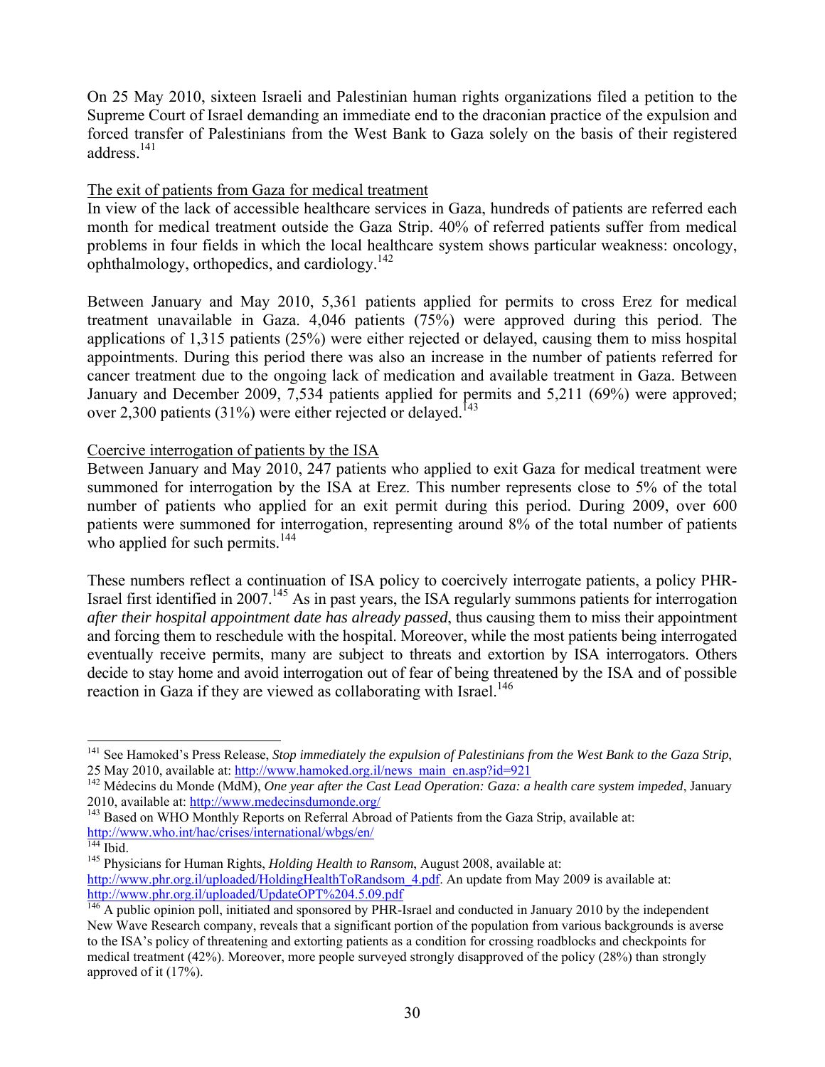On 25 May 2010, sixteen Israeli and Palestinian human rights organizations filed a petition to the Supreme Court of Israel demanding an immediate end to the draconian practice of the expulsion and forced transfer of Palestinians from the West Bank to Gaza solely on the basis of their registered address.[141]

<u>The exit of patients from Gaza for medical treatment</u>

In view of the lack of accessible healthcare services in Gaza, hundreds of patients are referred each month for medical treatment outside the Gaza Strip. 40% of referred patients suffer from medical problems in four fields in which the local healthcare system shows particular weakness: oncology, ophthalmology, orthopedics, and cardiology.[142]

Between January and May 2010, 5,361 patients applied for permits to cross Erez for medical treatment unavailable in Gaza. 4,046 patients (75%) were approved during this period. The applications of 1,315 patients (25%) were either rejected or delayed, causing them to miss hospital appointments. During this period there was also an increase in the number of patients referred for cancer treatment due to the ongoing lack of medication and available treatment in Gaza. Between January and December 2009, 7,534 patients applied for permits and 5,211 (69%) were approved; over 2,300 patients (31%) were either rejected or delayed.[143]

<u>Coercive interrogation of patients by the ISA</u>

Between January and May 2010, 247 patients who applied to exit Gaza for medical treatment were summoned for interrogation by the ISA at Erez. This number represents close to 5% of the total number of patients who applied for an exit permit during this period. During 2009, over 600 patients were summoned for interrogation, representing around 8% of the total number of patients who applied for such permits.[144]

These numbers reflect a continuation of ISA policy to coercively interrogate patients, a policy PHR-Israel first identified in 2007.[145] As in past years, the ISA regularly summons patients for interrogation *after their hospital appointment date has already passed*, thus causing them to miss their appointment and forcing them to reschedule with the hospital. Moreover, while the most patients being interrogated eventually receive permits, many are subject to threats and extortion by ISA interrogators. Others decide to stay home and avoid interrogation out of fear of being threatened by the ISA and of possible reaction in Gaza if they are viewed as collaborating with Israel.[146]

---

[141] See Hamoked's Press Release, *Stop immediately the expulsion of Palestinians from the West Bank to the Gaza Strip*, 25 May 2010, available at: http://www.hamoked.org.il/news_main_en.asp?id=921

[142] Médecins du Monde (MdM), *One year after the Cast Lead Operation: Gaza: a health care system impeded*, January 2010, available at: http://www.medecinsdumonde.org/

[143] Based on WHO Monthly Reports on Referral Abroad of Patients from the Gaza Strip, available at: http://www.who.int/hac/crises/international/wbgs/en/

[144] Ibid.

[145] Physicians for Human Rights, *Holding Health to Ransom*, August 2008, available at: http://www.phr.org.il/uploaded/HoldingHealthToRandsom_4.pdf. An update from May 2009 is available at: http://www.phr.org.il/uploaded/UpdateOPT%204.5.09.pdf

[146] A public opinion poll, initiated and sponsored by PHR-Israel and conducted in January 2010 by the independent New Wave Research company, reveals that a significant portion of the population from various backgrounds is averse to the ISA's policy of threatening and extorting patients as a condition for crossing roadblocks and checkpoints for medical treatment (42%). Moreover, more people surveyed strongly disapproved of the policy (28%) than strongly approved of it (17%).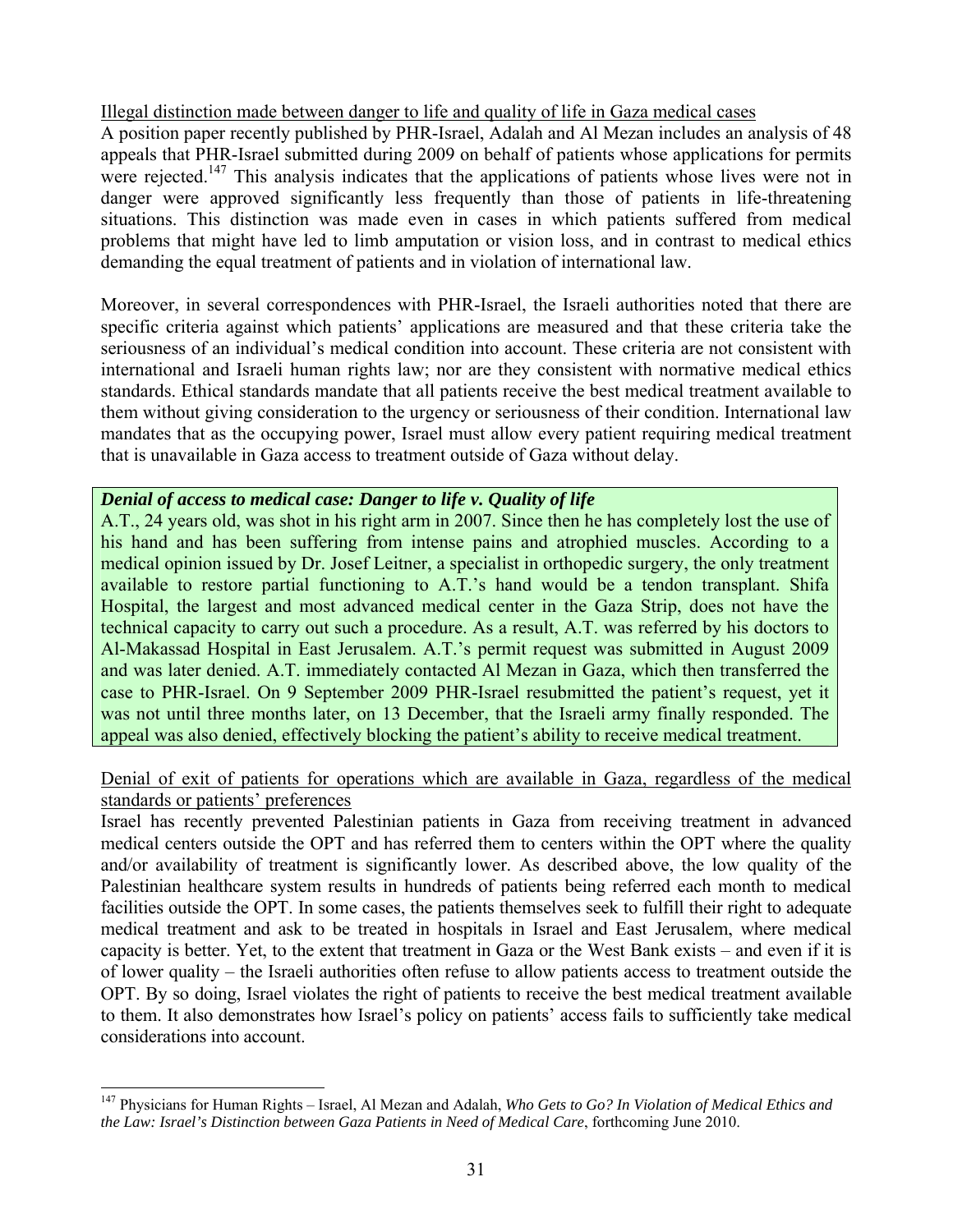Illegal distinction made between danger to life and quality of life in Gaza medical cases

A position paper recently published by PHR-Israel, Adalah and Al Mezan includes an analysis of 48 appeals that PHR-Israel submitted during 2009 on behalf of patients whose applications for permits were rejected.[147] This analysis indicates that the applications of patients whose lives were not in danger were approved significantly less frequently than those of patients in life-threatening situations. This distinction was made even in cases in which patients suffered from medical problems that might have led to limb amputation or vision loss, and in contrast to medical ethics demanding the equal treatment of patients and in violation of international law.

Moreover, in several correspondences with PHR-Israel, the Israeli authorities noted that there are specific criteria against which patients' applications are measured and that these criteria take the seriousness of an individual's medical condition into account. These criteria are not consistent with international and Israeli human rights law; nor are they consistent with normative medical ethics standards. Ethical standards mandate that all patients receive the best medical treatment available to them without giving consideration to the urgency or seriousness of their condition. International law mandates that as the occupying power, Israel must allow every patient requiring medical treatment that is unavailable in Gaza access to treatment outside of Gaza without delay.

***Denial of access to medical case: Danger to life v. Quality of life***

A.T., 24 years old, was shot in his right arm in 2007. Since then he has completely lost the use of his hand and has been suffering from intense pains and atrophied muscles. According to a medical opinion issued by Dr. Josef Leitner, a specialist in orthopedic surgery, the only treatment available to restore partial functioning to A.T.'s hand would be a tendon transplant. Shifa Hospital, the largest and most advanced medical center in the Gaza Strip, does not have the technical capacity to carry out such a procedure. As a result, A.T. was referred by his doctors to Al-Makassad Hospital in East Jerusalem. A.T.'s permit request was submitted in August 2009 and was later denied. A.T. immediately contacted Al Mezan in Gaza, which then transferred the case to PHR-Israel. On 9 September 2009 PHR-Israel resubmitted the patient's request, yet it was not until three months later, on 13 December, that the Israeli army finally responded. The appeal was also denied, effectively blocking the patient's ability to receive medical treatment.

Denial of exit of patients for operations which are available in Gaza, regardless of the medical standards or patients' preferences

Israel has recently prevented Palestinian patients in Gaza from receiving treatment in advanced medical centers outside the OPT and has referred them to centers within the OPT where the quality and/or availability of treatment is significantly lower. As described above, the low quality of the Palestinian healthcare system results in hundreds of patients being referred each month to medical facilities outside the OPT. In some cases, the patients themselves seek to fulfill their right to adequate medical treatment and ask to be treated in hospitals in Israel and East Jerusalem, where medical capacity is better. Yet, to the extent that treatment in Gaza or the West Bank exists – and even if it is of lower quality – the Israeli authorities often refuse to allow patients access to treatment outside the OPT. By so doing, Israel violates the right of patients to receive the best medical treatment available to them. It also demonstrates how Israel's policy on patients' access fails to sufficiently take medical considerations into account.

[147] Physicians for Human Rights – Israel, Al Mezan and Adalah, *Who Gets to Go? In Violation of Medical Ethics and the Law: Israel's Distinction between Gaza Patients in Need of Medical Care*, forthcoming June 2010.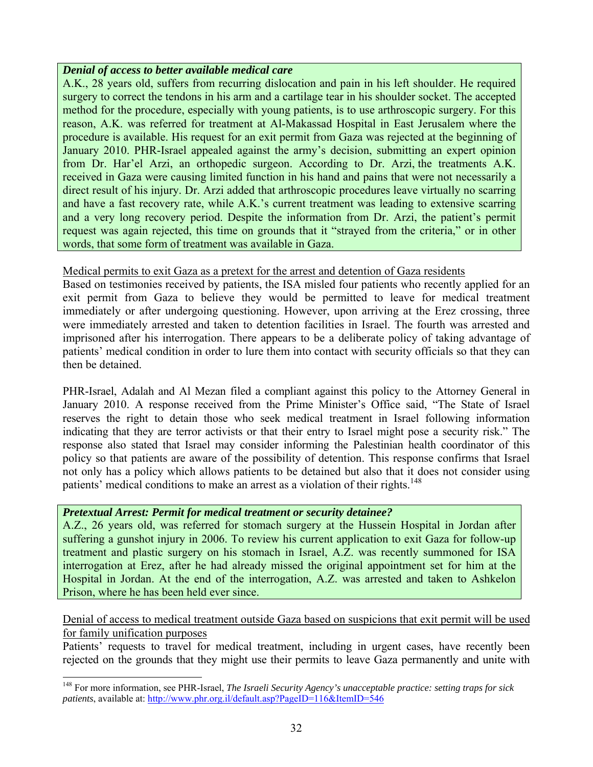***Denial of access to better available medical care***

A.K., 28 years old, suffers from recurring dislocation and pain in his left shoulder. He required surgery to correct the tendons in his arm and a cartilage tear in his shoulder socket. The accepted method for the procedure, especially with young patients, is to use arthroscopic surgery. For this reason, A.K. was referred for treatment at Al-Makassad Hospital in East Jerusalem where the procedure is available. His request for an exit permit from Gaza was rejected at the beginning of January 2010. PHR-Israel appealed against the army's decision, submitting an expert opinion from Dr. Har'el Arzi, an orthopedic surgeon. According to Dr. Arzi, the treatments A.K. received in Gaza were causing limited function in his hand and pains that were not necessarily a direct result of his injury. Dr. Arzi added that arthroscopic procedures leave virtually no scarring and have a fast recovery rate, while A.K.'s current treatment was leading to extensive scarring and a very long recovery period. Despite the information from Dr. Arzi, the patient's permit request was again rejected, this time on grounds that it "strayed from the criteria," or in other words, that some form of treatment was available in Gaza.

<u>Medical permits to exit Gaza as a pretext for the arrest and detention of Gaza residents</u>

Based on testimonies received by patients, the ISA misled four patients who recently applied for an exit permit from Gaza to believe they would be permitted to leave for medical treatment immediately or after undergoing questioning. However, upon arriving at the Erez crossing, three were immediately arrested and taken to detention facilities in Israel. The fourth was arrested and imprisoned after his interrogation. There appears to be a deliberate policy of taking advantage of patients' medical condition in order to lure them into contact with security officials so that they can then be detained.

PHR-Israel, Adalah and Al Mezan filed a compliant against this policy to the Attorney General in January 2010. A response received from the Prime Minister's Office said, "The State of Israel reserves the right to detain those who seek medical treatment in Israel following information indicating that they are terror activists or that their entry to Israel might pose a security risk." The response also stated that Israel may consider informing the Palestinian health coordinator of this policy so that patients are aware of the possibility of detention. This response confirms that Israel not only has a policy which allows patients to be detained but also that it does not consider using patients' medical conditions to make an arrest as a violation of their rights.[148]

***Pretextual Arrest: Permit for medical treatment or security detainee?***

A.Z., 26 years old, was referred for stomach surgery at the Hussein Hospital in Jordan after suffering a gunshot injury in 2006. To review his current application to exit Gaza for follow-up treatment and plastic surgery on his stomach in Israel, A.Z. was recently summoned for ISA interrogation at Erez, after he had already missed the original appointment set for him at the Hospital in Jordan. At the end of the interrogation, A.Z. was arrested and taken to Ashkelon Prison, where he has been held ever since.

<u>Denial of access to medical treatment outside Gaza based on suspicions that exit permit will be used for family unification purposes</u>

Patients' requests to travel for medical treatment, including in urgent cases, have recently been rejected on the grounds that they might use their permits to leave Gaza permanently and unite with

---

[148] For more information, see PHR-Israel, *The Israeli Security Agency's unacceptable practice: setting traps for sick patients*, available at: http://www.phr.org.il/default.asp?PageID=116&ItemID=546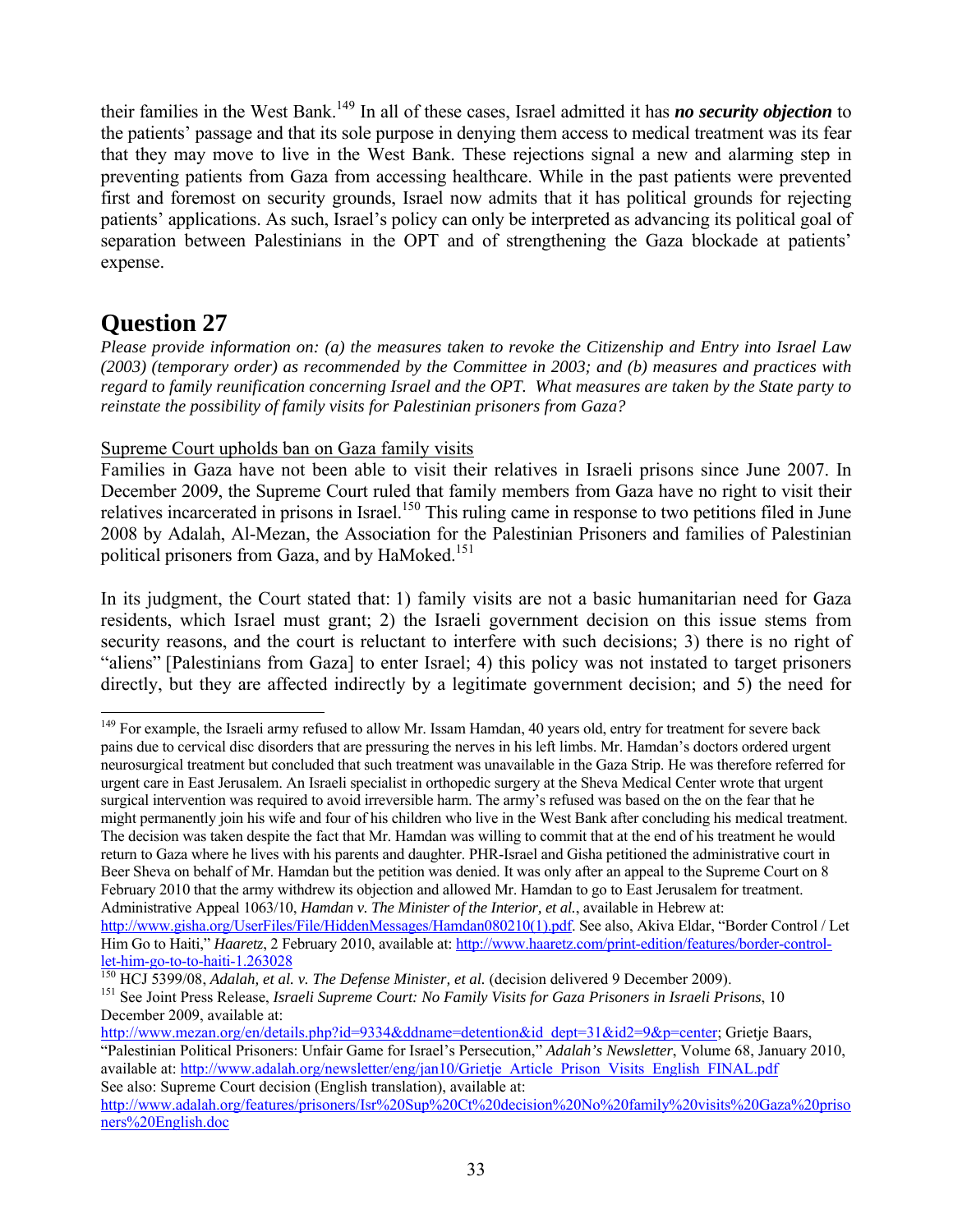their families in the West Bank.[149] In all of these cases, Israel admitted it has ***no security objection*** to the patients' passage and that its sole purpose in denying them access to medical treatment was its fear that they may move to live in the West Bank. These rejections signal a new and alarming step in preventing patients from Gaza from accessing healthcare. While in the past patients were prevented first and foremost on security grounds, Israel now admits that it has political grounds for rejecting patients' applications. As such, Israel's policy can only be interpreted as advancing its political goal of separation between Palestinians in the OPT and of strengthening the Gaza blockade at patients' expense.

# Question 27

*Please provide information on: (a) the measures taken to revoke the Citizenship and Entry into Israel Law (2003) (temporary order) as recommended by the Committee in 2003; and (b) measures and practices with regard to family reunification concerning Israel and the OPT. What measures are taken by the State party to reinstate the possibility of family visits for Palestinian prisoners from Gaza?*

Supreme Court upholds ban on Gaza family visits

Families in Gaza have not been able to visit their relatives in Israeli prisons since June 2007. In December 2009, the Supreme Court ruled that family members from Gaza have no right to visit their relatives incarcerated in prisons in Israel.[150] This ruling came in response to two petitions filed in June 2008 by Adalah, Al-Mezan, the Association for the Palestinian Prisoners and families of Palestinian political prisoners from Gaza, and by HaMoked.[151]

In its judgment, the Court stated that: 1) family visits are not a basic humanitarian need for Gaza residents, which Israel must grant; 2) the Israeli government decision on this issue stems from security reasons, and the court is reluctant to interfere with such decisions; 3) there is no right of "aliens" [Palestinians from Gaza] to enter Israel; 4) this policy was not instated to target prisoners directly, but they are affected indirectly by a legitimate government decision; and 5) the need for

---

[149] For example, the Israeli army refused to allow Mr. Issam Hamdan, 40 years old, entry for treatment for severe back pains due to cervical disc disorders that are pressuring the nerves in his left limbs. Mr. Hamdan's doctors ordered urgent neurosurgical treatment but concluded that such treatment was unavailable in the Gaza Strip. He was therefore referred for urgent care in East Jerusalem. An Israeli specialist in orthopedic surgery at the Sheva Medical Center wrote that urgent surgical intervention was required to avoid irreversible harm. The army's refused was based on the on the fear that he might permanently join his wife and four of his children who live in the West Bank after concluding his medical treatment. The decision was taken despite the fact that Mr. Hamdan was willing to commit that at the end of his treatment he would return to Gaza where he lives with his parents and daughter. PHR-Israel and Gisha petitioned the administrative court in Beer Sheva on behalf of Mr. Hamdan but the petition was denied. It was only after an appeal to the Supreme Court on 8 February 2010 that the army withdrew its objection and allowed Mr. Hamdan to go to East Jerusalem for treatment. Administrative Appeal 1063/10, *Hamdan v. The Minister of the Interior, et al.*, available in Hebrew at: http://www.gisha.org/UserFiles/File/HiddenMessages/Hamdan080210(1).pdf. See also, Akiva Eldar, "Border Control / Let Him Go to Haiti," *Haaretz*, 2 February 2010, available at: http://www.haaretz.com/print-edition/features/border-control-let-him-go-to-haiti-1.263028

[150] HCJ 5399/08, *Adalah, et al. v. The Defense Minister, et al.* (decision delivered 9 December 2009).

[151] See Joint Press Release, *Israeli Supreme Court: No Family Visits for Gaza Prisoners in Israeli Prisons*, 10 December 2009, available at: http://www.mezan.org/en/details.php?id=9334&ddname=detention&id_dept=31&id2=9&p=center; Grietje Baars, "Palestinian Political Prisoners: Unfair Game for Israel's Persecution," *Adalah's Newsletter*, Volume 68, January 2010, available at: http://www.adalah.org/newsletter/eng/jan10/Grietje_Article_Prison_Visits_English_FINAL.pdf See also: Supreme Court decision (English translation), available at: http://www.adalah.org/features/prisoners/Isr%20Sup%20Ct%20decision%20No%20family%20visits%20Gaza%20prisoners%20English.doc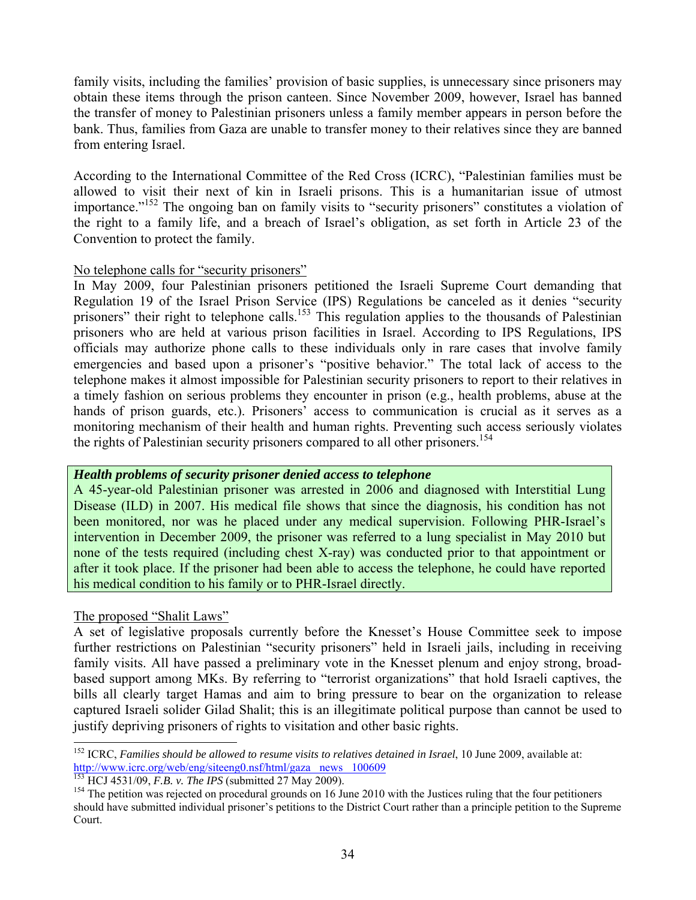family visits, including the families' provision of basic supplies, is unnecessary since prisoners may obtain these items through the prison canteen. Since November 2009, however, Israel has banned the transfer of money to Palestinian prisoners unless a family member appears in person before the bank. Thus, families from Gaza are unable to transfer money to their relatives since they are banned from entering Israel.

According to the International Committee of the Red Cross (ICRC), "Palestinian families must be allowed to visit their next of kin in Israeli prisons. This is a humanitarian issue of utmost importance."[152] The ongoing ban on family visits to "security prisoners" constitutes a violation of the right to a family life, and a breach of Israel's obligation, as set forth in Article 23 of the Convention to protect the family.

No telephone calls for "security prisoners"

In May 2009, four Palestinian prisoners petitioned the Israeli Supreme Court demanding that Regulation 19 of the Israel Prison Service (IPS) Regulations be canceled as it denies "security prisoners" their right to telephone calls.[153] This regulation applies to the thousands of Palestinian prisoners who are held at various prison facilities in Israel. According to IPS Regulations, IPS officials may authorize phone calls to these individuals only in rare cases that involve family emergencies and based upon a prisoner's "positive behavior." The total lack of access to the telephone makes it almost impossible for Palestinian security prisoners to report to their relatives in a timely fashion on serious problems they encounter in prison (e.g., health problems, abuse at the hands of prison guards, etc.). Prisoners' access to communication is crucial as it serves as a monitoring mechanism of their health and human rights. Preventing such access seriously violates the rights of Palestinian security prisoners compared to all other prisoners.[154]

***Health problems of security prisoner denied access to telephone***

A 45-year-old Palestinian prisoner was arrested in 2006 and diagnosed with Interstitial Lung Disease (ILD) in 2007. His medical file shows that since the diagnosis, his condition has not been monitored, nor was he placed under any medical supervision. Following PHR-Israel's intervention in December 2009, the prisoner was referred to a lung specialist in May 2010 but none of the tests required (including chest X-ray) was conducted prior to that appointment or after it took place. If the prisoner had been able to access the telephone, he could have reported his medical condition to his family or to PHR-Israel directly.

The proposed "Shalit Laws"

A set of legislative proposals currently before the Knesset's House Committee seek to impose further restrictions on Palestinian "security prisoners" held in Israeli jails, including in receiving family visits. All have passed a preliminary vote in the Knesset plenum and enjoy strong, broad-based support among MKs. By referring to "terrorist organizations" that hold Israeli captives, the bills all clearly target Hamas and aim to bring pressure to bear on the organization to release captured Israeli solider Gilad Shalit; this is an illegitimate political purpose than cannot be used to justify depriving prisoners of rights to visitation and other basic rights.

---

[152] ICRC, *Families should be allowed to resume visits to relatives detained in Israel*, 10 June 2009, available at: http://www.icrc.org/web/eng/siteeng0.nsf/html/gaza_news_100609

[153] HCJ 4531/09, *F.B. v. The IPS* (submitted 27 May 2009).

[154] The petition was rejected on procedural grounds on 16 June 2010 with the Justices ruling that the four petitioners should have submitted individual prisoner's petitions to the District Court rather than a principle petition to the Supreme Court.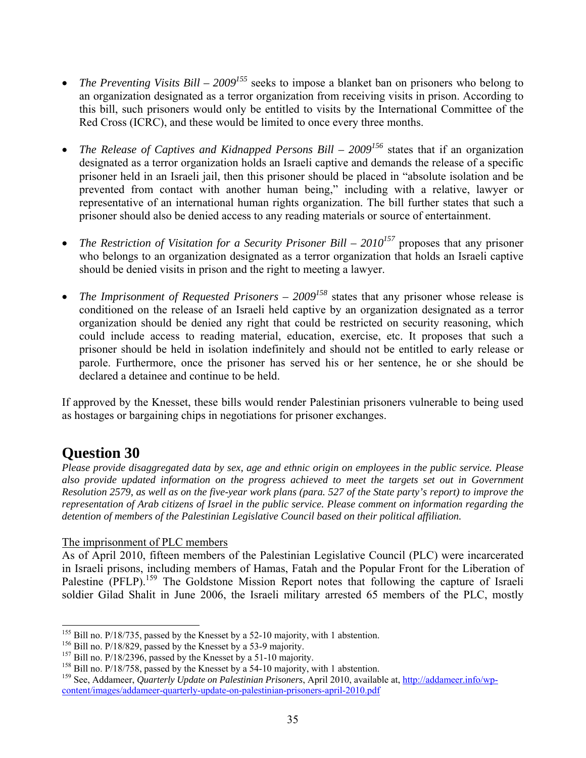- *The Preventing Visits Bill – 2009*[155] seeks to impose a blanket ban on prisoners who belong to an organization designated as a terror organization from receiving visits in prison. According to this bill, such prisoners would only be entitled to visits by the International Committee of the Red Cross (ICRC), and these would be limited to once every three months.

- *The Release of Captives and Kidnapped Persons Bill – 2009*[156] states that if an organization designated as a terror organization holds an Israeli captive and demands the release of a specific prisoner held in an Israeli jail, then this prisoner should be placed in "absolute isolation and be prevented from contact with another human being," including with a relative, lawyer or representative of an international human rights organization. The bill further states that such a prisoner should also be denied access to any reading materials or source of entertainment.

- *The Restriction of Visitation for a Security Prisoner Bill – 2010*[157] proposes that any prisoner who belongs to an organization designated as a terror organization that holds an Israeli captive should be denied visits in prison and the right to meeting a lawyer.

- *The Imprisonment of Requested Prisoners – 2009*[158] states that any prisoner whose release is conditioned on the release of an Israeli held captive by an organization designated as a terror organization should be denied any right that could be restricted on security reasoning, which could include access to reading material, education, exercise, etc. It proposes that such a prisoner should be held in isolation indefinitely and should not be entitled to early release or parole. Furthermore, once the prisoner has served his or her sentence, he or she should be declared a detainee and continue to be held.

If approved by the Knesset, these bills would render Palestinian prisoners vulnerable to being used as hostages or bargaining chips in negotiations for prisoner exchanges.

## Question 30

*Please provide disaggregated data by sex, age and ethnic origin on employees in the public service. Please also provide updated information on the progress achieved to meet the targets set out in Government Resolution 2579, as well as on the five-year work plans (para. 527 of the State party's report) to improve the representation of Arab citizens of Israel in the public service. Please comment on information regarding the detention of members of the Palestinian Legislative Council based on their political affiliation.*

The imprisonment of PLC members

As of April 2010, fifteen members of the Palestinian Legislative Council (PLC) were incarcerated in Israeli prisons, including members of Hamas, Fatah and the Popular Front for the Liberation of Palestine (PFLP).[159] The Goldstone Mission Report notes that following the capture of Israeli soldier Gilad Shalit in June 2006, the Israeli military arrested 65 members of the PLC, mostly

---

[155] Bill no. P/18/735, passed by the Knesset by a 52-10 majority, with 1 abstention.
[156] Bill no. P/18/829, passed by the Knesset by a 53-9 majority.
[157] Bill no. P/18/2396, passed by the Knesset by a 51-10 majority.
[158] Bill no. P/18/758, passed by the Knesset by a 54-10 majority, with 1 abstention.
[159] See, Addameer, *Quarterly Update on Palestinian Prisoners*, April 2010, available at, http://addameer.info/wp-content/images/addameer-quarterly-update-on-palestinian-prisoners-april-2010.pdf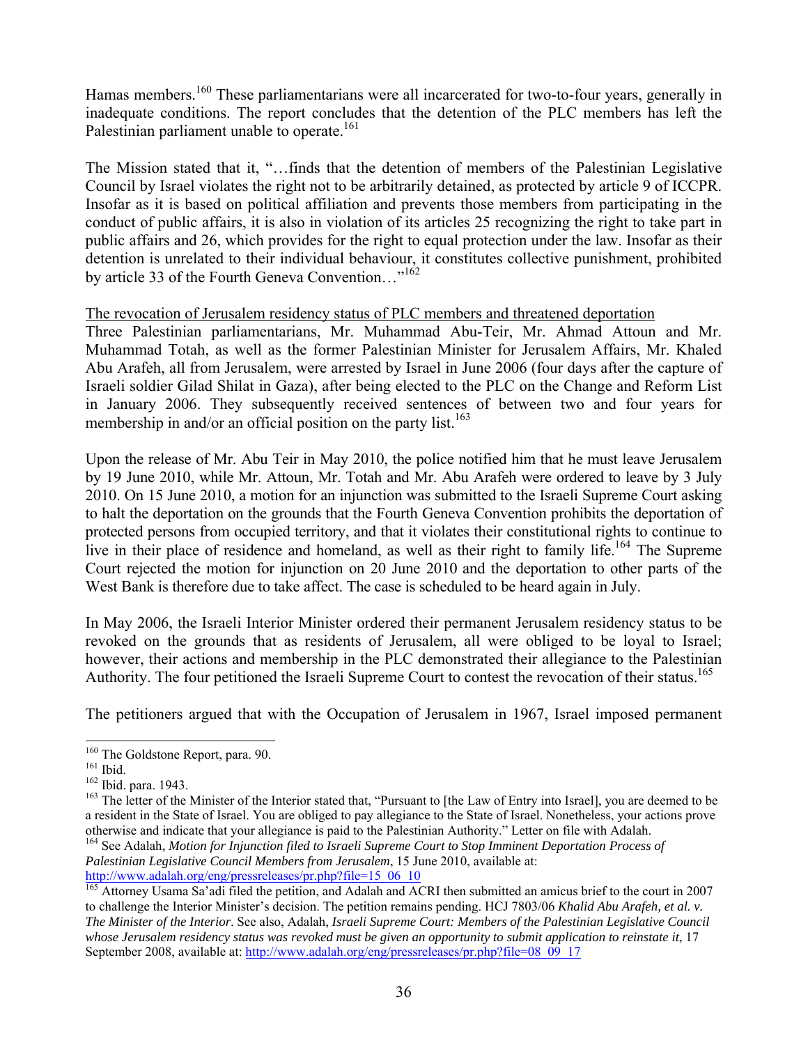Hamas members.[160] These parliamentarians were all incarcerated for two-to-four years, generally in inadequate conditions. The report concludes that the detention of the PLC members has left the Palestinian parliament unable to operate.[161]

The Mission stated that it, "…finds that the detention of members of the Palestinian Legislative Council by Israel violates the right not to be arbitrarily detained, as protected by article 9 of ICCPR. Insofar as it is based on political affiliation and prevents those members from participating in the conduct of public affairs, it is also in violation of its articles 25 recognizing the right to take part in public affairs and 26, which provides for the right to equal protection under the law. Insofar as their detention is unrelated to their individual behaviour, it constitutes collective punishment, prohibited by article 33 of the Fourth Geneva Convention…"[162]

<u>The revocation of Jerusalem residency status of PLC members and threatened deportation</u>

Three Palestinian parliamentarians, Mr. Muhammad Abu-Teir, Mr. Ahmad Attoun and Mr. Muhammad Totah, as well as the former Palestinian Minister for Jerusalem Affairs, Mr. Khaled Abu Arafeh, all from Jerusalem, were arrested by Israel in June 2006 (four days after the capture of Israeli soldier Gilad Shilat in Gaza), after being elected to the PLC on the Change and Reform List in January 2006. They subsequently received sentences of between two and four years for membership in and/or an official position on the party list.[163]

Upon the release of Mr. Abu Teir in May 2010, the police notified him that he must leave Jerusalem by 19 June 2010, while Mr. Attoun, Mr. Totah and Mr. Abu Arafeh were ordered to leave by 3 July 2010. On 15 June 2010, a motion for an injunction was submitted to the Israeli Supreme Court asking to halt the deportation on the grounds that the Fourth Geneva Convention prohibits the deportation of protected persons from occupied territory, and that it violates their constitutional rights to continue to live in their place of residence and homeland, as well as their right to family life.[164] The Supreme Court rejected the motion for injunction on 20 June 2010 and the deportation to other parts of the West Bank is therefore due to take affect. The case is scheduled to be heard again in July.

In May 2006, the Israeli Interior Minister ordered their permanent Jerusalem residency status to be revoked on the grounds that as residents of Jerusalem, all were obliged to be loyal to Israel; however, their actions and membership in the PLC demonstrated their allegiance to the Palestinian Authority. The four petitioned the Israeli Supreme Court to contest the revocation of their status.[165]

The petitioners argued that with the Occupation of Jerusalem in 1967, Israel imposed permanent

---

[160] The Goldstone Report, para. 90.

[161] Ibid.

[162] Ibid. para. 1943.

[163] The letter of the Minister of the Interior stated that, "Pursuant to [the Law of Entry into Israel], you are deemed to be a resident in the State of Israel. You are obliged to pay allegiance to the State of Israel. Nonetheless, your actions prove otherwise and indicate that your allegiance is paid to the Palestinian Authority." Letter on file with Adalah.

[164] See Adalah, *Motion for Injunction filed to Israeli Supreme Court to Stop Imminent Deportation Process of Palestinian Legislative Council Members from Jerusalem*, 15 June 2010, available at: http://www.adalah.org/eng/pressreleases/pr.php?file=15_06_10

[165] Attorney Usama Sa'adi filed the petition, and Adalah and ACRI then submitted an amicus brief to the court in 2007 to challenge the Interior Minister's decision. The petition remains pending. HCJ 7803/06 *Khalid Abu Arafeh, et al. v. The Minister of the Interior*. See also, Adalah, *Israeli Supreme Court: Members of the Palestinian Legislative Council whose Jerusalem residency status was revoked must be given an opportunity to submit application to reinstate it*, 17 September 2008, available at: http://www.adalah.org/eng/pressreleases/pr.php?file=08_09_17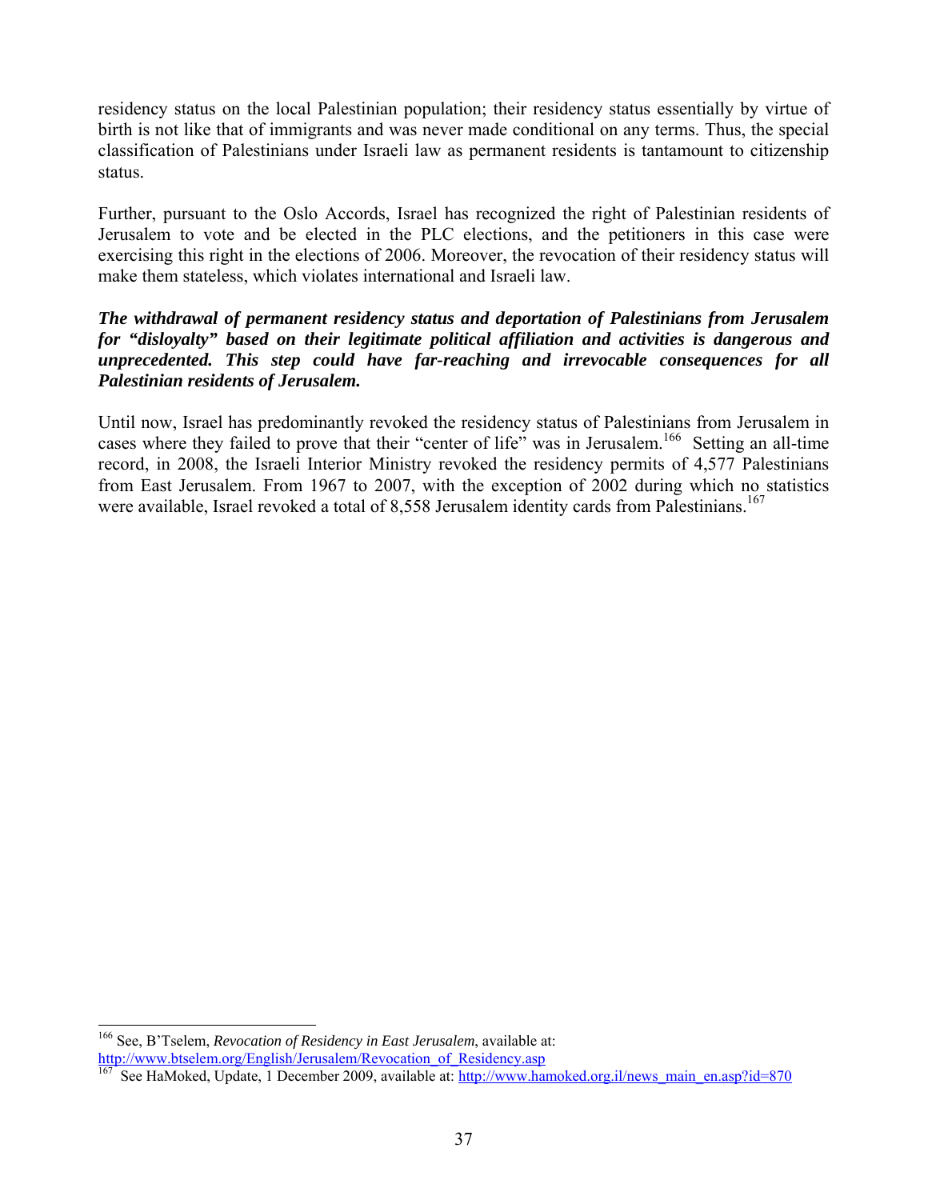residency status on the local Palestinian population; their residency status essentially by virtue of birth is not like that of immigrants and was never made conditional on any terms. Thus, the special classification of Palestinians under Israeli law as permanent residents is tantamount to citizenship status.

Further, pursuant to the Oslo Accords, Israel has recognized the right of Palestinian residents of Jerusalem to vote and be elected in the PLC elections, and the petitioners in this case were exercising this right in the elections of 2006. Moreover, the revocation of their residency status will make them stateless, which violates international and Israeli law.

***The withdrawal of permanent residency status and deportation of Palestinians from Jerusalem for "disloyalty" based on their legitimate political affiliation and activities is dangerous and unprecedented. This step could have far-reaching and irrevocable consequences for all Palestinian residents of Jerusalem.***

Until now, Israel has predominantly revoked the residency status of Palestinians from Jerusalem in cases where they failed to prove that their "center of life" was in Jerusalem.[166] Setting an all-time record, in 2008, the Israeli Interior Ministry revoked the residency permits of 4,577 Palestinians from East Jerusalem. From 1967 to 2007, with the exception of 2002 during which no statistics were available, Israel revoked a total of 8,558 Jerusalem identity cards from Palestinians.[167]

---

[166] See, B'Tselem, *Revocation of Residency in East Jerusalem*, available at: http://www.btselem.org/English/Jerusalem/Revocation_of_Residency.asp

[167] See HaMoked, Update, 1 December 2009, available at: http://www.hamoked.org.il/news_main_en.asp?id=870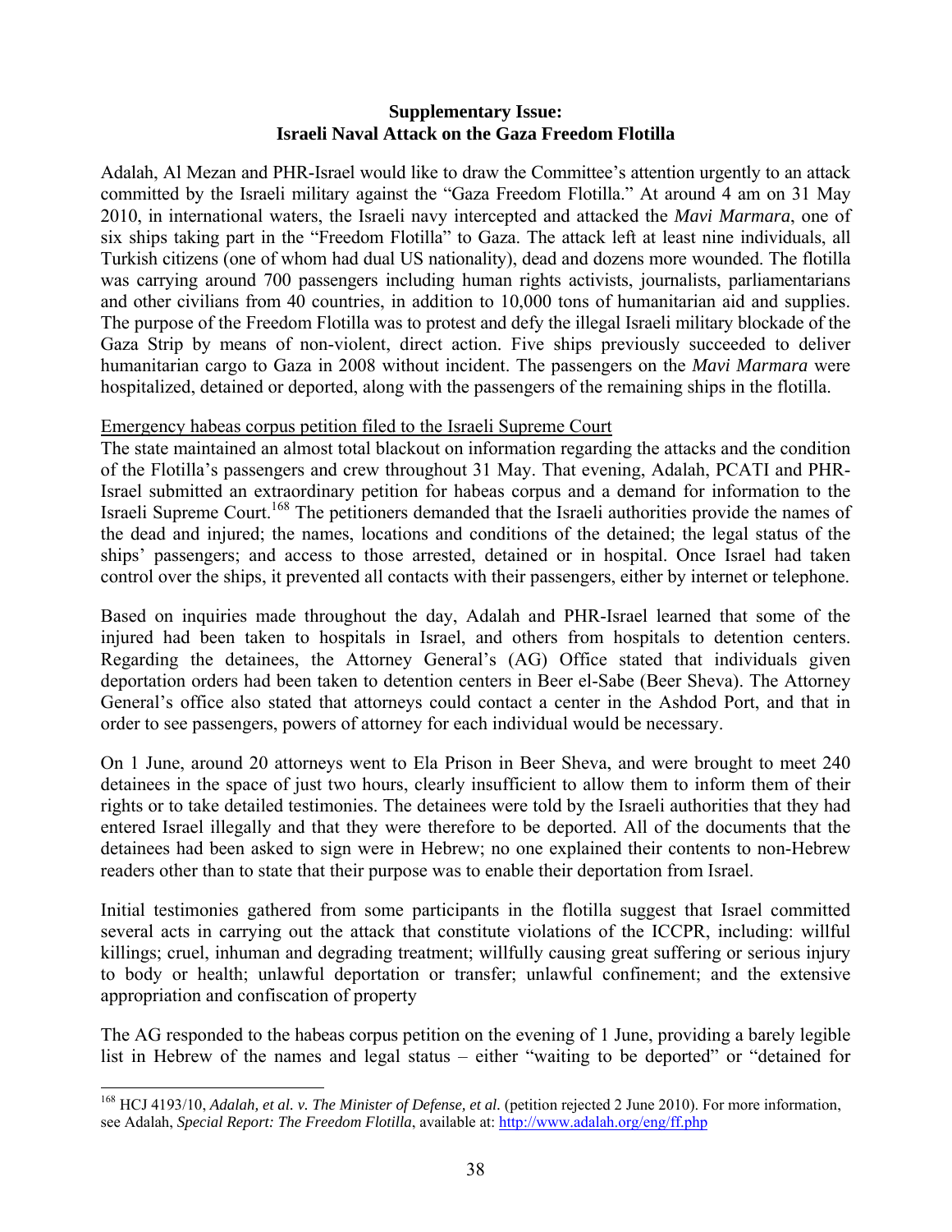**Supplementary Issue:**
**Israeli Naval Attack on the Gaza Freedom Flotilla**

Adalah, Al Mezan and PHR-Israel would like to draw the Committee's attention urgently to an attack committed by the Israeli military against the "Gaza Freedom Flotilla." At around 4 am on 31 May 2010, in international waters, the Israeli navy intercepted and attacked the *Mavi Marmara*, one of six ships taking part in the "Freedom Flotilla" to Gaza. The attack left at least nine individuals, all Turkish citizens (one of whom had dual US nationality), dead and dozens more wounded. The flotilla was carrying around 700 passengers including human rights activists, journalists, parliamentarians and other civilians from 40 countries, in addition to 10,000 tons of humanitarian aid and supplies. The purpose of the Freedom Flotilla was to protest and defy the illegal Israeli military blockade of the Gaza Strip by means of non-violent, direct action. Five ships previously succeeded to deliver humanitarian cargo to Gaza in 2008 without incident. The passengers on the *Mavi Marmara* were hospitalized, detained or deported, along with the passengers of the remaining ships in the flotilla.

Emergency habeas corpus petition filed to the Israeli Supreme Court

The state maintained an almost total blackout on information regarding the attacks and the condition of the Flotilla's passengers and crew throughout 31 May. That evening, Adalah, PCATI and PHR-Israel submitted an extraordinary petition for habeas corpus and a demand for information to the Israeli Supreme Court.[168] The petitioners demanded that the Israeli authorities provide the names of the dead and injured; the names, locations and conditions of the detained; the legal status of the ships' passengers; and access to those arrested, detained or in hospital. Once Israel had taken control over the ships, it prevented all contacts with their passengers, either by internet or telephone.

Based on inquiries made throughout the day, Adalah and PHR-Israel learned that some of the injured had been taken to hospitals in Israel, and others from hospitals to detention centers. Regarding the detainees, the Attorney General's (AG) Office stated that individuals given deportation orders had been taken to detention centers in Beer el-Sabe (Beer Sheva). The Attorney General's office also stated that attorneys could contact a center in the Ashdod Port, and that in order to see passengers, powers of attorney for each individual would be necessary.

On 1 June, around 20 attorneys went to Ela Prison in Beer Sheva, and were brought to meet 240 detainees in the space of just two hours, clearly insufficient to allow them to inform them of their rights or to take detailed testimonies. The detainees were told by the Israeli authorities that they had entered Israel illegally and that they were therefore to be deported. All of the documents that the detainees had been asked to sign were in Hebrew; no one explained their contents to non-Hebrew readers other than to state that their purpose was to enable their deportation from Israel.

Initial testimonies gathered from some participants in the flotilla suggest that Israel committed several acts in carrying out the attack that constitute violations of the ICCPR, including: willful killings; cruel, inhuman and degrading treatment; willfully causing great suffering or serious injury to body or health; unlawful deportation or transfer; unlawful confinement; and the extensive appropriation and confiscation of property

The AG responded to the habeas corpus petition on the evening of 1 June, providing a barely legible list in Hebrew of the names and legal status – either "waiting to be deported" or "detained for

---

[168] HCJ 4193/10, *Adalah, et al. v. The Minister of Defense, et al.* (petition rejected 2 June 2010). For more information, see Adalah, *Special Report: The Freedom Flotilla*, available at: http://www.adalah.org/eng/ff.php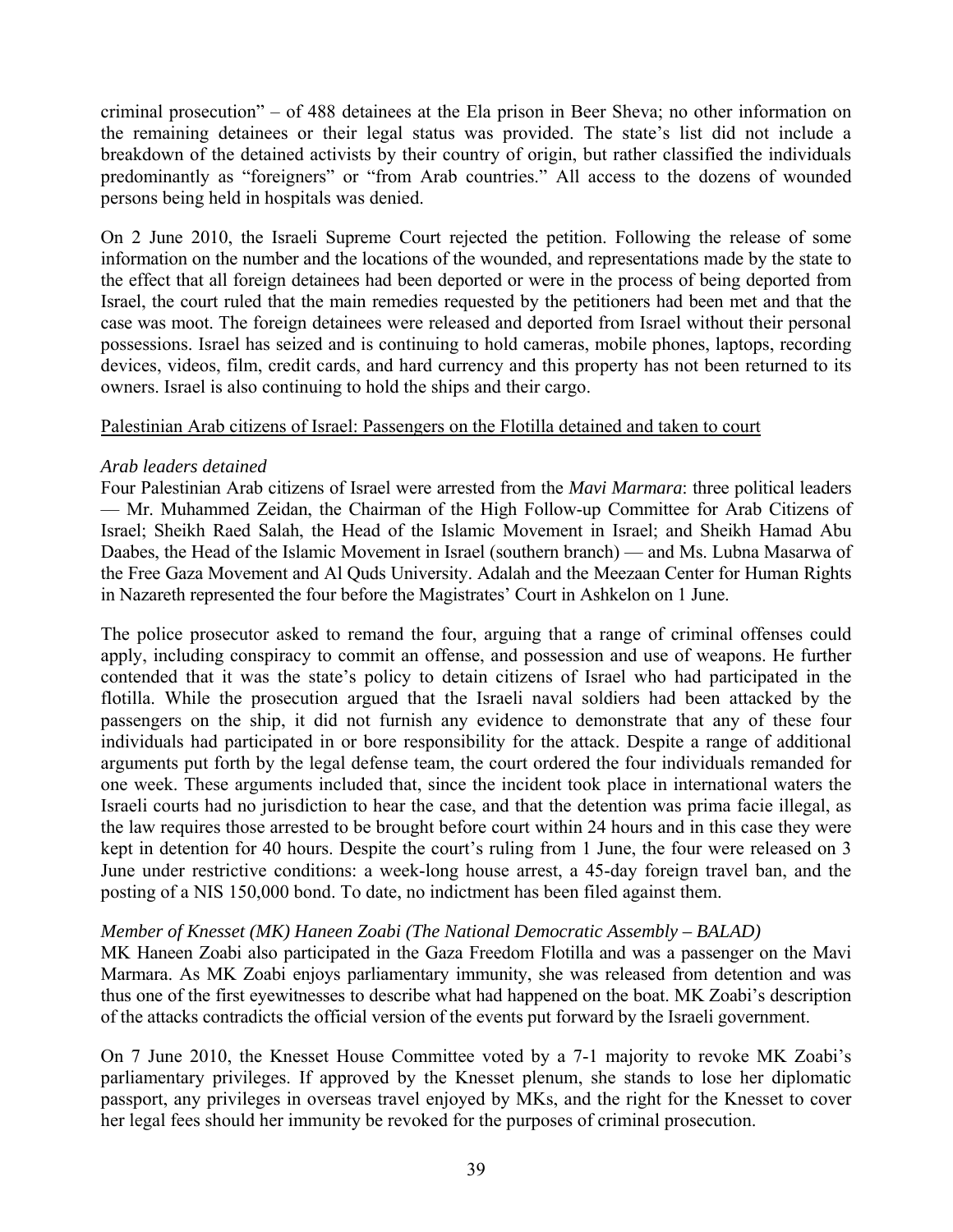criminal prosecution" – of 488 detainees at the Ela prison in Beer Sheva; no other information on the remaining detainees or their legal status was provided. The state's list did not include a breakdown of the detained activists by their country of origin, but rather classified the individuals predominantly as "foreigners" or "from Arab countries." All access to the dozens of wounded persons being held in hospitals was denied.

On 2 June 2010, the Israeli Supreme Court rejected the petition. Following the release of some information on the number and the locations of the wounded, and representations made by the state to the effect that all foreign detainees had been deported or were in the process of being deported from Israel, the court ruled that the main remedies requested by the petitioners had been met and that the case was moot. The foreign detainees were released and deported from Israel without their personal possessions. Israel has seized and is continuing to hold cameras, mobile phones, laptops, recording devices, videos, film, credit cards, and hard currency and this property has not been returned to its owners. Israel is also continuing to hold the ships and their cargo.

<u>Palestinian Arab citizens of Israel: Passengers on the Flotilla detained and taken to court</u>

*Arab leaders detained*

Four Palestinian Arab citizens of Israel were arrested from the *Mavi Marmara*: three political leaders — Mr. Muhammed Zeidan, the Chairman of the High Follow-up Committee for Arab Citizens of Israel; Sheikh Raed Salah, the Head of the Islamic Movement in Israel; and Sheikh Hamad Abu Daabes, the Head of the Islamic Movement in Israel (southern branch) — and Ms. Lubna Masarwa of the Free Gaza Movement and Al Quds University. Adalah and the Meezaan Center for Human Rights in Nazareth represented the four before the Magistrates' Court in Ashkelon on 1 June.

The police prosecutor asked to remand the four, arguing that a range of criminal offenses could apply, including conspiracy to commit an offense, and possession and use of weapons. He further contended that it was the state's policy to detain citizens of Israel who had participated in the flotilla. While the prosecution argued that the Israeli naval soldiers had been attacked by the passengers on the ship, it did not furnish any evidence to demonstrate that any of these four individuals had participated in or bore responsibility for the attack. Despite a range of additional arguments put forth by the legal defense team, the court ordered the four individuals remanded for one week. These arguments included that, since the incident took place in international waters the Israeli courts had no jurisdiction to hear the case, and that the detention was prima facie illegal, as the law requires those arrested to be brought before court within 24 hours and in this case they were kept in detention for 40 hours. Despite the court's ruling from 1 June, the four were released on 3 June under restrictive conditions: a week-long house arrest, a 45-day foreign travel ban, and the posting of a NIS 150,000 bond. To date, no indictment has been filed against them.

*Member of Knesset (MK) Haneen Zoabi (The National Democratic Assembly – BALAD)*

MK Haneen Zoabi also participated in the Gaza Freedom Flotilla and was a passenger on the Mavi Marmara. As MK Zoabi enjoys parliamentary immunity, she was released from detention and was thus one of the first eyewitnesses to describe what had happened on the boat. MK Zoabi's description of the attacks contradicts the official version of the events put forward by the Israeli government.

On 7 June 2010, the Knesset House Committee voted by a 7-1 majority to revoke MK Zoabi's parliamentary privileges. If approved by the Knesset plenum, she stands to lose her diplomatic passport, any privileges in overseas travel enjoyed by MKs, and the right for the Knesset to cover her legal fees should her immunity be revoked for the purposes of criminal prosecution.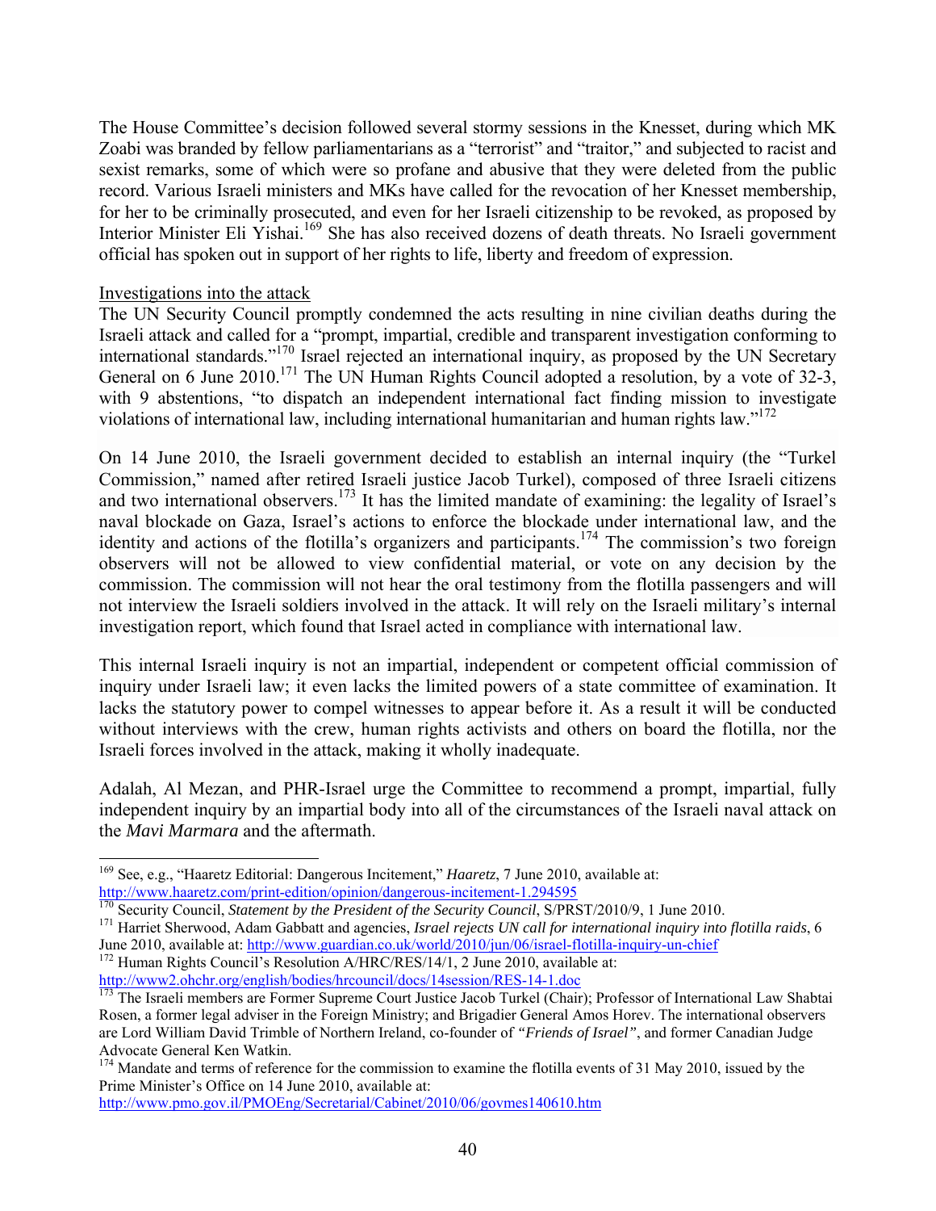The House Committee's decision followed several stormy sessions in the Knesset, during which MK Zoabi was branded by fellow parliamentarians as a "terrorist" and "traitor," and subjected to racist and sexist remarks, some of which were so profane and abusive that they were deleted from the public record. Various Israeli ministers and MKs have called for the revocation of her Knesset membership, for her to be criminally prosecuted, and even for her Israeli citizenship to be revoked, as proposed by Interior Minister Eli Yishai.[169] She has also received dozens of death threats. No Israeli government official has spoken out in support of her rights to life, liberty and freedom of expression.

Investigations into the attack

The UN Security Council promptly condemned the acts resulting in nine civilian deaths during the Israeli attack and called for a "prompt, impartial, credible and transparent investigation conforming to international standards."[170] Israel rejected an international inquiry, as proposed by the UN Secretary General on 6 June 2010.[171] The UN Human Rights Council adopted a resolution, by a vote of 32-3, with 9 abstentions, "to dispatch an independent international fact finding mission to investigate violations of international law, including international humanitarian and human rights law."[172]

On 14 June 2010, the Israeli government decided to establish an internal inquiry (the "Turkel Commission," named after retired Israeli justice Jacob Turkel), composed of three Israeli citizens and two international observers.[173] It has the limited mandate of examining: the legality of Israel's naval blockade on Gaza, Israel's actions to enforce the blockade under international law, and the identity and actions of the flotilla's organizers and participants.[174] The commission's two foreign observers will not be allowed to view confidential material, or vote on any decision by the commission. The commission will not hear the oral testimony from the flotilla passengers and will not interview the Israeli soldiers involved in the attack. It will rely on the Israeli military's internal investigation report, which found that Israel acted in compliance with international law.

This internal Israeli inquiry is not an impartial, independent or competent official commission of inquiry under Israeli law; it even lacks the limited powers of a state committee of examination. It lacks the statutory power to compel witnesses to appear before it. As a result it will be conducted without interviews with the crew, human rights activists and others on board the flotilla, nor the Israeli forces involved in the attack, making it wholly inadequate.

Adalah, Al Mezan, and PHR-Israel urge the Committee to recommend a prompt, impartial, fully independent inquiry by an impartial body into all of the circumstances of the Israeli naval attack on the *Mavi Marmara* and the aftermath.

---

[169] See, e.g., "Haaretz Editorial: Dangerous Incitement," *Haaretz*, 7 June 2010, available at: http://www.haaretz.com/print-edition/opinion/dangerous-incitement-1.294595

[170] Security Council, *Statement by the President of the Security Council*, S/PRST/2010/9, 1 June 2010.

[171] Harriet Sherwood, Adam Gabbatt and agencies, *Israel rejects UN call for international inquiry into flotilla raids*, 6 June 2010, available at: http://www.guardian.co.uk/world/2010/jun/06/israel-flotilla-inquiry-un-chief

[172] Human Rights Council's Resolution A/HRC/RES/14/1, 2 June 2010, available at: http://www2.ohchr.org/english/bodies/hrcouncil/docs/14session/RES-14-1.doc

[173] The Israeli members are Former Supreme Court Justice Jacob Turkel (Chair); Professor of International Law Shabtai Rosen, a former legal adviser in the Foreign Ministry; and Brigadier General Amos Horev. The international observers are Lord William David Trimble of Northern Ireland, co-founder of *"Friends of Israel"*, and former Canadian Judge Advocate General Ken Watkin.

[174] Mandate and terms of reference for the commission to examine the flotilla events of 31 May 2010, issued by the Prime Minister's Office on 14 June 2010, available at: http://www.pmo.gov.il/PMOEng/Secretarial/Cabinet/2010/06/govmes140610.htm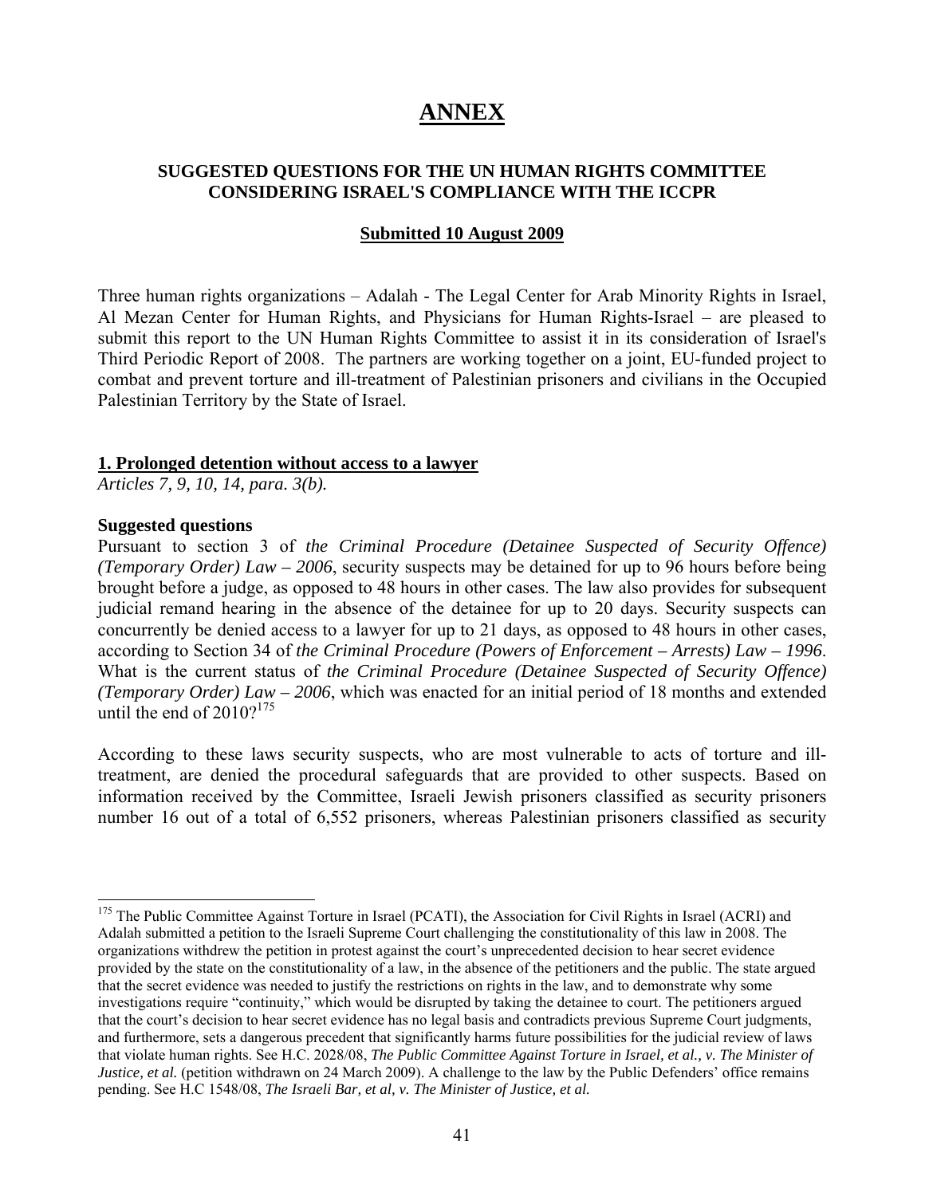# ANNEX

## SUGGESTED QUESTIONS FOR THE UN HUMAN RIGHTS COMMITTEE CONSIDERING ISRAEL'S COMPLIANCE WITH THE ICCPR

**Submitted 10 August 2009**

Three human rights organizations – Adalah - The Legal Center for Arab Minority Rights in Israel, Al Mezan Center for Human Rights, and Physicians for Human Rights-Israel – are pleased to submit this report to the UN Human Rights Committee to assist it in its consideration of Israel's Third Periodic Report of 2008. The partners are working together on a joint, EU-funded project to combat and prevent torture and ill-treatment of Palestinian prisoners and civilians in the Occupied Palestinian Territory by the State of Israel.

### 1. Prolonged detention without access to a lawyer

*Articles 7, 9, 10, 14, para. 3(b).*

**Suggested questions**

Pursuant to section 3 of *the Criminal Procedure (Detainee Suspected of Security Offence) (Temporary Order) Law – 2006*, security suspects may be detained for up to 96 hours before being brought before a judge, as opposed to 48 hours in other cases. The law also provides for subsequent judicial remand hearing in the absence of the detainee for up to 20 days. Security suspects can concurrently be denied access to a lawyer for up to 21 days, as opposed to 48 hours in other cases, according to Section 34 of *the Criminal Procedure (Powers of Enforcement – Arrests) Law – 1996*. What is the current status of *the Criminal Procedure (Detainee Suspected of Security Offence) (Temporary Order) Law – 2006*, which was enacted for an initial period of 18 months and extended until the end of 2010?[175]

According to these laws security suspects, who are most vulnerable to acts of torture and ill-treatment, are denied the procedural safeguards that are provided to other suspects. Based on information received by the Committee, Israeli Jewish prisoners classified as security prisoners number 16 out of a total of 6,552 prisoners, whereas Palestinian prisoners classified as security

---

[175] The Public Committee Against Torture in Israel (PCATI), the Association for Civil Rights in Israel (ACRI) and Adalah submitted a petition to the Israeli Supreme Court challenging the constitutionality of this law in 2008. The organizations withdrew the petition in protest against the court's unprecedented decision to hear secret evidence provided by the state on the constitutionality of a law, in the absence of the petitioners and the public. The state argued that the secret evidence was needed to justify the restrictions on rights in the law, and to demonstrate why some investigations require "continuity," which would be disrupted by taking the detainee to court. The petitioners argued that the court's decision to hear secret evidence has no legal basis and contradicts previous Supreme Court judgments, and furthermore, sets a dangerous precedent that significantly harms future possibilities for the judicial review of laws that violate human rights. See H.C. 2028/08, *The Public Committee Against Torture in Israel, et al., v. The Minister of Justice, et al.* (petition withdrawn on 24 March 2009). A challenge to the law by the Public Defenders' office remains pending. See H.C 1548/08, *The Israeli Bar, et al, v. The Minister of Justice, et al.*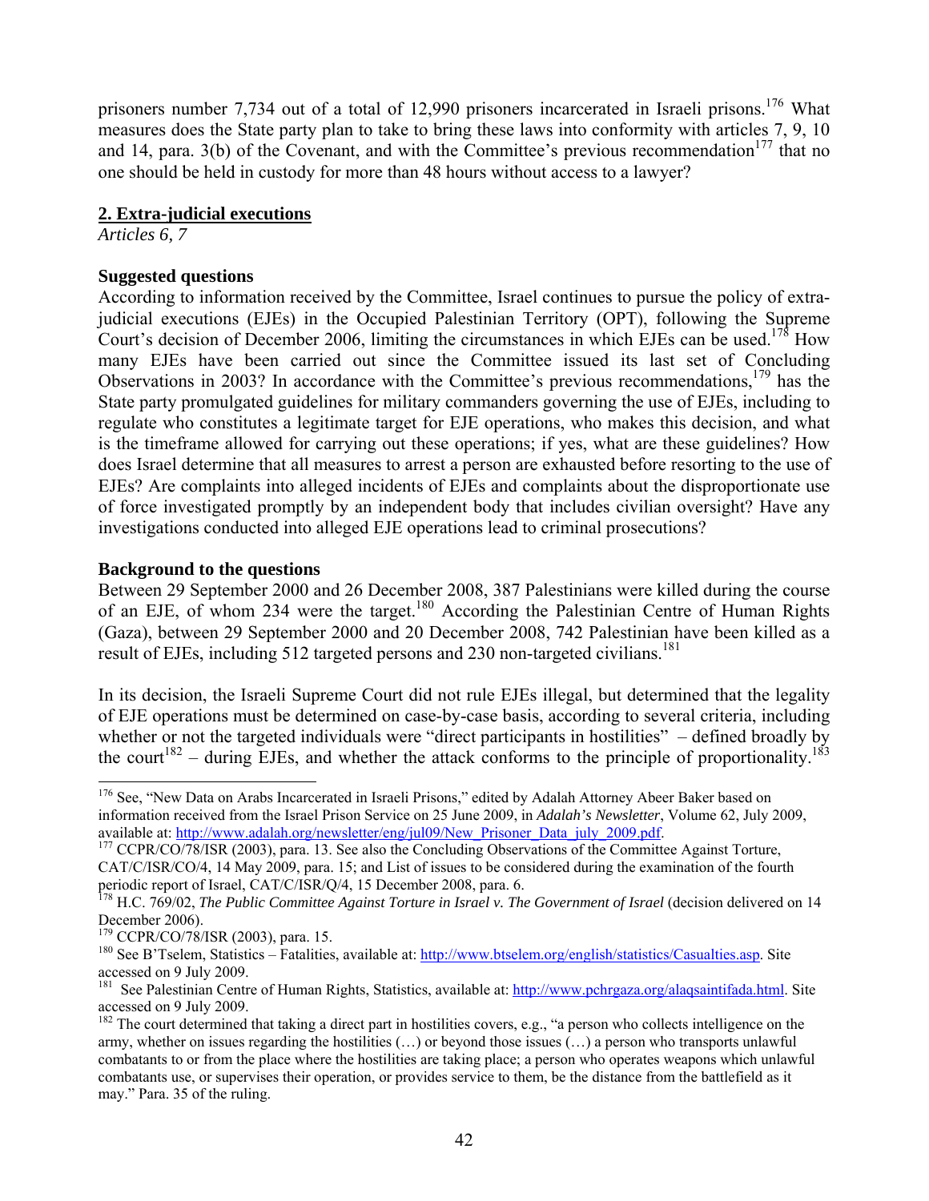prisoners number 7,734 out of a total of 12,990 prisoners incarcerated in Israeli prisons.[176] What measures does the State party plan to take to bring these laws into conformity with articles 7, 9, 10 and 14, para. 3(b) of the Covenant, and with the Committee's previous recommendation[177] that no one should be held in custody for more than 48 hours without access to a lawyer?

## 2. Extra-judicial executions

*Articles 6, 7*

### Suggested questions

According to information received by the Committee, Israel continues to pursue the policy of extra-judicial executions (EJEs) in the Occupied Palestinian Territory (OPT), following the Supreme Court's decision of December 2006, limiting the circumstances in which EJEs can be used.[178] How many EJEs have been carried out since the Committee issued its last set of Concluding Observations in 2003? In accordance with the Committee's previous recommendations,[179] has the State party promulgated guidelines for military commanders governing the use of EJEs, including to regulate who constitutes a legitimate target for EJE operations, who makes this decision, and what is the timeframe allowed for carrying out these operations; if yes, what are these guidelines? How does Israel determine that all measures to arrest a person are exhausted before resorting to the use of EJEs? Are complaints into alleged incidents of EJEs and complaints about the disproportionate use of force investigated promptly by an independent body that includes civilian oversight? Have any investigations conducted into alleged EJE operations lead to criminal prosecutions?

### Background to the questions

Between 29 September 2000 and 26 December 2008, 387 Palestinians were killed during the course of an EJE, of whom 234 were the target.[180] According the Palestinian Centre of Human Rights (Gaza), between 29 September 2000 and 20 December 2008, 742 Palestinian have been killed as a result of EJEs, including 512 targeted persons and 230 non-targeted civilians.[181]

In its decision, the Israeli Supreme Court did not rule EJEs illegal, but determined that the legality of EJE operations must be determined on case-by-case basis, according to several criteria, including whether or not the targeted individuals were "direct participants in hostilities" – defined broadly by the court[182] – during EJEs, and whether the attack conforms to the principle of proportionality.[183]

---

[176] See, "New Data on Arabs Incarcerated in Israeli Prisons," edited by Adalah Attorney Abeer Baker based on information received from the Israel Prison Service on 25 June 2009, in *Adalah's Newsletter*, Volume 62, July 2009, available at: http://www.adalah.org/newsletter/eng/jul09/New_Prisoner_Data_july_2009.pdf.

[177] CCPR/CO/78/ISR (2003), para. 13. See also the Concluding Observations of the Committee Against Torture, CAT/C/ISR/CO/4, 14 May 2009, para. 15; and List of issues to be considered during the examination of the fourth periodic report of Israel, CAT/C/ISR/Q/4, 15 December 2008, para. 6.

[178] H.C. 769/02, *The Public Committee Against Torture in Israel v. The Government of Israel* (decision delivered on 14 December 2006).

[179] CCPR/CO/78/ISR (2003), para. 15.

[180] See B'Tselem, Statistics – Fatalities, available at: http://www.btselem.org/english/statistics/Casualties.asp. Site accessed on 9 July 2009.

[181] See Palestinian Centre of Human Rights, Statistics, available at: http://www.pchrgaza.org/alaqsaintifada.html. Site accessed on 9 July 2009.

[182] The court determined that taking a direct part in hostilities covers, e.g., "a person who collects intelligence on the army, whether on issues regarding the hostilities (…) or beyond those issues (…) a person who transports unlawful combatants to or from the place where the hostilities are taking place; a person who operates weapons which unlawful combatants use, or supervises their operation, or provides service to them, be the distance from the battlefield as it may." Para. 35 of the ruling.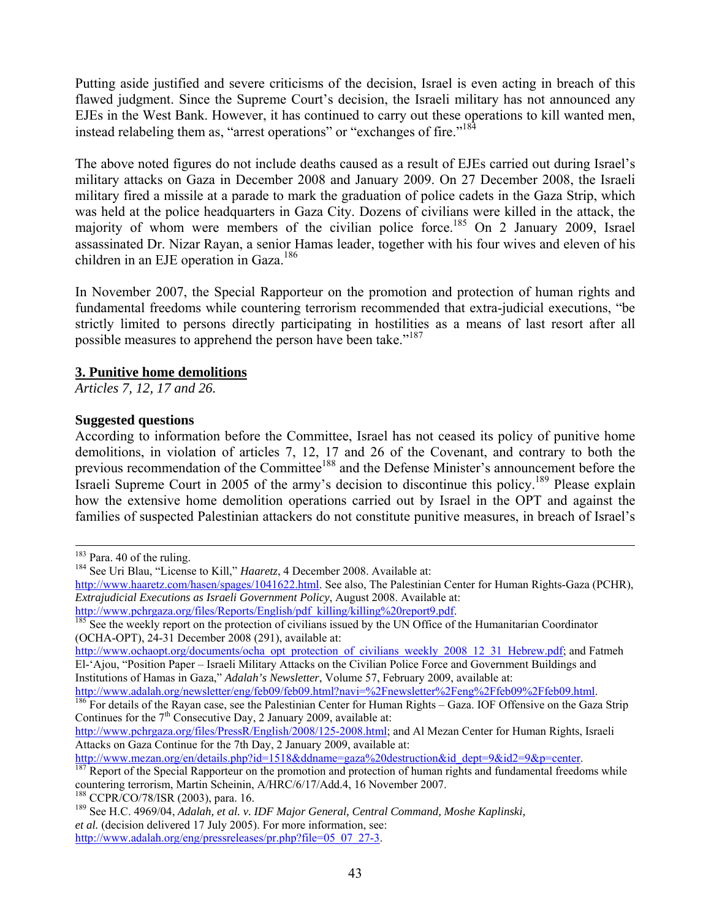Putting aside justified and severe criticisms of the decision, Israel is even acting in breach of this flawed judgment. Since the Supreme Court's decision, the Israeli military has not announced any EJEs in the West Bank. However, it has continued to carry out these operations to kill wanted men, instead relabeling them as, "arrest operations" or "exchanges of fire."[184]

The above noted figures do not include deaths caused as a result of EJEs carried out during Israel's military attacks on Gaza in December 2008 and January 2009. On 27 December 2008, the Israeli military fired a missile at a parade to mark the graduation of police cadets in the Gaza Strip, which was held at the police headquarters in Gaza City. Dozens of civilians were killed in the attack, the majority of whom were members of the civilian police force.[185] On 2 January 2009, Israel assassinated Dr. Nizar Rayan, a senior Hamas leader, together with his four wives and eleven of his children in an EJE operation in Gaza.[186]

In November 2007, the Special Rapporteur on the promotion and protection of human rights and fundamental freedoms while countering terrorism recommended that extra-judicial executions, "be strictly limited to persons directly participating in hostilities as a means of last resort after all possible measures to apprehend the person have been take."[187]

### 3. Punitive home demolitions

*Articles 7, 12, 17 and 26.*

**Suggested questions**

According to information before the Committee, Israel has not ceased its policy of punitive home demolitions, in violation of articles 7, 12, 17 and 26 of the Covenant, and contrary to both the previous recommendation of the Committee[188] and the Defense Minister's announcement before the Israeli Supreme Court in 2005 of the army's decision to discontinue this policy.[189] Please explain how the extensive home demolition operations carried out by Israel in the OPT and against the families of suspected Palestinian attackers do not constitute punitive measures, in breach of Israel's

---

[183] Para. 40 of the ruling.

[184] See Uri Blau, "License to Kill," *Haaretz*, 4 December 2008. Available at: http://www.haaretz.com/hasen/spages/1041622.html. See also, The Palestinian Center for Human Rights-Gaza (PCHR), *Extrajudicial Executions as Israeli Government Policy*, August 2008. Available at: http://www.pchrgaza.org/files/Reports/English/pdf_killing/killing%20report9.pdf.

[185] See the weekly report on the protection of civilians issued by the UN Office of the Humanitarian Coordinator (OCHA-OPT), 24-31 December 2008 (291), available at: http://www.ochaopt.org/documents/ocha_opt_protection_of_civilians_weekly_2008_12_31_Hebrew.pdf; and Fatmeh El-'Ajou, "Position Paper – Israeli Military Attacks on the Civilian Police Force and Government Buildings and Institutions of Hamas in Gaza," *Adalah's Newsletter*, Volume 57, February 2009, available at: http://www.adalah.org/newsletter/eng/feb09/feb09.html?navi=%2Fnewsletter%2Feng%2Ffeb09%2Ffeb09.html.

[186] For details of the Rayan case, see the Palestinian Center for Human Rights – Gaza. IOF Offensive on the Gaza Strip Continues for the 7th Consecutive Day, 2 January 2009, available at: http://www.pchrgaza.org/files/PressR/English/2008/125-2008.html; and Al Mezan Center for Human Rights, Israeli Attacks on Gaza Continue for the 7th Day, 2 January 2009, available at: http://www.mezan.org/en/details.php?id=1518&ddname=gaza%20destruction&id_dept=9&id2=9&p=center.

[187] Report of the Special Rapporteur on the promotion and protection of human rights and fundamental freedoms while countering terrorism, Martin Scheinin, A/HRC/6/17/Add.4, 16 November 2007.

[188] CCPR/CO/78/ISR (2003), para. 16.

[189] See H.C. 4969/04, *Adalah, et al. v. IDF Major General, Central Command, Moshe Kaplinski, et al.* (decision delivered 17 July 2005). For more information, see: http://www.adalah.org/eng/pressreleases/pr.php?file=05_07_27-3.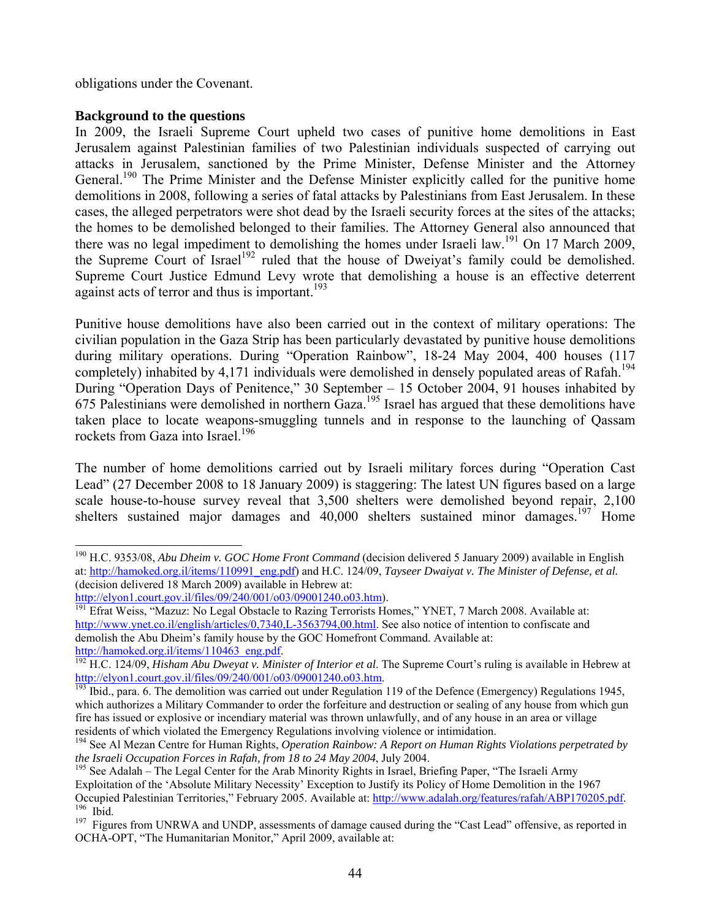obligations under the Covenant.

**Background to the questions**

In 2009, the Israeli Supreme Court upheld two cases of punitive home demolitions in East Jerusalem against Palestinian families of two Palestinian individuals suspected of carrying out attacks in Jerusalem, sanctioned by the Prime Minister, Defense Minister and the Attorney General.[190] The Prime Minister and the Defense Minister explicitly called for the punitive home demolitions in 2008, following a series of fatal attacks by Palestinians from East Jerusalem. In these cases, the alleged perpetrators were shot dead by the Israeli security forces at the sites of the attacks; the homes to be demolished belonged to their families. The Attorney General also announced that there was no legal impediment to demolishing the homes under Israeli law.[191] On 17 March 2009, the Supreme Court of Israel[192] ruled that the house of Dweiyat's family could be demolished. Supreme Court Justice Edmund Levy wrote that demolishing a house is an effective deterrent against acts of terror and thus is important.[193]

Punitive house demolitions have also been carried out in the context of military operations: The civilian population in the Gaza Strip has been particularly devastated by punitive house demolitions during military operations. During "Operation Rainbow", 18-24 May 2004, 400 houses (117 completely) inhabited by 4,171 individuals were demolished in densely populated areas of Rafah.[194] During "Operation Days of Penitence," 30 September – 15 October 2004, 91 houses inhabited by 675 Palestinians were demolished in northern Gaza.[195] Israel has argued that these demolitions have taken place to locate weapons-smuggling tunnels and in response to the launching of Qassam rockets from Gaza into Israel.[196]

The number of home demolitions carried out by Israeli military forces during "Operation Cast Lead" (27 December 2008 to 18 January 2009) is staggering: The latest UN figures based on a large scale house-to-house survey reveal that 3,500 shelters were demolished beyond repair, 2,100 shelters sustained major damages and 40,000 shelters sustained minor damages.[197] Home

---

[190] H.C. 9353/08, *Abu Dheim v. GOC Home Front Command* (decision delivered 5 January 2009) available in English at: http://hamoked.org.il/items/110991_eng.pdf) and H.C. 124/09, *Tayseer Dwaiyat v. The Minister of Defense, et al.* (decision delivered 18 March 2009) available in Hebrew at: http://elyon1.court.gov.il/files/09/240/001/o03/09001240.o03.htm).

[191] Efrat Weiss, "Mazuz: No Legal Obstacle to Razing Terrorists Homes," YNET, 7 March 2008. Available at: http://www.ynet.co.il/english/articles/0,7340,L-3563794,00.html. See also notice of intention to confiscate and demolish the Abu Dheim's family house by the GOC Homefront Command. Available at: http://hamoked.org.il/items/110463_eng.pdf.

[192] H.C. 124/09, *Hisham Abu Dweyat v. Minister of Interior et al*. The Supreme Court's ruling is available in Hebrew at http://elyon1.court.gov.il/files/09/240/001/o03/09001240.o03.htm.

[193] Ibid., para. 6. The demolition was carried out under Regulation 119 of the Defence (Emergency) Regulations 1945, which authorizes a Military Commander to order the forfeiture and destruction or sealing of any house from which gun fire has issued or explosive or incendiary material was thrown unlawfully, and of any house in an area or village residents of which violated the Emergency Regulations involving violence or intimidation.

[194] See Al Mezan Centre for Human Rights, *Operation Rainbow: A Report on Human Rights Violations perpetrated by the Israeli Occupation Forces in Rafah, from 18 to 24 May 2004*, July 2004.

[195] See Adalah – The Legal Center for the Arab Minority Rights in Israel, Briefing Paper, "The Israeli Army Exploitation of the 'Absolute Military Necessity' Exception to Justify its Policy of Home Demolition in the 1967 Occupied Palestinian Territories," February 2005. Available at: http://www.adalah.org/features/rafah/ABP170205.pdf.

[196] Ibid.

[197] Figures from UNRWA and UNDP, assessments of damage caused during the "Cast Lead" offensive, as reported in OCHA-OPT, "The Humanitarian Monitor," April 2009, available at: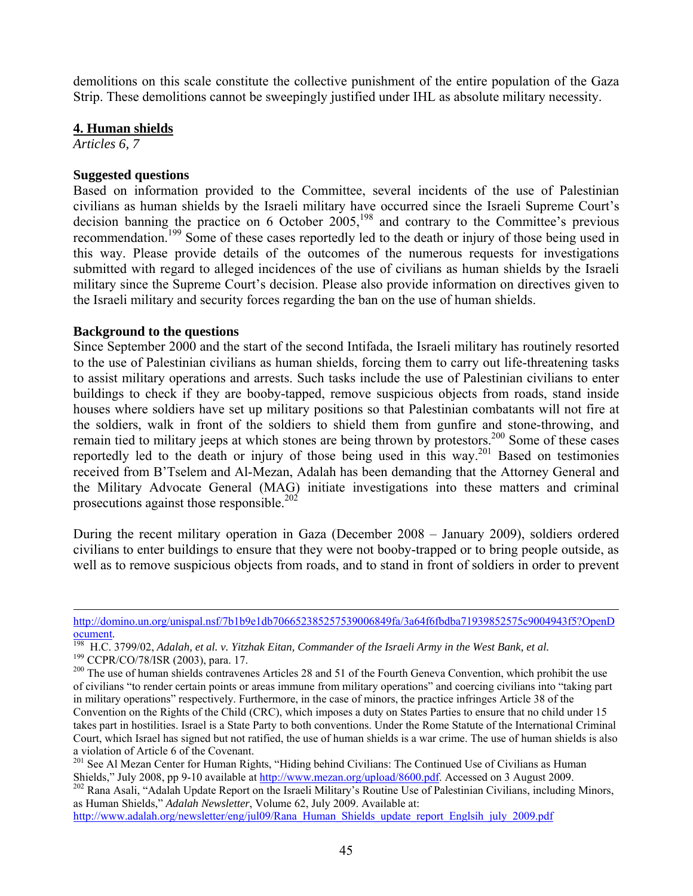demolitions on this scale constitute the collective punishment of the entire population of the Gaza Strip. These demolitions cannot be sweepingly justified under IHL as absolute military necessity.

### 4. Human shields

*Articles 6, 7*

**Suggested questions**

Based on information provided to the Committee, several incidents of the use of Palestinian civilians as human shields by the Israeli military have occurred since the Israeli Supreme Court's decision banning the practice on 6 October 2005,[198] and contrary to the Committee's previous recommendation.[199] Some of these cases reportedly led to the death or injury of those being used in this way. Please provide details of the outcomes of the numerous requests for investigations submitted with regard to alleged incidences of the use of civilians as human shields by the Israeli military since the Supreme Court's decision. Please also provide information on directives given to the Israeli military and security forces regarding the ban on the use of human shields.

**Background to the questions**

Since September 2000 and the start of the second Intifada, the Israeli military has routinely resorted to the use of Palestinian civilians as human shields, forcing them to carry out life-threatening tasks to assist military operations and arrests. Such tasks include the use of Palestinian civilians to enter buildings to check if they are booby-tapped, remove suspicious objects from roads, stand inside houses where soldiers have set up military positions so that Palestinian combatants will not fire at the soldiers, walk in front of the soldiers to shield them from gunfire and stone-throwing, and remain tied to military jeeps at which stones are being thrown by protestors.[200] Some of these cases reportedly led to the death or injury of those being used in this way.[201] Based on testimonies received from B'Tselem and Al-Mezan, Adalah has been demanding that the Attorney General and the Military Advocate General (MAG) initiate investigations into these matters and criminal prosecutions against those responsible.[202]

During the recent military operation in Gaza (December 2008 – January 2009), soldiers ordered civilians to enter buildings to ensure that they were not booby-trapped or to bring people outside, as well as to remove suspicious objects from roads, and to stand in front of soldiers in order to prevent

---

http://domino.un.org/unispal.nsf/7b1b9e1db706652385257539006849fa/3a64f6fbdba71939852575c9004943f5?OpenDocument.

[198] H.C. 3799/02, *Adalah, et al. v. Yitzhak Eitan, Commander of the Israeli Army in the West Bank, et al.*

[199] CCPR/CO/78/ISR (2003), para. 17.

[200] The use of human shields contravenes Articles 28 and 51 of the Fourth Geneva Convention, which prohibit the use of civilians "to render certain points or areas immune from military operations" and coercing civilians into "taking part in military operations" respectively. Furthermore, in the case of minors, the practice infringes Article 38 of the Convention on the Rights of the Child (CRC), which imposes a duty on States Parties to ensure that no child under 15 takes part in hostilities. Israel is a State Party to both conventions. Under the Rome Statute of the International Criminal Court, which Israel has signed but not ratified, the use of human shields is a war crime. The use of human shields is also a violation of Article 6 of the Covenant.

[201] See Al Mezan Center for Human Rights, "Hiding behind Civilians: The Continued Use of Civilians as Human Shields," July 2008, pp 9-10 available at http://www.mezan.org/upload/8600.pdf. Accessed on 3 August 2009.

[202] Rana Asali, "Adalah Update Report on the Israeli Military's Routine Use of Palestinian Civilians, including Minors, as Human Shields," *Adalah Newsletter*, Volume 62, July 2009. Available at: http://www.adalah.org/newsletter/eng/jul09/Rana_Human_Shields_update_report_Englsih_july_2009.pdf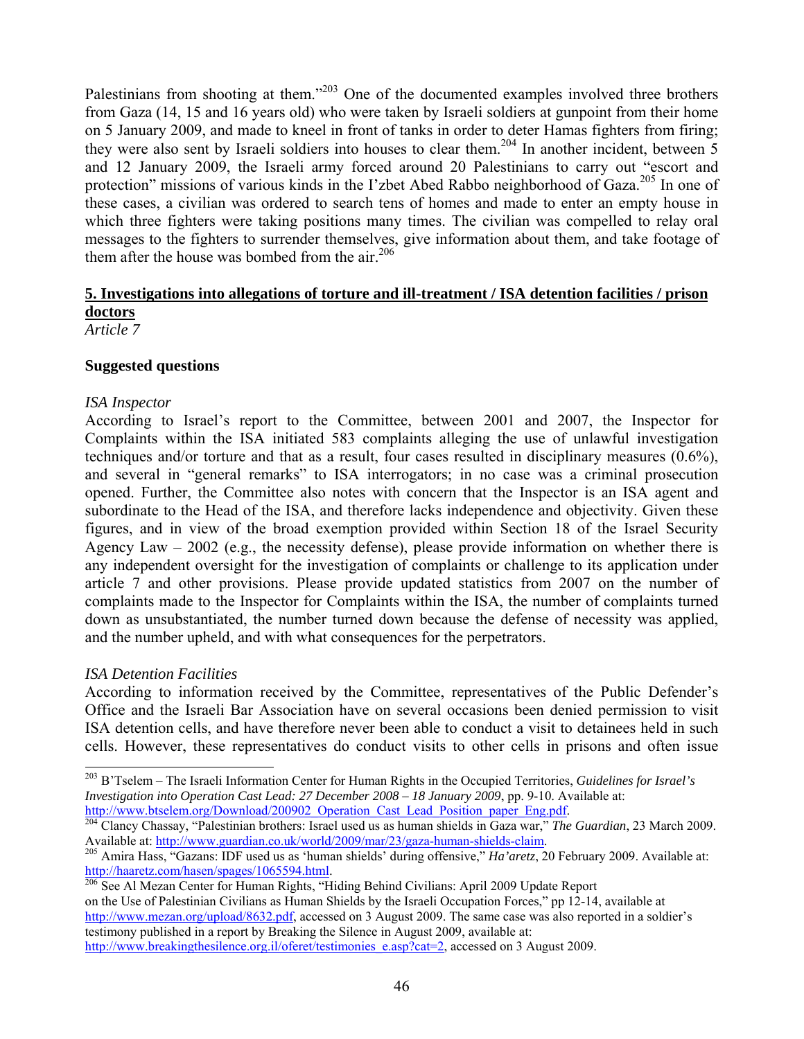Palestinians from shooting at them."[203] One of the documented examples involved three brothers from Gaza (14, 15 and 16 years old) who were taken by Israeli soldiers at gunpoint from their home on 5 January 2009, and made to kneel in front of tanks in order to deter Hamas fighters from firing; they were also sent by Israeli soldiers into houses to clear them.[204] In another incident, between 5 and 12 January 2009, the Israeli army forced around 20 Palestinians to carry out "escort and protection" missions of various kinds in the I'zbet Abed Rabbo neighborhood of Gaza.[205] In one of these cases, a civilian was ordered to search tens of homes and made to enter an empty house in which three fighters were taking positions many times. The civilian was compelled to relay oral messages to the fighters to surrender themselves, give information about them, and take footage of them after the house was bombed from the air.[206]

## 5. Investigations into allegations of torture and ill-treatment / ISA detention facilities / prison doctors

*Article 7*

**Suggested questions**

*ISA Inspector*

According to Israel's report to the Committee, between 2001 and 2007, the Inspector for Complaints within the ISA initiated 583 complaints alleging the use of unlawful investigation techniques and/or torture and that as a result, four cases resulted in disciplinary measures (0.6%), and several in "general remarks" to ISA interrogators; in no case was a criminal prosecution opened. Further, the Committee also notes with concern that the Inspector is an ISA agent and subordinate to the Head of the ISA, and therefore lacks independence and objectivity. Given these figures, and in view of the broad exemption provided within Section 18 of the Israel Security Agency Law – 2002 (e.g., the necessity defense), please provide information on whether there is any independent oversight for the investigation of complaints or challenge to its application under article 7 and other provisions. Please provide updated statistics from 2007 on the number of complaints made to the Inspector for Complaints within the ISA, the number of complaints turned down as unsubstantiated, the number turned down because the defense of necessity was applied, and the number upheld, and with what consequences for the perpetrators.

*ISA Detention Facilities*

According to information received by the Committee, representatives of the Public Defender's Office and the Israeli Bar Association have on several occasions been denied permission to visit ISA detention cells, and have therefore never been able to conduct a visit to detainees held in such cells. However, these representatives do conduct visits to other cells in prisons and often issue

---

[203] B'Tselem – The Israeli Information Center for Human Rights in the Occupied Territories, *Guidelines for Israel's Investigation into Operation Cast Lead: 27 December 2008 – 18 January 2009*, pp. 9-10. Available at: http://www.btselem.org/Download/200902_Operation_Cast_Lead_Position_paper_Eng.pdf.

[204] Clancy Chassay, "Palestinian brothers: Israel used us as human shields in Gaza war," *The Guardian*, 23 March 2009. Available at: http://www.guardian.co.uk/world/2009/mar/23/gaza-human-shields-claim.

[205] Amira Hass, "Gazans: IDF used us as 'human shields' during offensive," *Ha'aretz*, 20 February 2009. Available at: http://haaretz.com/hasen/spages/1065594.html.

[206] See Al Mezan Center for Human Rights, "Hiding Behind Civilians: April 2009 Update Report on the Use of Palestinian Civilians as Human Shields by the Israeli Occupation Forces," pp 12-14, available at http://www.mezan.org/upload/8632.pdf, accessed on 3 August 2009. The same case was also reported in a soldier's testimony published in a report by Breaking the Silence in August 2009, available at: http://www.breakingthesilence.org.il/oferet/testimonies_e.asp?cat=2, accessed on 3 August 2009.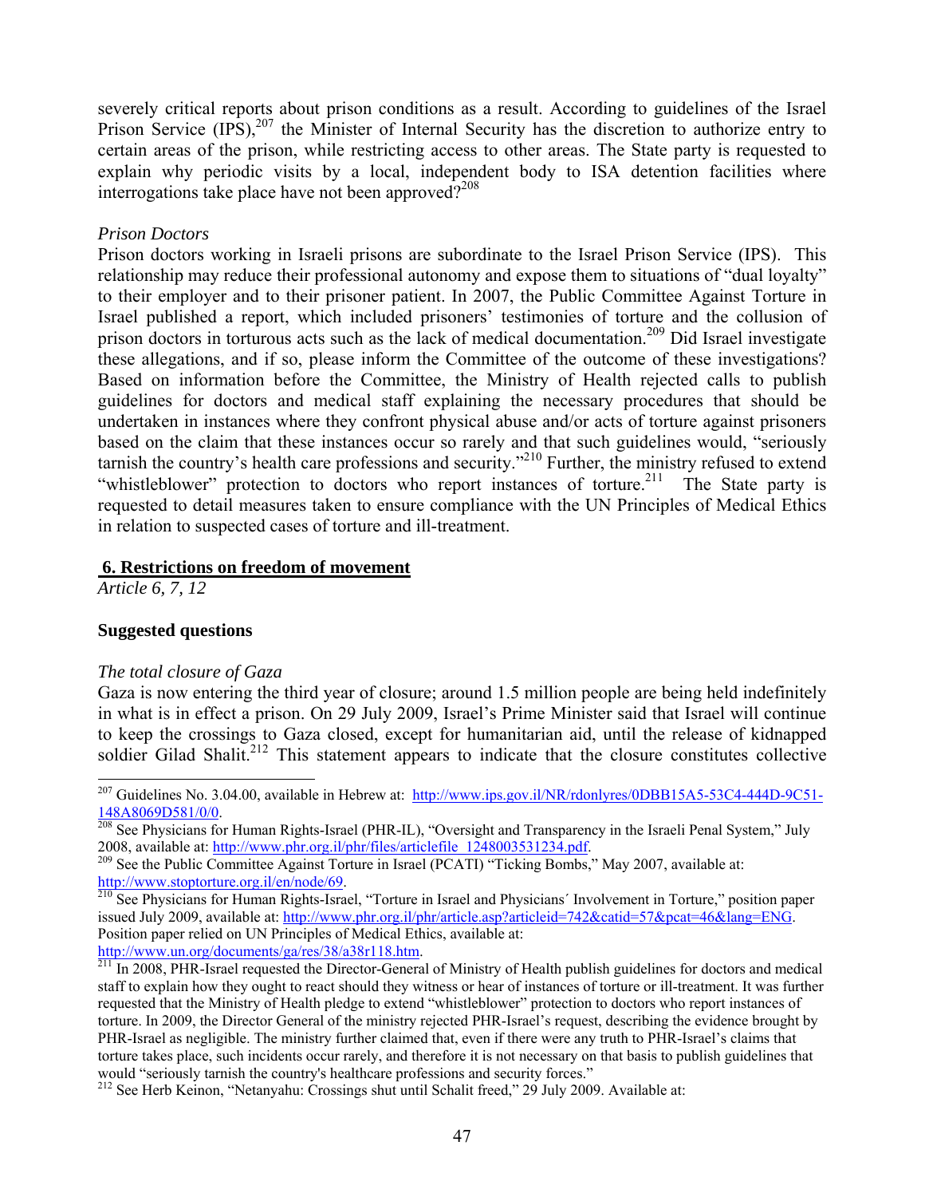severely critical reports about prison conditions as a result. According to guidelines of the Israel Prison Service (IPS),[207] the Minister of Internal Security has the discretion to authorize entry to certain areas of the prison, while restricting access to other areas. The State party is requested to explain why periodic visits by a local, independent body to ISA detention facilities where interrogations take place have not been approved?[208]

*Prison Doctors*

Prison doctors working in Israeli prisons are subordinate to the Israel Prison Service (IPS). This relationship may reduce their professional autonomy and expose them to situations of "dual loyalty" to their employer and to their prisoner patient. In 2007, the Public Committee Against Torture in Israel published a report, which included prisoners' testimonies of torture and the collusion of prison doctors in torturous acts such as the lack of medical documentation.[209] Did Israel investigate these allegations, and if so, please inform the Committee of the outcome of these investigations? Based on information before the Committee, the Ministry of Health rejected calls to publish guidelines for doctors and medical staff explaining the necessary procedures that should be undertaken in instances where they confront physical abuse and/or acts of torture against prisoners based on the claim that these instances occur so rarely and that such guidelines would, "seriously tarnish the country's health care professions and security."[210] Further, the ministry refused to extend "whistleblower" protection to doctors who report instances of torture.[211] The State party is requested to detail measures taken to ensure compliance with the UN Principles of Medical Ethics in relation to suspected cases of torture and ill-treatment.

## 6. Restrictions on freedom of movement

*Article 6, 7, 12*

**Suggested questions**

*The total closure of Gaza*

Gaza is now entering the third year of closure; around 1.5 million people are being held indefinitely in what is in effect a prison. On 29 July 2009, Israel's Prime Minister said that Israel will continue to keep the crossings to Gaza closed, except for humanitarian aid, until the release of kidnapped soldier Gilad Shalit.[212] This statement appears to indicate that the closure constitutes collective

---

[207] Guidelines No. 3.04.00, available in Hebrew at: http://www.ips.gov.il/NR/rdonlyres/0DBB15A5-53C4-444D-9C51-148A8069D581/0/0.

[208] See Physicians for Human Rights-Israel (PHR-IL), "Oversight and Transparency in the Israeli Penal System," July 2008, available at: http://www.phr.org.il/phr/files/articlefile_1248003531234.pdf.

[209] See the Public Committee Against Torture in Israel (PCATI) "Ticking Bombs," May 2007, available at: http://www.stoptorture.org.il/en/node/69.

[210] See Physicians for Human Rights-Israel, "Torture in Israel and Physicians´ Involvement in Torture," position paper issued July 2009, available at: http://www.phr.org.il/phr/article.asp?articleid=742&catid=57&pcat=46&lang=ENG. Position paper relied on UN Principles of Medical Ethics, available at: http://www.un.org/documents/ga/res/38/a38r118.htm.

[211] In 2008, PHR-Israel requested the Director-General of Ministry of Health publish guidelines for doctors and medical staff to explain how they ought to react should they witness or hear of instances of torture or ill-treatment. It was further requested that the Ministry of Health pledge to extend "whistleblower" protection to doctors who report instances of torture. In 2009, the Director General of the ministry rejected PHR-Israel's request, describing the evidence brought by PHR-Israel as negligible. The ministry further claimed that, even if there were any truth to PHR-Israel's claims that torture takes place, such incidents occur rarely, and therefore it is not necessary on that basis to publish guidelines that would "seriously tarnish the country's healthcare professions and security forces."

[212] See Herb Keinon, "Netanyahu: Crossings shut until Schalit freed," 29 July 2009. Available at: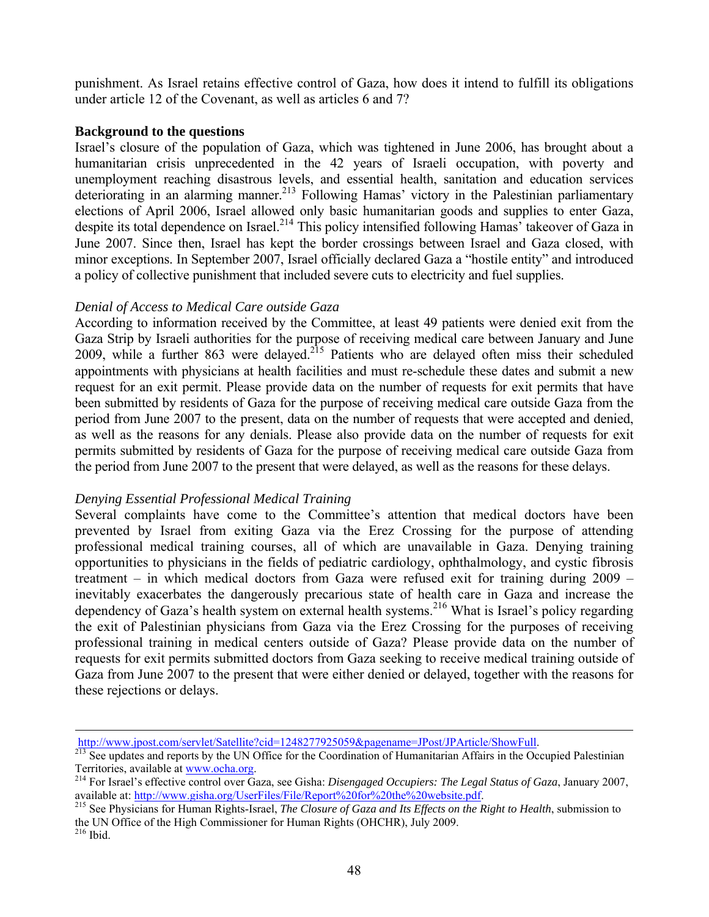punishment. As Israel retains effective control of Gaza, how does it intend to fulfill its obligations under article 12 of the Covenant, as well as articles 6 and 7?

**Background to the questions**

Israel's closure of the population of Gaza, which was tightened in June 2006, has brought about a humanitarian crisis unprecedented in the 42 years of Israeli occupation, with poverty and unemployment reaching disastrous levels, and essential health, sanitation and education services deteriorating in an alarming manner.[213] Following Hamas' victory in the Palestinian parliamentary elections of April 2006, Israel allowed only basic humanitarian goods and supplies to enter Gaza, despite its total dependence on Israel.[214] This policy intensified following Hamas' takeover of Gaza in June 2007. Since then, Israel has kept the border crossings between Israel and Gaza closed, with minor exceptions. In September 2007, Israel officially declared Gaza a "hostile entity" and introduced a policy of collective punishment that included severe cuts to electricity and fuel supplies.

*Denial of Access to Medical Care outside Gaza*

According to information received by the Committee, at least 49 patients were denied exit from the Gaza Strip by Israeli authorities for the purpose of receiving medical care between January and June 2009, while a further 863 were delayed.[215] Patients who are delayed often miss their scheduled appointments with physicians at health facilities and must re-schedule these dates and submit a new request for an exit permit. Please provide data on the number of requests for exit permits that have been submitted by residents of Gaza for the purpose of receiving medical care outside Gaza from the period from June 2007 to the present, data on the number of requests that were accepted and denied, as well as the reasons for any denials. Please also provide data on the number of requests for exit permits submitted by residents of Gaza for the purpose of receiving medical care outside Gaza from the period from June 2007 to the present that were delayed, as well as the reasons for these delays.

*Denying Essential Professional Medical Training*

Several complaints have come to the Committee's attention that medical doctors have been prevented by Israel from exiting Gaza via the Erez Crossing for the purpose of attending professional medical training courses, all of which are unavailable in Gaza. Denying training opportunities to physicians in the fields of pediatric cardiology, ophthalmology, and cystic fibrosis treatment – in which medical doctors from Gaza were refused exit for training during 2009 – inevitably exacerbates the dangerously precarious state of health care in Gaza and increase the dependency of Gaza's health system on external health systems.[216] What is Israel's policy regarding the exit of Palestinian physicians from Gaza via the Erez Crossing for the purposes of receiving professional training in medical centers outside of Gaza? Please provide data on the number of requests for exit permits submitted doctors from Gaza seeking to receive medical training outside of Gaza from June 2007 to the present that were either denied or delayed, together with the reasons for these rejections or delays.

---

http://www.jpost.com/servlet/Satellite?cid=1248277925059&pagename=JPost/JPArticle/ShowFull.

[213] See updates and reports by the UN Office for the Coordination of Humanitarian Affairs in the Occupied Palestinian Territories, available at www.ocha.org.

[214] For Israel's effective control over Gaza, see Gisha: *Disengaged Occupiers: The Legal Status of Gaza*, January 2007, available at: http://www.gisha.org/UserFiles/File/Report%20for%20the%20website.pdf.

[215] See Physicians for Human Rights-Israel, *The Closure of Gaza and Its Effects on the Right to Health*, submission to the UN Office of the High Commissioner for Human Rights (OHCHR), July 2009.

[216] Ibid.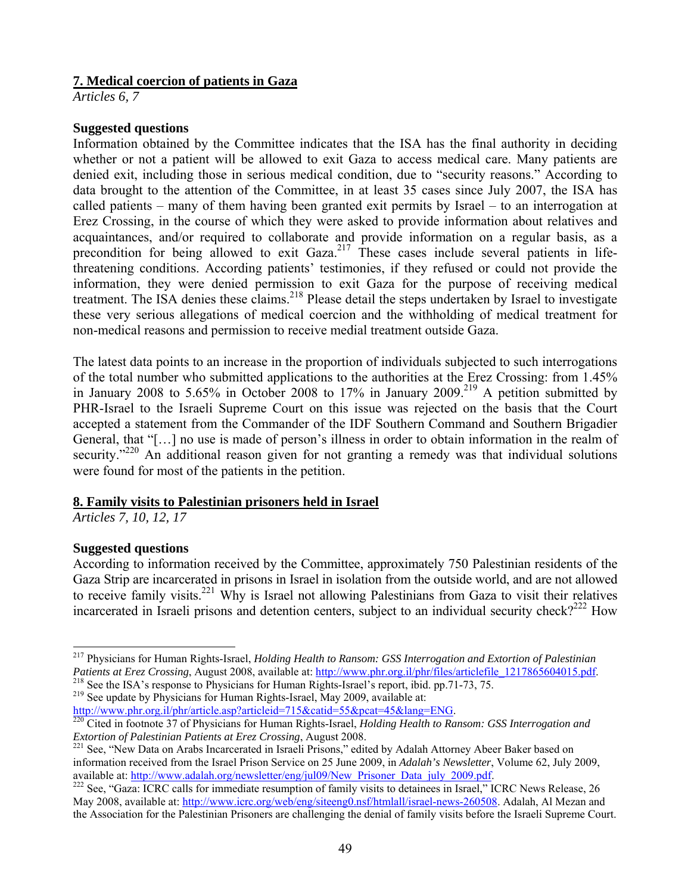## 7. Medical coercion of patients in Gaza

*Articles 6, 7*

### Suggested questions

Information obtained by the Committee indicates that the ISA has the final authority in deciding whether or not a patient will be allowed to exit Gaza to access medical care. Many patients are denied exit, including those in serious medical condition, due to "security reasons." According to data brought to the attention of the Committee, in at least 35 cases since July 2007, the ISA has called patients – many of them having been granted exit permits by Israel – to an interrogation at Erez Crossing, in the course of which they were asked to provide information about relatives and acquaintances, and/or required to collaborate and provide information on a regular basis, as a precondition for being allowed to exit Gaza.[217] These cases include several patients in life-threatening conditions. According patients' testimonies, if they refused or could not provide the information, they were denied permission to exit Gaza for the purpose of receiving medical treatment. The ISA denies these claims.[218] Please detail the steps undertaken by Israel to investigate these very serious allegations of medical coercion and the withholding of medical treatment for non-medical reasons and permission to receive medial treatment outside Gaza.

The latest data points to an increase in the proportion of individuals subjected to such interrogations of the total number who submitted applications to the authorities at the Erez Crossing: from 1.45% in January 2008 to 5.65% in October 2008 to 17% in January 2009.[219] A petition submitted by PHR-Israel to the Israeli Supreme Court on this issue was rejected on the basis that the Court accepted a statement from the Commander of the IDF Southern Command and Southern Brigadier General, that "[…] no use is made of person's illness in order to obtain information in the realm of security."[220] An additional reason given for not granting a remedy was that individual solutions were found for most of the patients in the petition.

## 8. Family visits to Palestinian prisoners held in Israel

*Articles 7, 10, 12, 17*

### Suggested questions

According to information received by the Committee, approximately 750 Palestinian residents of the Gaza Strip are incarcerated in prisons in Israel in isolation from the outside world, and are not allowed to receive family visits.[221] Why is Israel not allowing Palestinians from Gaza to visit their relatives incarcerated in Israeli prisons and detention centers, subject to an individual security check?[222] How

---

[217] Physicians for Human Rights-Israel, *Holding Health to Ransom: GSS Interrogation and Extortion of Palestinian Patients at Erez Crossing*, August 2008, available at: http://www.phr.org.il/phr/files/articlefile_1217865604015.pdf.

[218] See the ISA's response to Physicians for Human Rights-Israel's report, ibid. pp.71-73, 75.

[219] See update by Physicians for Human Rights-Israel, May 2009, available at: http://www.phr.org.il/phr/article.asp?articleid=715&catid=55&pcat=45&lang=ENG.

[220] Cited in footnote 37 of Physicians for Human Rights-Israel, *Holding Health to Ransom: GSS Interrogation and Extortion of Palestinian Patients at Erez Crossing*, August 2008.

[221] See, "New Data on Arabs Incarcerated in Israeli Prisons," edited by Adalah Attorney Abeer Baker based on information received from the Israel Prison Service on 25 June 2009, in *Adalah's Newsletter*, Volume 62, July 2009, available at: http://www.adalah.org/newsletter/eng/jul09/New_Prisoner_Data_july_2009.pdf.

[222] See, "Gaza: ICRC calls for immediate resumption of family visits to detainees in Israel," ICRC News Release, 26 May 2008, available at: http://www.icrc.org/web/eng/siteeng0.nsf/htmlall/israel-news-260508. Adalah, Al Mezan and the Association for the Palestinian Prisoners are challenging the denial of family visits before the Israeli Supreme Court.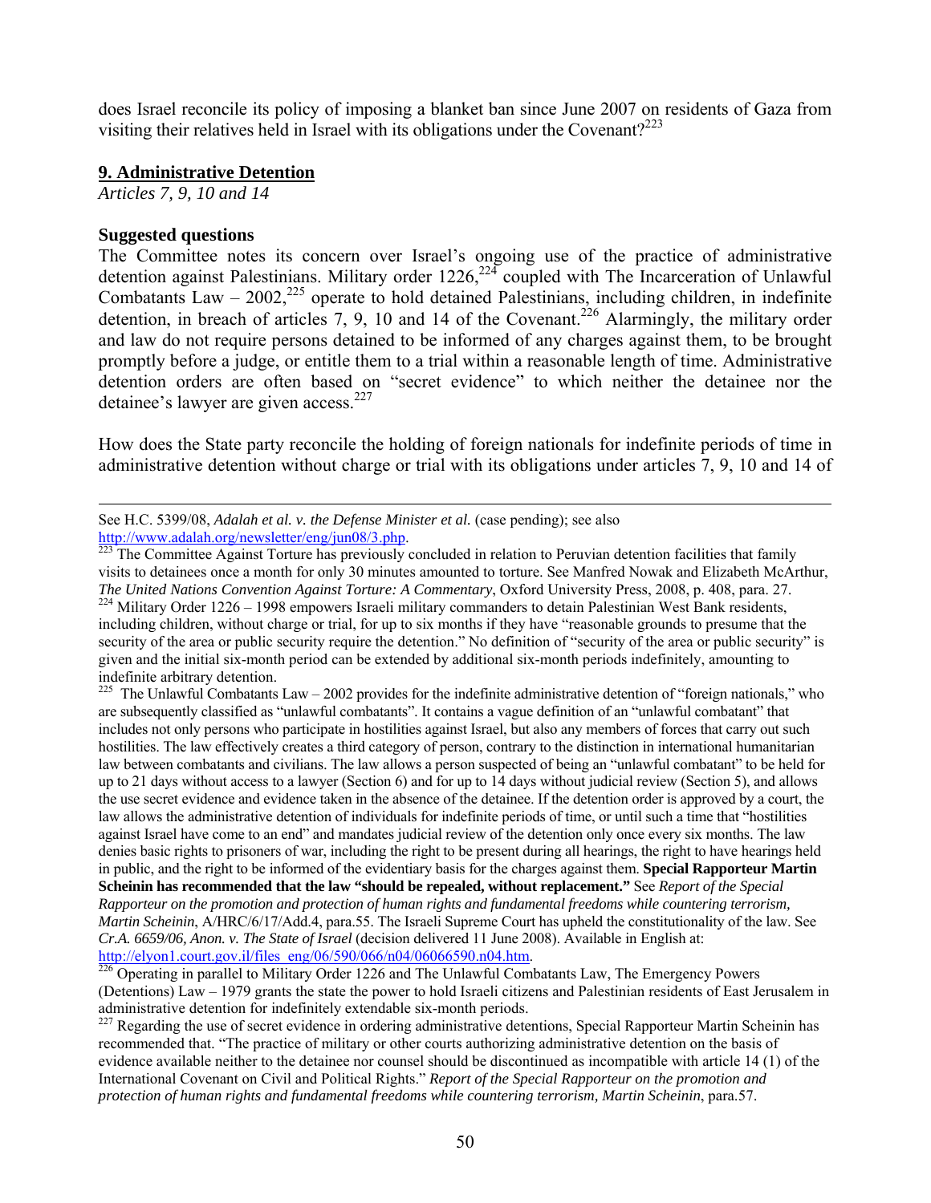does Israel reconcile its policy of imposing a blanket ban since June 2007 on residents of Gaza from visiting their relatives held in Israel with its obligations under the Covenant?[223]

## 9. Administrative Detention

*Articles 7, 9, 10 and 14*

### Suggested questions

The Committee notes its concern over Israel's ongoing use of the practice of administrative detention against Palestinians. Military order 1226,[224] coupled with The Incarceration of Unlawful Combatants Law – 2002,[225] operate to hold detained Palestinians, including children, in indefinite detention, in breach of articles 7, 9, 10 and 14 of the Covenant.[226] Alarmingly, the military order and law do not require persons detained to be informed of any charges against them, to be brought promptly before a judge, or entitle them to a trial within a reasonable length of time. Administrative detention orders are often based on "secret evidence" to which neither the detainee nor the detainee's lawyer are given access.[227]

How does the State party reconcile the holding of foreign nationals for indefinite periods of time in administrative detention without charge or trial with its obligations under articles 7, 9, 10 and 14 of

---

See H.C. 5399/08, *Adalah et al. v. the Defense Minister et al.* (case pending); see also http://www.adalah.org/newsletter/eng/jun08/3.php.

[223] The Committee Against Torture has previously concluded in relation to Peruvian detention facilities that family visits to detainees once a month for only 30 minutes amounted to torture. See Manfred Nowak and Elizabeth McArthur, *The United Nations Convention Against Torture: A Commentary*, Oxford University Press, 2008, p. 408, para. 27.

[224] Military Order 1226 – 1998 empowers Israeli military commanders to detain Palestinian West Bank residents, including children, without charge or trial, for up to six months if they have "reasonable grounds to presume that the security of the area or public security require the detention." No definition of "security of the area or public security" is given and the initial six-month period can be extended by additional six-month periods indefinitely, amounting to indefinite arbitrary detention.

[225] The Unlawful Combatants Law – 2002 provides for the indefinite administrative detention of "foreign nationals," who are subsequently classified as "unlawful combatants". It contains a vague definition of an "unlawful combatant" that includes not only persons who participate in hostilities against Israel, but also any members of forces that carry out such hostilities. The law effectively creates a third category of person, contrary to the distinction in international humanitarian law between combatants and civilians. The law allows a person suspected of being an "unlawful combatant" to be held for up to 21 days without access to a lawyer (Section 6) and for up to 14 days without judicial review (Section 5), and allows the use secret evidence and evidence taken in the absence of the detainee. If the detention order is approved by a court, the law allows the administrative detention of individuals for indefinite periods of time, or until such a time that "hostilities against Israel have come to an end" and mandates judicial review of the detention only once every six months. The law denies basic rights to prisoners of war, including the right to be present during all hearings, the right to have hearings held in public, and the right to be informed of the evidentiary basis for the charges against them. **Special Rapporteur Martin Scheinin has recommended that the law "should be repealed, without replacement."** See *Report of the Special Rapporteur on the promotion and protection of human rights and fundamental freedoms while countering terrorism, Martin Scheinin*, A/HRC/6/17/Add.4, para.55. The Israeli Supreme Court has upheld the constitutionality of the law. See *Cr.A. 6659/06, Anon. v. The State of Israel* (decision delivered 11 June 2008). Available in English at: http://elyon1.court.gov.il/files_eng/06/590/066/n04/06066590.n04.htm.

[226] Operating in parallel to Military Order 1226 and The Unlawful Combatants Law, The Emergency Powers (Detentions) Law – 1979 grants the state the power to hold Israeli citizens and Palestinian residents of East Jerusalem in administrative detention for indefinitely extendable six-month periods.

[227] Regarding the use of secret evidence in ordering administrative detentions, Special Rapporteur Martin Scheinin has recommended that. "The practice of military or other courts authorizing administrative detention on the basis of evidence available neither to the detainee nor counsel should be discontinued as incompatible with article 14 (1) of the International Covenant on Civil and Political Rights." *Report of the Special Rapporteur on the promotion and protection of human rights and fundamental freedoms while countering terrorism, Martin Scheinin*, para.57.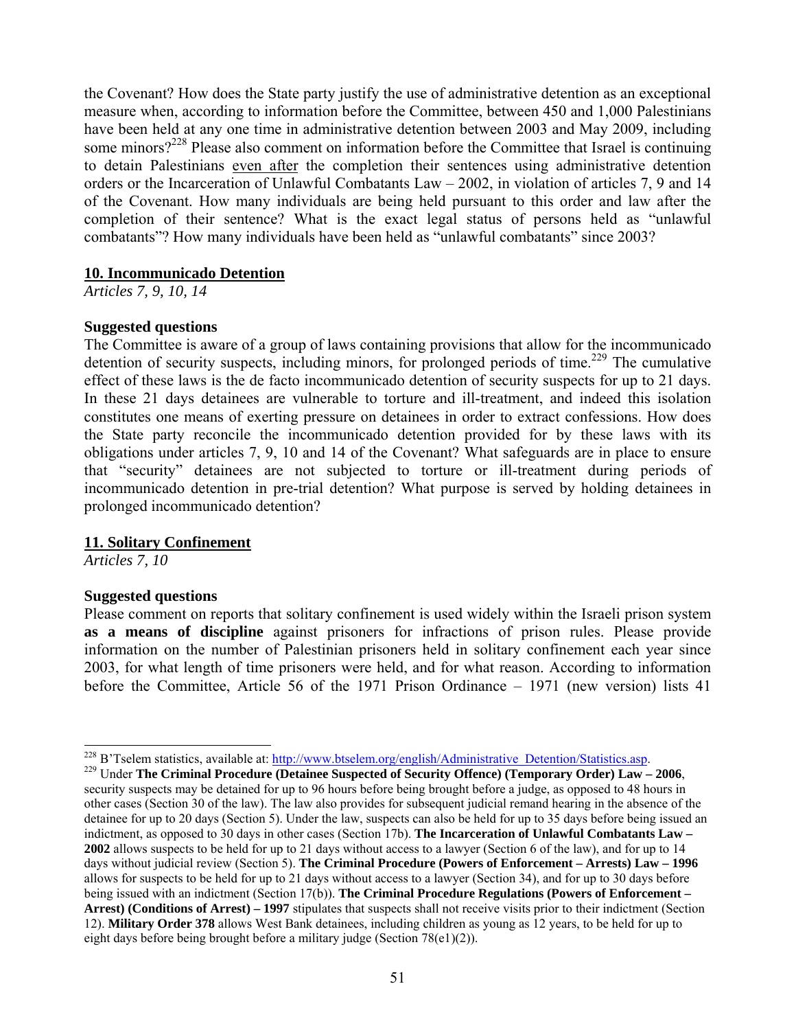the Covenant? How does the State party justify the use of administrative detention as an exceptional measure when, according to information before the Committee, between 450 and 1,000 Palestinians have been held at any one time in administrative detention between 2003 and May 2009, including some minors?[228] Please also comment on information before the Committee that Israel is continuing to detain Palestinians even after the completion their sentences using administrative detention orders or the Incarceration of Unlawful Combatants Law – 2002, in violation of articles 7, 9 and 14 of the Covenant. How many individuals are being held pursuant to this order and law after the completion of their sentence? What is the exact legal status of persons held as "unlawful combatants"? How many individuals have been held as "unlawful combatants" since 2003?

## 10. Incommunicado Detention

*Articles 7, 9, 10, 14*

**Suggested questions**

The Committee is aware of a group of laws containing provisions that allow for the incommunicado detention of security suspects, including minors, for prolonged periods of time.[229] The cumulative effect of these laws is the de facto incommunicado detention of security suspects for up to 21 days. In these 21 days detainees are vulnerable to torture and ill-treatment, and indeed this isolation constitutes one means of exerting pressure on detainees in order to extract confessions. How does the State party reconcile the incommunicado detention provided for by these laws with its obligations under articles 7, 9, 10 and 14 of the Covenant? What safeguards are in place to ensure that "security" detainees are not subjected to torture or ill-treatment during periods of incommunicado detention in pre-trial detention? What purpose is served by holding detainees in prolonged incommunicado detention?

## 11. Solitary Confinement

*Articles 7, 10*

**Suggested questions**

Please comment on reports that solitary confinement is used widely within the Israeli prison system **as a means of discipline** against prisoners for infractions of prison rules. Please provide information on the number of Palestinian prisoners held in solitary confinement each year since 2003, for what length of time prisoners were held, and for what reason. According to information before the Committee, Article 56 of the 1971 Prison Ordinance – 1971 (new version) lists 41

---

[228] B'Tselem statistics, available at: http://www.btselem.org/english/Administrative_Detention/Statistics.asp.

[229] Under **The Criminal Procedure (Detainee Suspected of Security Offence) (Temporary Order) Law – 2006**, security suspects may be detained for up to 96 hours before being brought before a judge, as opposed to 48 hours in other cases (Section 30 of the law). The law also provides for subsequent judicial remand hearing in the absence of the detainee for up to 20 days (Section 5). Under the law, suspects can also be held for up to 35 days before being issued an indictment, as opposed to 30 days in other cases (Section 17b). **The Incarceration of Unlawful Combatants Law – 2002** allows suspects to be held for up to 21 days without access to a lawyer (Section 6 of the law), and for up to 14 days without judicial review (Section 5). **The Criminal Procedure (Powers of Enforcement – Arrests) Law – 1996** allows for suspects to be held for up to 21 days without access to a lawyer (Section 34), and for up to 30 days before being issued with an indictment (Section 17(b)). **The Criminal Procedure Regulations (Powers of Enforcement – Arrest) (Conditions of Arrest) – 1997** stipulates that suspects shall not receive visits prior to their indictment (Section 12). **Military Order 378** allows West Bank detainees, including children as young as 12 years, to be held for up to eight days before being brought before a military judge (Section 78(e1)(2)).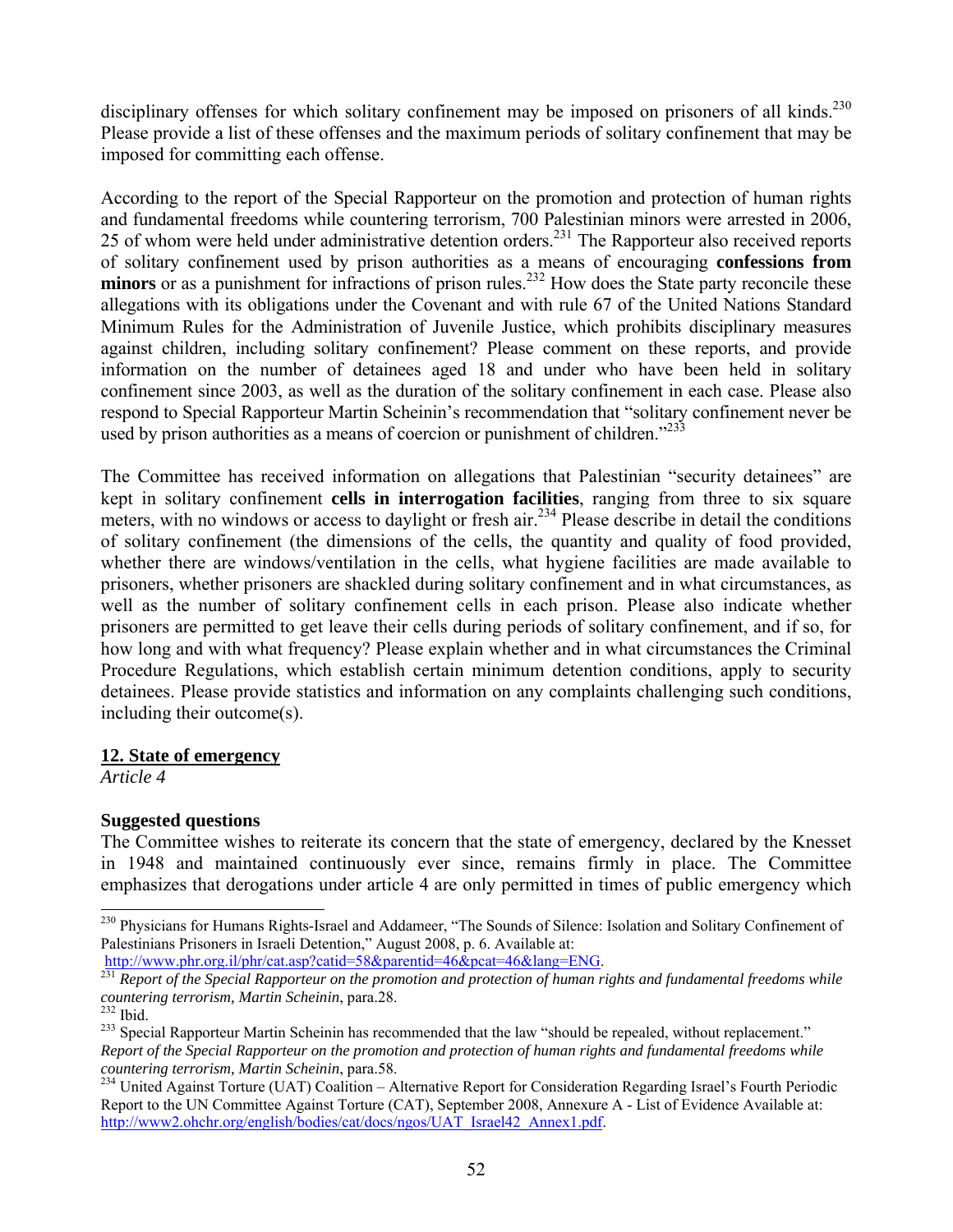disciplinary offenses for which solitary confinement may be imposed on prisoners of all kinds.[230] Please provide a list of these offenses and the maximum periods of solitary confinement that may be imposed for committing each offense.

According to the report of the Special Rapporteur on the promotion and protection of human rights and fundamental freedoms while countering terrorism, 700 Palestinian minors were arrested in 2006, 25 of whom were held under administrative detention orders.[231] The Rapporteur also received reports of solitary confinement used by prison authorities as a means of encouraging **confessions from minors** or as a punishment for infractions of prison rules.[232] How does the State party reconcile these allegations with its obligations under the Covenant and with rule 67 of the United Nations Standard Minimum Rules for the Administration of Juvenile Justice, which prohibits disciplinary measures against children, including solitary confinement? Please comment on these reports, and provide information on the number of detainees aged 18 and under who have been held in solitary confinement since 2003, as well as the duration of the solitary confinement in each case. Please also respond to Special Rapporteur Martin Scheinin's recommendation that "solitary confinement never be used by prison authorities as a means of coercion or punishment of children."[233]

The Committee has received information on allegations that Palestinian "security detainees" are kept in solitary confinement **cells in interrogation facilities**, ranging from three to six square meters, with no windows or access to daylight or fresh air.[234] Please describe in detail the conditions of solitary confinement (the dimensions of the cells, the quantity and quality of food provided, whether there are windows/ventilation in the cells, what hygiene facilities are made available to prisoners, whether prisoners are shackled during solitary confinement and in what circumstances, as well as the number of solitary confinement cells in each prison. Please also indicate whether prisoners are permitted to get leave their cells during periods of solitary confinement, and if so, for how long and with what frequency? Please explain whether and in what circumstances the Criminal Procedure Regulations, which establish certain minimum detention conditions, apply to security detainees. Please provide statistics and information on any complaints challenging such conditions, including their outcome(s).

## 12. State of emergency

*Article 4*

### Suggested questions

The Committee wishes to reiterate its concern that the state of emergency, declared by the Knesset in 1948 and maintained continuously ever since, remains firmly in place. The Committee emphasizes that derogations under article 4 are only permitted in times of public emergency which

---

[230] Physicians for Humans Rights-Israel and Addameer, "The Sounds of Silence: Isolation and Solitary Confinement of Palestinians Prisoners in Israeli Detention," August 2008, p. 6. Available at: http://www.phr.org.il/phr/cat.asp?catid=58&parentid=46&pcat=46&lang=ENG.

[231] *Report of the Special Rapporteur on the promotion and protection of human rights and fundamental freedoms while countering terrorism, Martin Scheinin*, para.28.

[232] Ibid.

[233] Special Rapporteur Martin Scheinin has recommended that the law "should be repealed, without replacement." *Report of the Special Rapporteur on the promotion and protection of human rights and fundamental freedoms while countering terrorism, Martin Scheinin*, para.58.

[234] United Against Torture (UAT) Coalition – Alternative Report for Consideration Regarding Israel's Fourth Periodic Report to the UN Committee Against Torture (CAT), September 2008, Annexure A - List of Evidence Available at: http://www2.ohchr.org/english/bodies/cat/docs/ngos/UAT_Israel42_Annex1.pdf.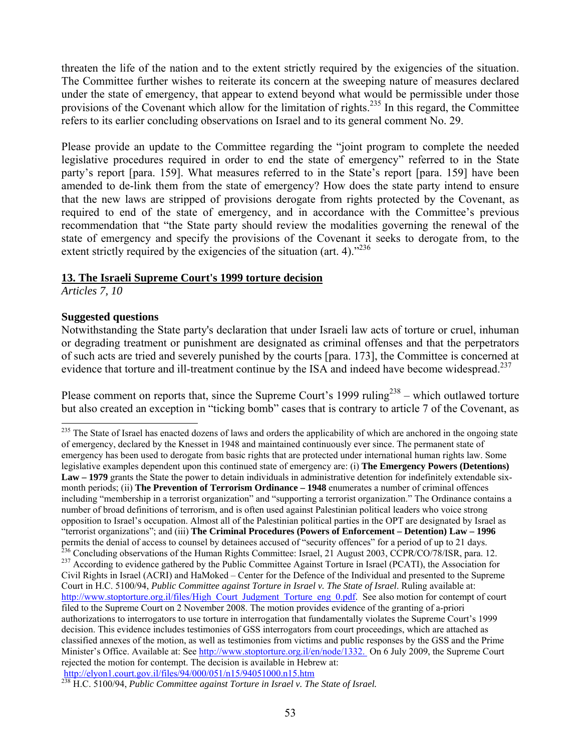threaten the life of the nation and to the extent strictly required by the exigencies of the situation. The Committee further wishes to reiterate its concern at the sweeping nature of measures declared under the state of emergency, that appear to extend beyond what would be permissible under those provisions of the Covenant which allow for the limitation of rights.[235] In this regard, the Committee refers to its earlier concluding observations on Israel and to its general comment No. 29.

Please provide an update to the Committee regarding the "joint program to complete the needed legislative procedures required in order to end the state of emergency" referred to in the State party's report [para. 159]. What measures referred to in the State's report [para. 159] have been amended to de-link them from the state of emergency? How does the state party intend to ensure that the new laws are stripped of provisions derogate from rights protected by the Covenant, as required to end of the state of emergency, and in accordance with the Committee's previous recommendation that "the State party should review the modalities governing the renewal of the state of emergency and specify the provisions of the Covenant it seeks to derogate from, to the extent strictly required by the exigencies of the situation (art. 4)."[236]

## 13. The Israeli Supreme Court's 1999 torture decision

*Articles 7, 10*

**Suggested questions**

Notwithstanding the State party's declaration that under Israeli law acts of torture or cruel, inhuman or degrading treatment or punishment are designated as criminal offenses and that the perpetrators of such acts are tried and severely punished by the courts [para. 173], the Committee is concerned at evidence that torture and ill-treatment continue by the ISA and indeed have become widespread.[237]

Please comment on reports that, since the Supreme Court's 1999 ruling[238] – which outlawed torture but also created an exception in "ticking bomb" cases that is contrary to article 7 of the Covenant, as

---

[235] The State of Israel has enacted dozens of laws and orders the applicability of which are anchored in the ongoing state of emergency, declared by the Knesset in 1948 and maintained continuously ever since. The permanent state of emergency has been used to derogate from basic rights that are protected under international human rights law. Some legislative examples dependent upon this continued state of emergency are: (i) **The Emergency Powers (Detentions) Law – 1979** grants the State the power to detain individuals in administrative detention for indefinitely extendable six-month periods; (ii) **The Prevention of Terrorism Ordinance – 1948** enumerates a number of criminal offences including "membership in a terrorist organization" and "supporting a terrorist organization." The Ordinance contains a number of broad definitions of terrorism, and is often used against Palestinian political leaders who voice strong opposition to Israel's occupation. Almost all of the Palestinian political parties in the OPT are designated by Israel as "terrorist organizations"; and (iii) **The Criminal Procedures (Powers of Enforcement – Detention) Law – 1996** permits the denial of access to counsel by detainees accused of "security offences" for a period of up to 21 days.

[236] Concluding observations of the Human Rights Committee: Israel, 21 August 2003, CCPR/CO/78/ISR, para. 12.

[237] According to evidence gathered by the Public Committee Against Torture in Israel (PCATI), the Association for Civil Rights in Israel (ACRI) and HaMoked – Center for the Defence of the Individual and presented to the Supreme Court in H.C. 5100/94, *Public Committee against Torture in Israel v. The State of Israel*. Ruling available at: http://www.stoptorture.org.il/files/High_Court_Judgment_Torture_eng_0.pdf. See also motion for contempt of court filed to the Supreme Court on 2 November 2008. The motion provides evidence of the granting of a-priori authorizations to interrogators to use torture in interrogation that fundamentally violates the Supreme Court's 1999 decision. This evidence includes testimonies of GSS interrogators from court proceedings, which are attached as classified annexes of the motion, as well as testimonies from victims and public responses by the GSS and the Prime Minister's Office. Available at: See http://www.stoptorture.org.il/en/node/1332. On 6 July 2009, the Supreme Court rejected the motion for contempt. The decision is available in Hebrew at: http://elyon1.court.gov.il/files/94/000/051/n15/94051000.n15.htm

[238] H.C. 5100/94, *Public Committee against Torture in Israel v. The State of Israel.*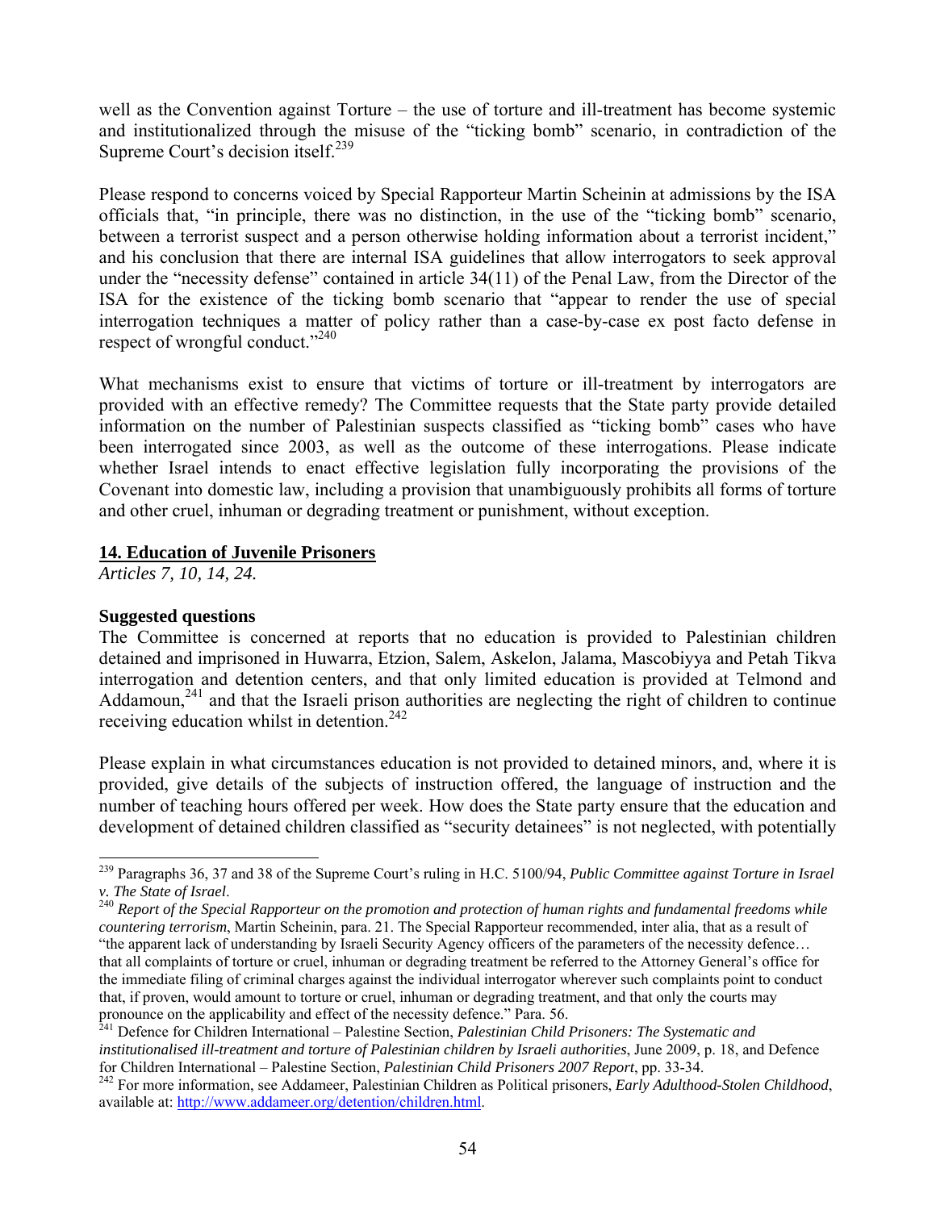well as the Convention against Torture – the use of torture and ill-treatment has become systemic and institutionalized through the misuse of the "ticking bomb" scenario, in contradiction of the Supreme Court's decision itself.[239]

Please respond to concerns voiced by Special Rapporteur Martin Scheinin at admissions by the ISA officials that, "in principle, there was no distinction, in the use of the "ticking bomb" scenario, between a terrorist suspect and a person otherwise holding information about a terrorist incident," and his conclusion that there are internal ISA guidelines that allow interrogators to seek approval under the "necessity defense" contained in article 34(11) of the Penal Law, from the Director of the ISA for the existence of the ticking bomb scenario that "appear to render the use of special interrogation techniques a matter of policy rather than a case-by-case ex post facto defense in respect of wrongful conduct."[240]

What mechanisms exist to ensure that victims of torture or ill-treatment by interrogators are provided with an effective remedy? The Committee requests that the State party provide detailed information on the number of Palestinian suspects classified as "ticking bomb" cases who have been interrogated since 2003, as well as the outcome of these interrogations. Please indicate whether Israel intends to enact effective legislation fully incorporating the provisions of the Covenant into domestic law, including a provision that unambiguously prohibits all forms of torture and other cruel, inhuman or degrading treatment or punishment, without exception.

## 14. Education of Juvenile Prisoners

*Articles 7, 10, 14, 24.*

**Suggested questions**

The Committee is concerned at reports that no education is provided to Palestinian children detained and imprisoned in Huwarra, Etzion, Salem, Askelon, Jalama, Mascobiyya and Petah Tikva interrogation and detention centers, and that only limited education is provided at Telmond and Addamoun,[241] and that the Israeli prison authorities are neglecting the right of children to continue receiving education whilst in detention.[242]

Please explain in what circumstances education is not provided to detained minors, and, where it is provided, give details of the subjects of instruction offered, the language of instruction and the number of teaching hours offered per week. How does the State party ensure that the education and development of detained children classified as "security detainees" is not neglected, with potentially

---

[239] Paragraphs 36, 37 and 38 of the Supreme Court's ruling in H.C. 5100/94, *Public Committee against Torture in Israel v. The State of Israel*.

[240] *Report of the Special Rapporteur on the promotion and protection of human rights and fundamental freedoms while countering terrorism*, Martin Scheinin, para. 21. The Special Rapporteur recommended, inter alia, that as a result of "the apparent lack of understanding by Israeli Security Agency officers of the parameters of the necessity defence… that all complaints of torture or cruel, inhuman or degrading treatment be referred to the Attorney General's office for the immediate filing of criminal charges against the individual interrogator wherever such complaints point to conduct that, if proven, would amount to torture or cruel, inhuman or degrading treatment, and that only the courts may pronounce on the applicability and effect of the necessity defence." Para. 56.

[241] Defence for Children International – Palestine Section, *Palestinian Child Prisoners: The Systematic and institutionalised ill-treatment and torture of Palestinian children by Israeli authorities*, June 2009, p. 18, and Defence for Children International – Palestine Section, *Palestinian Child Prisoners 2007 Report*, pp. 33-34.

[242] For more information, see Addameer, Palestinian Children as Political prisoners, *Early Adulthood-Stolen Childhood*, available at: http://www.addameer.org/detention/children.html.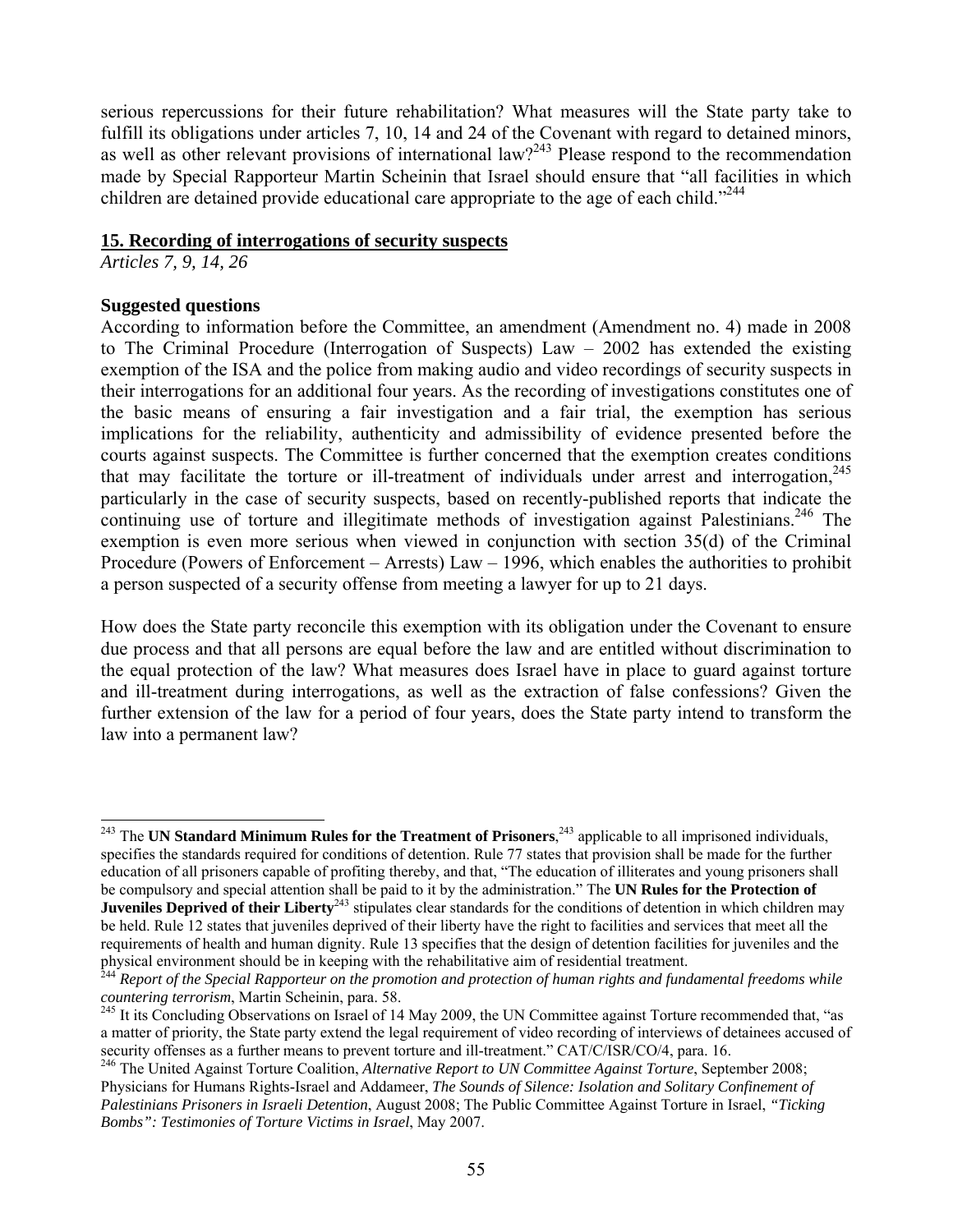serious repercussions for their future rehabilitation? What measures will the State party take to fulfill its obligations under articles 7, 10, 14 and 24 of the Covenant with regard to detained minors, as well as other relevant provisions of international law?[243] Please respond to the recommendation made by Special Rapporteur Martin Scheinin that Israel should ensure that "all facilities in which children are detained provide educational care appropriate to the age of each child."[244]

## 15. Recording of interrogations of security suspects

*Articles 7, 9, 14, 26*

**Suggested questions**

According to information before the Committee, an amendment (Amendment no. 4) made in 2008 to The Criminal Procedure (Interrogation of Suspects) Law – 2002 has extended the existing exemption of the ISA and the police from making audio and video recordings of security suspects in their interrogations for an additional four years. As the recording of investigations constitutes one of the basic means of ensuring a fair investigation and a fair trial, the exemption has serious implications for the reliability, authenticity and admissibility of evidence presented before the courts against suspects. The Committee is further concerned that the exemption creates conditions that may facilitate the torture or ill-treatment of individuals under arrest and interrogation,[245] particularly in the case of security suspects, based on recently-published reports that indicate the continuing use of torture and illegitimate methods of investigation against Palestinians.[246] The exemption is even more serious when viewed in conjunction with section 35(d) of the Criminal Procedure (Powers of Enforcement – Arrests) Law – 1996, which enables the authorities to prohibit a person suspected of a security offense from meeting a lawyer for up to 21 days.

How does the State party reconcile this exemption with its obligation under the Covenant to ensure due process and that all persons are equal before the law and are entitled without discrimination to the equal protection of the law? What measures does Israel have in place to guard against torture and ill-treatment during interrogations, as well as the extraction of false confessions? Given the further extension of the law for a period of four years, does the State party intend to transform the law into a permanent law?

---

[243] The **UN Standard Minimum Rules for the Treatment of Prisoners**,[243] applicable to all imprisoned individuals, specifies the standards required for conditions of detention. Rule 77 states that provision shall be made for the further education of all prisoners capable of profiting thereby, and that, "The education of illiterates and young prisoners shall be compulsory and special attention shall be paid to it by the administration." The **UN Rules for the Protection of Juveniles Deprived of their Liberty**[243] stipulates clear standards for the conditions of detention in which children may be held. Rule 12 states that juveniles deprived of their liberty have the right to facilities and services that meet all the requirements of health and human dignity. Rule 13 specifies that the design of detention facilities for juveniles and the physical environment should be in keeping with the rehabilitative aim of residential treatment.

[244] *Report of the Special Rapporteur on the promotion and protection of human rights and fundamental freedoms while countering terrorism*, Martin Scheinin, para. 58.

[245] It its Concluding Observations on Israel of 14 May 2009, the UN Committee against Torture recommended that, "as a matter of priority, the State party extend the legal requirement of video recording of interviews of detainees accused of security offenses as a further means to prevent torture and ill-treatment." CAT/C/ISR/CO/4, para. 16.

[246] The United Against Torture Coalition, *Alternative Report to UN Committee Against Torture*, September 2008; Physicians for Humans Rights-Israel and Addameer, *The Sounds of Silence: Isolation and Solitary Confinement of Palestinians Prisoners in Israeli Detention*, August 2008; The Public Committee Against Torture in Israel, *"Ticking Bombs": Testimonies of Torture Victims in Israel*, May 2007.